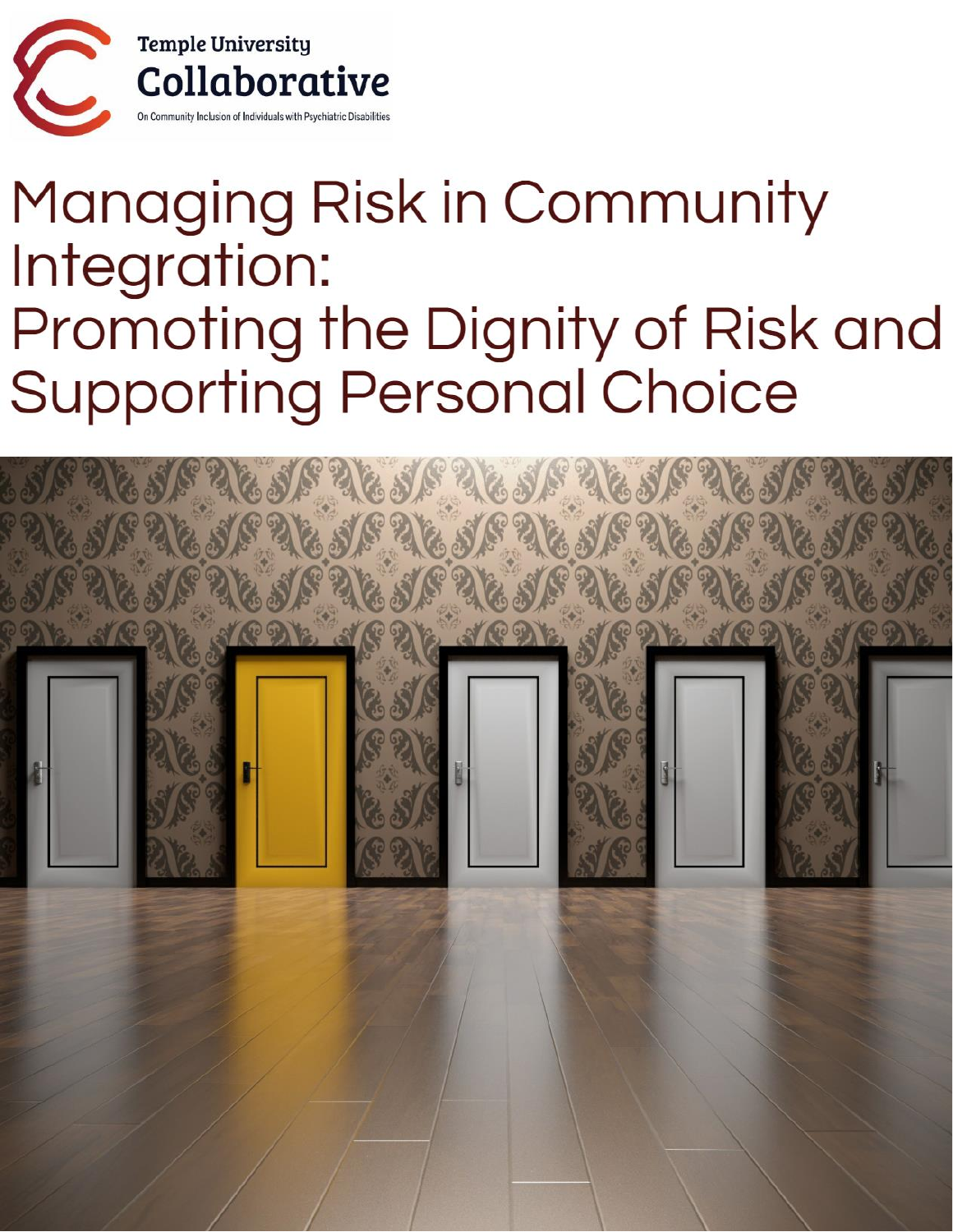Temple University

Collaborative

On Community Inclusion of Individuals with Psychiatric Disabilities

# Managing Risk in Community Integration: Promoting the Dignity of Risk and Supporting Personal Choice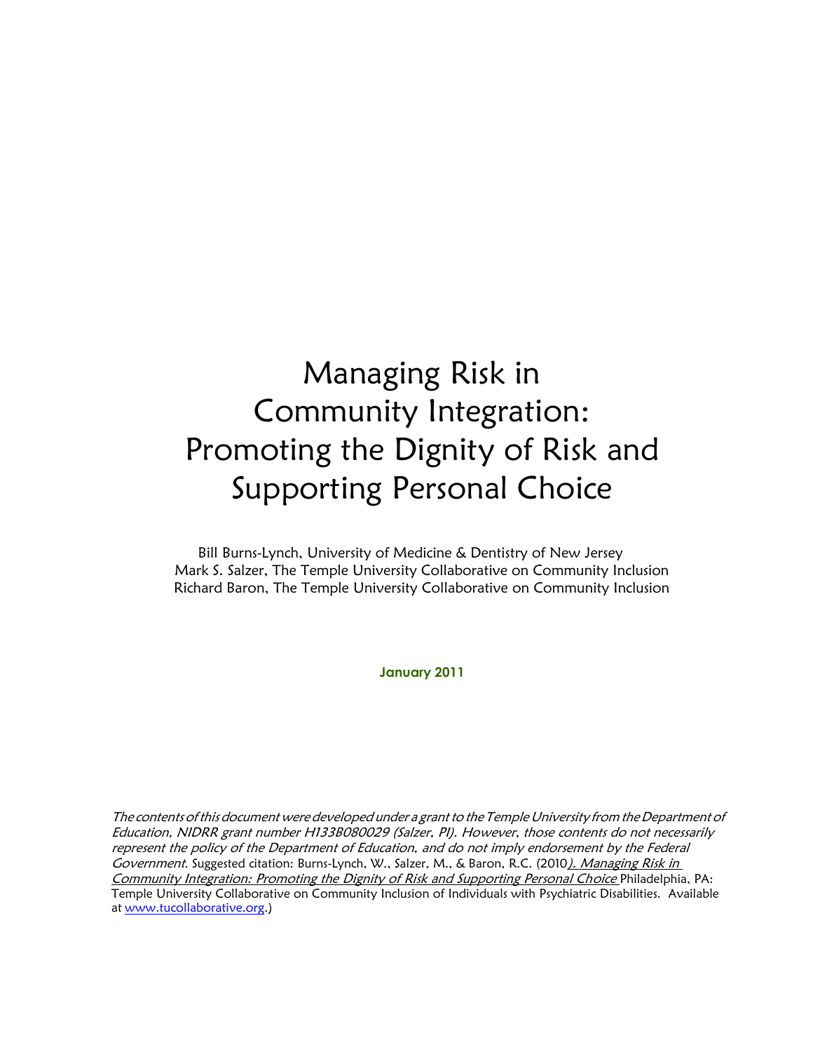# Managing Risk in Community Integration: Promoting the Dignity of Risk and Supporting Personal Choice

Bill Burns-Lynch, University of Medicine & Dentistry of New Jersey
Mark S. Salzer, The Temple University Collaborative on Community Inclusion
Richard Baron, The Temple University Collaborative on Community Inclusion

**January 2011**

*The contents of this document were developed under a grant to the Temple University from the Department of Education, NIDRR grant number H133B080029 (Salzer, PI). However, those contents do not necessarily represent the policy of the Department of Education, and do not imply endorsement by the Federal Government.* Suggested citation: Burns-Lynch, W., Salzer, M., & Baron, R.C. (2010*). Managing Risk in Community Integration: Promoting the Dignity of Risk and Supporting Personal Choice* Philadelphia, PA: Temple University Collaborative on Community Inclusion of Individuals with Psychiatric Disabilities. Available at www.tucollaborative.org.)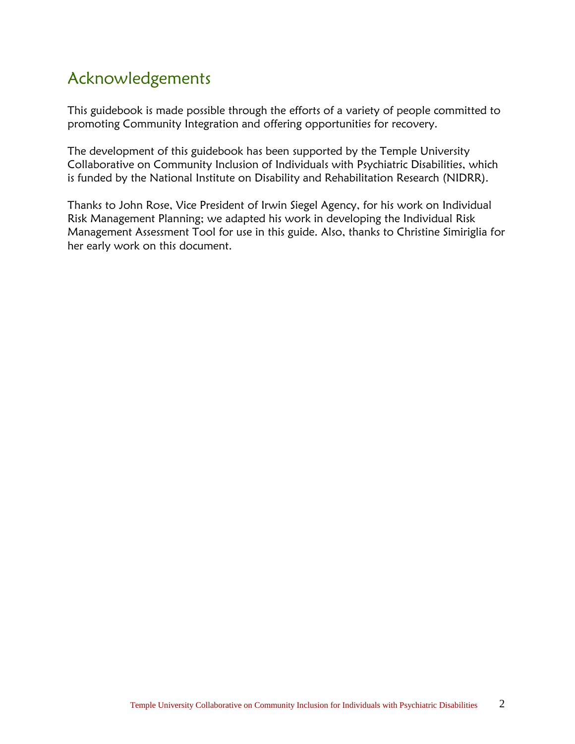# Acknowledgements

This guidebook is made possible through the efforts of a variety of people committed to promoting Community Integration and offering opportunities for recovery.

The development of this guidebook has been supported by the Temple University Collaborative on Community Inclusion of Individuals with Psychiatric Disabilities, which is funded by the National Institute on Disability and Rehabilitation Research (NIDRR).

Thanks to John Rose, Vice President of Irwin Siegel Agency, for his work on Individual Risk Management Planning; we adapted his work in developing the Individual Risk Management Assessment Tool for use in this guide. Also, thanks to Christine Simiriglia for her early work on this document.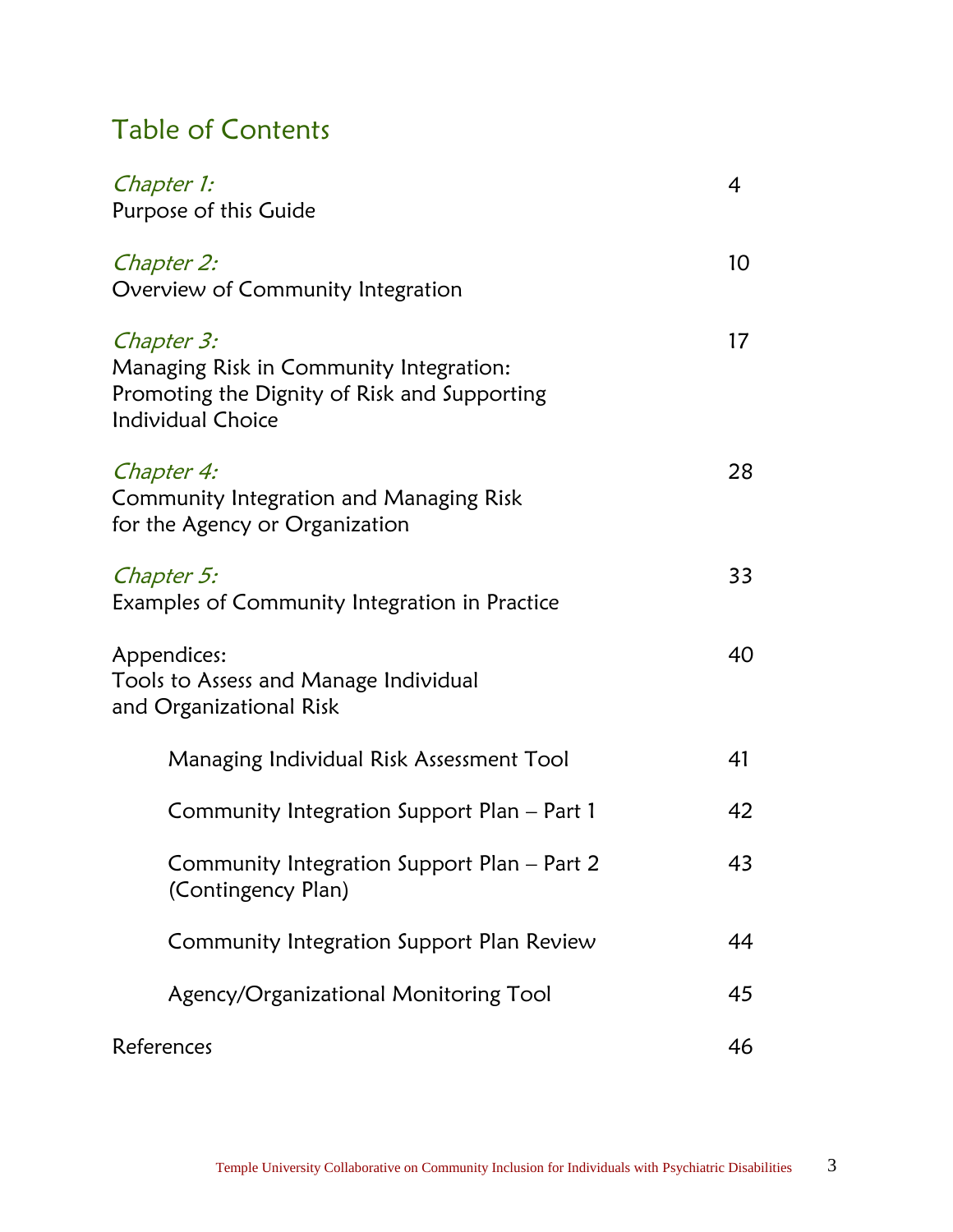# Table of Contents

*Chapter 1:*
Purpose of this Guide — 4

*Chapter 2:*
Overview of Community Integration — 10

*Chapter 3:*
Managing Risk in Community Integration: Promoting the Dignity of Risk and Supporting Individual Choice — 17

*Chapter 4:*
Community Integration and Managing Risk for the Agency or Organization — 28

*Chapter 5:*
Examples of Community Integration in Practice — 33

Appendices:
Tools to Assess and Manage Individual and Organizational Risk — 40

- Managing Individual Risk Assessment Tool — 41
- Community Integration Support Plan – Part 1 — 42
- Community Integration Support Plan – Part 2 (Contingency Plan) — 43
- Community Integration Support Plan Review — 44
- Agency/Organizational Monitoring Tool — 45

References — 46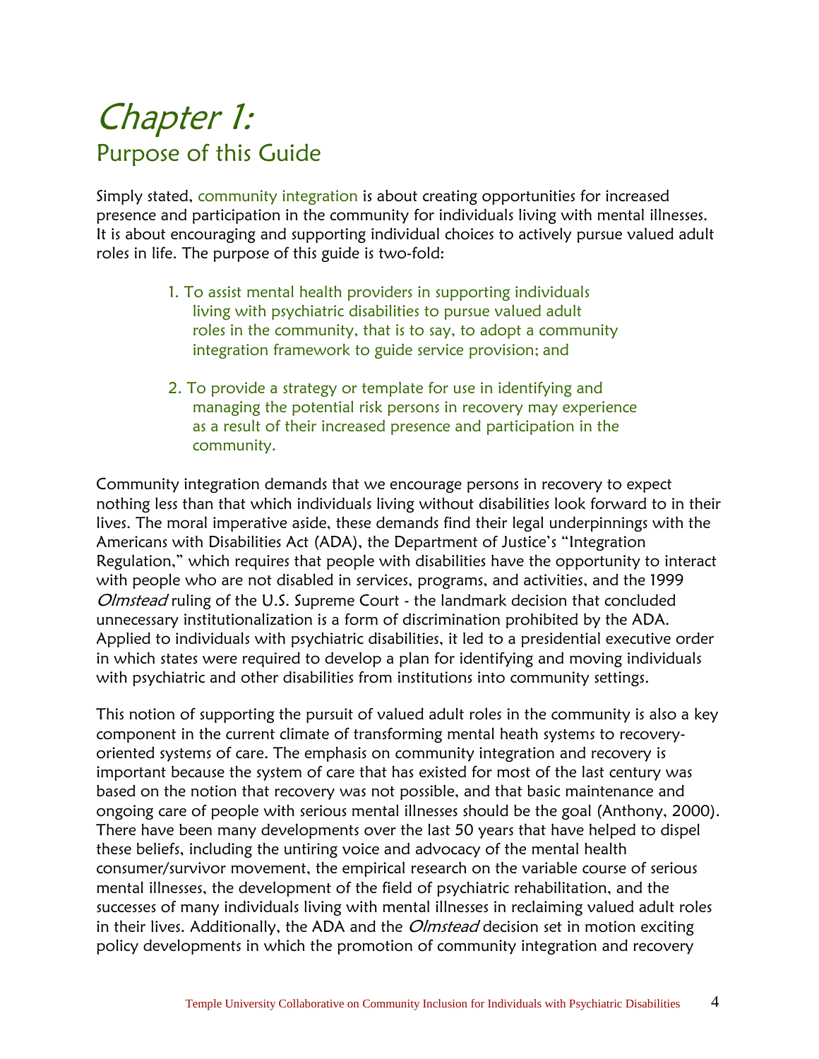# Chapter 1:
## Purpose of this Guide

Simply stated, community integration is about creating opportunities for increased presence and participation in the community for individuals living with mental illnesses. It is about encouraging and supporting individual choices to actively pursue valued adult roles in life. The purpose of this guide is two-fold:

1. To assist mental health providers in supporting individuals living with psychiatric disabilities to pursue valued adult roles in the community, that is to say, to adopt a community integration framework to guide service provision; and

2. To provide a strategy or template for use in identifying and managing the potential risk persons in recovery may experience as a result of their increased presence and participation in the community.

Community integration demands that we encourage persons in recovery to expect nothing less than that which individuals living without disabilities look forward to in their lives. The moral imperative aside, these demands find their legal underpinnings with the Americans with Disabilities Act (ADA), the Department of Justice's "Integration Regulation," which requires that people with disabilities have the opportunity to interact with people who are not disabled in services, programs, and activities, and the 1999 *Olmstead* ruling of the U.S. Supreme Court - the landmark decision that concluded unnecessary institutionalization is a form of discrimination prohibited by the ADA. Applied to individuals with psychiatric disabilities, it led to a presidential executive order in which states were required to develop a plan for identifying and moving individuals with psychiatric and other disabilities from institutions into community settings.

This notion of supporting the pursuit of valued adult roles in the community is also a key component in the current climate of transforming mental heath systems to recovery-oriented systems of care. The emphasis on community integration and recovery is important because the system of care that has existed for most of the last century was based on the notion that recovery was not possible, and that basic maintenance and ongoing care of people with serious mental illnesses should be the goal (Anthony, 2000). There have been many developments over the last 50 years that have helped to dispel these beliefs, including the untiring voice and advocacy of the mental health consumer/survivor movement, the empirical research on the variable course of serious mental illnesses, the development of the field of psychiatric rehabilitation, and the successes of many individuals living with mental illnesses in reclaiming valued adult roles in their lives. Additionally, the ADA and the *Olmstead* decision set in motion exciting policy developments in which the promotion of community integration and recovery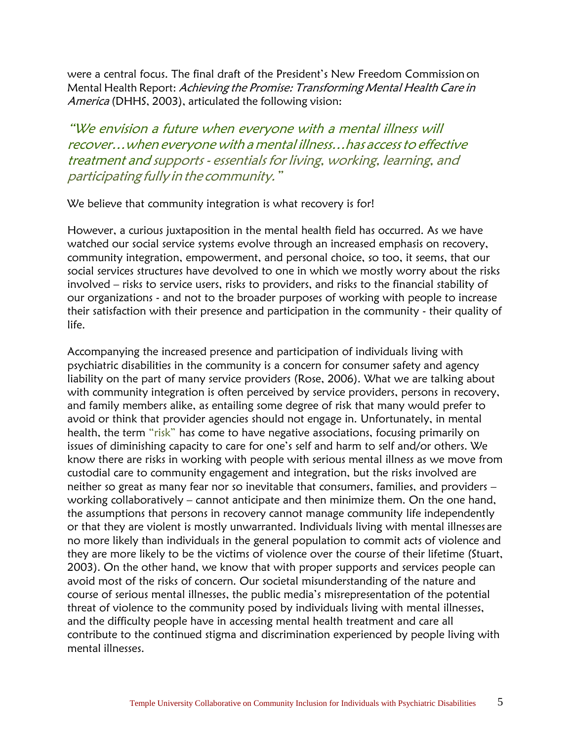were a central focus. The final draft of the President's New Freedom Commission on Mental Health Report: *Achieving the Promise: Transforming Mental Health Care in America* (DHHS, 2003), articulated the following vision:

> *"We envision a future when everyone with a mental illness will recover…when everyone with a mental illness…has access to effective treatment and supports - essentials for living, working, learning, and participating fully in the community."*

We believe that community integration is what recovery is for!

However, a curious juxtaposition in the mental health field has occurred. As we have watched our social service systems evolve through an increased emphasis on recovery, community integration, empowerment, and personal choice, so too, it seems, that our social services structures have devolved to one in which we mostly worry about the risks involved – risks to service users, risks to providers, and risks to the financial stability of our organizations - and not to the broader purposes of working with people to increase their satisfaction with their presence and participation in the community - their quality of life.

Accompanying the increased presence and participation of individuals living with psychiatric disabilities in the community is a concern for consumer safety and agency liability on the part of many service providers (Rose, 2006). What we are talking about with community integration is often perceived by service providers, persons in recovery, and family members alike, as entailing some degree of risk that many would prefer to avoid or think that provider agencies should not engage in. Unfortunately, in mental health, the term "risk" has come to have negative associations, focusing primarily on issues of diminishing capacity to care for one's self and harm to self and/or others. We know there are risks in working with people with serious mental illness as we move from custodial care to community engagement and integration, but the risks involved are neither so great as many fear nor so inevitable that consumers, families, and providers – working collaboratively – cannot anticipate and then minimize them. On the one hand, the assumptions that persons in recovery cannot manage community life independently or that they are violent is mostly unwarranted. Individuals living with mental illnesses are no more likely than individuals in the general population to commit acts of violence and they are more likely to be the victims of violence over the course of their lifetime (Stuart, 2003). On the other hand, we know that with proper supports and services people can avoid most of the risks of concern. Our societal misunderstanding of the nature and course of serious mental illnesses, the public media's misrepresentation of the potential threat of violence to the community posed by individuals living with mental illnesses, and the difficulty people have in accessing mental health treatment and care all contribute to the continued stigma and discrimination experienced by people living with mental illnesses.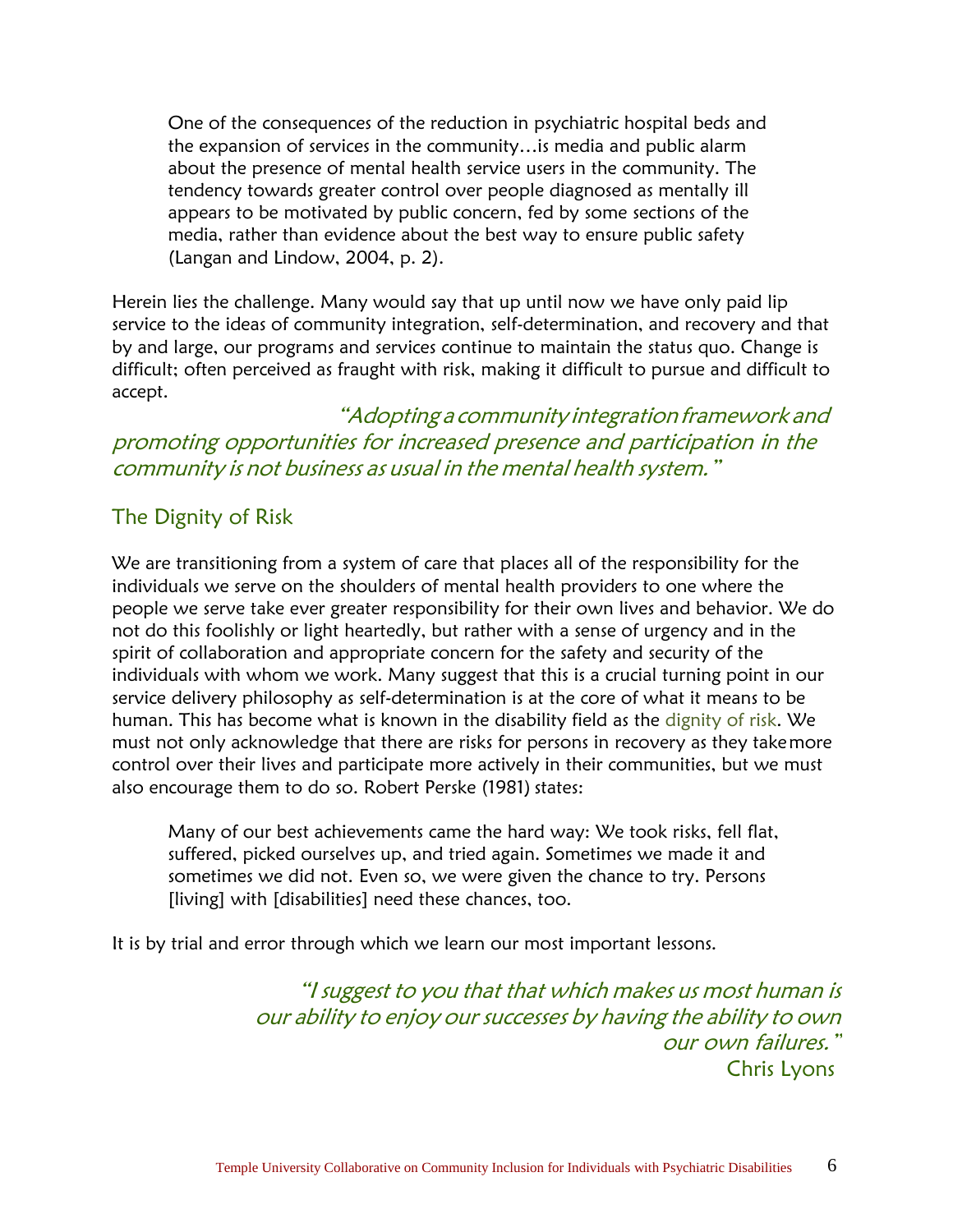> One of the consequences of the reduction in psychiatric hospital beds and the expansion of services in the community…is media and public alarm about the presence of mental health service users in the community. The tendency towards greater control over people diagnosed as mentally ill appears to be motivated by public concern, fed by some sections of the media, rather than evidence about the best way to ensure public safety (Langan and Lindow, 2004, p. 2).

Herein lies the challenge. Many would say that up until now we have only paid lip service to the ideas of community integration, self-determination, and recovery and that by and large, our programs and services continue to maintain the status quo. Change is difficult; often perceived as fraught with risk, making it difficult to pursue and difficult to accept.

*"Adopting a community integration framework and promoting opportunities for increased presence and participation in the community is not business as usual in the mental health system."*

## The Dignity of Risk

We are transitioning from a system of care that places all of the responsibility for the individuals we serve on the shoulders of mental health providers to one where the people we serve take ever greater responsibility for their own lives and behavior. We do not do this foolishly or light heartedly, but rather with a sense of urgency and in the spirit of collaboration and appropriate concern for the safety and security of the individuals with whom we work. Many suggest that this is a crucial turning point in our service delivery philosophy as self-determination is at the core of what it means to be human. This has become what is known in the disability field as the dignity of risk. We must not only acknowledge that there are risks for persons in recovery as they take more control over their lives and participate more actively in their communities, but we must also encourage them to do so. Robert Perske (1981) states:

> Many of our best achievements came the hard way: We took risks, fell flat, suffered, picked ourselves up, and tried again. Sometimes we made it and sometimes we did not. Even so, we were given the chance to try. Persons [living] with [disabilities] need these chances, too.

It is by trial and error through which we learn our most important lessons.

*"I suggest to you that that which makes us most human is our ability to enjoy our successes by having the ability to own our own failures."*
Chris Lyons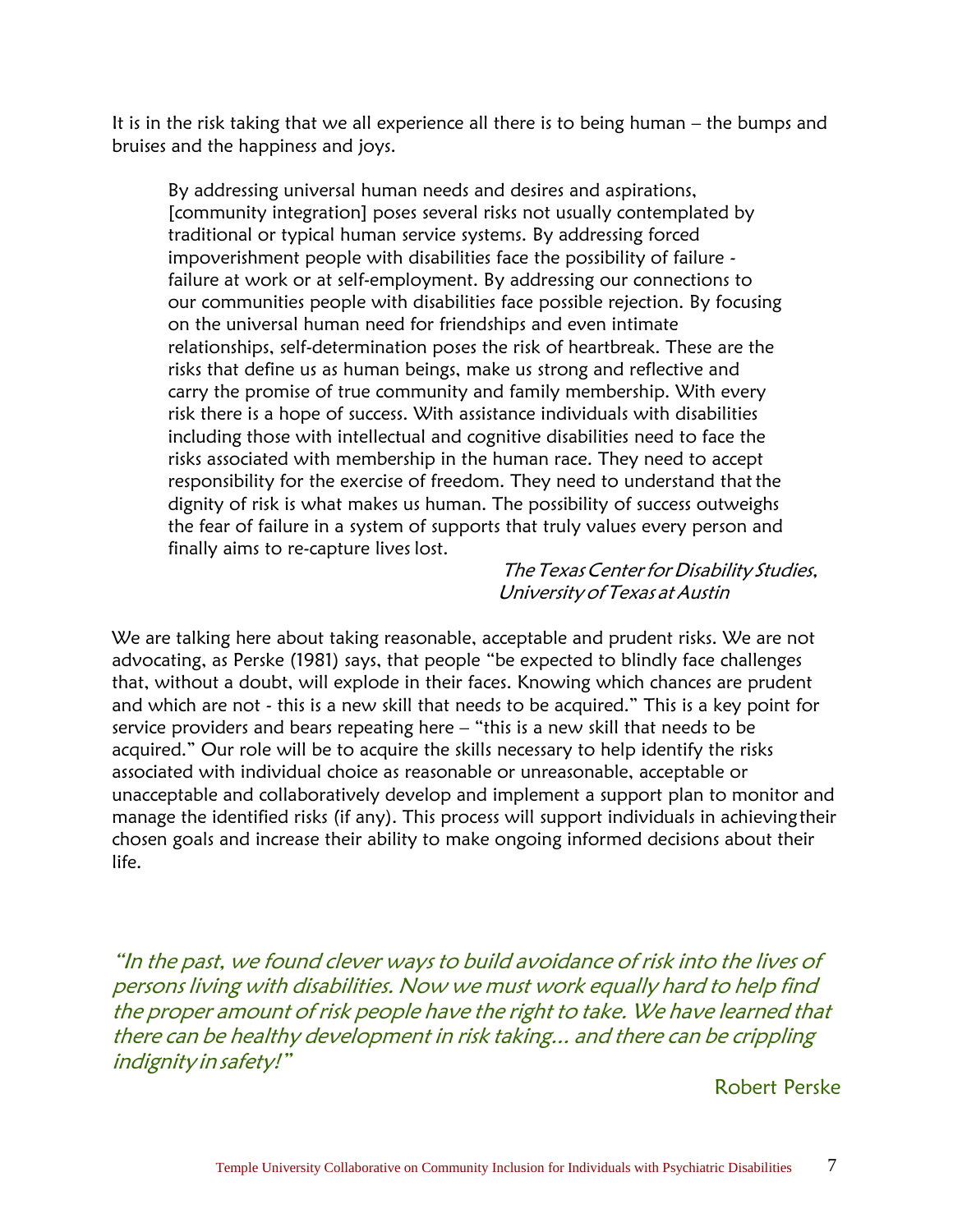It is in the risk taking that we all experience all there is to being human – the bumps and bruises and the happiness and joys.

> By addressing universal human needs and desires and aspirations, [community integration] poses several risks not usually contemplated by traditional or typical human service systems. By addressing forced impoverishment people with disabilities face the possibility of failure - failure at work or at self-employment. By addressing our connections to our communities people with disabilities face possible rejection. By focusing on the universal human need for friendships and even intimate relationships, self-determination poses the risk of heartbreak. These are the risks that define us as human beings, make us strong and reflective and carry the promise of true community and family membership. With every risk there is a hope of success. With assistance individuals with disabilities including those with intellectual and cognitive disabilities need to face the risks associated with membership in the human race. They need to accept responsibility for the exercise of freedom. They need to understand that the dignity of risk is what makes us human. The possibility of success outweighs the fear of failure in a system of supports that truly values every person and finally aims to re-capture lives lost.
>
> *The Texas Center for Disability Studies, University of Texas at Austin*

We are talking here about taking reasonable, acceptable and prudent risks. We are not advocating, as Perske (1981) says, that people "be expected to blindly face challenges that, without a doubt, will explode in their faces. Knowing which chances are prudent and which are not - this is a new skill that needs to be acquired." This is a key point for service providers and bears repeating here – "this is a new skill that needs to be acquired." Our role will be to acquire the skills necessary to help identify the risks associated with individual choice as reasonable or unreasonable, acceptable or unacceptable and collaboratively develop and implement a support plan to monitor and manage the identified risks (if any). This process will support individuals in achieving their chosen goals and increase their ability to make ongoing informed decisions about their life.

*"In the past, we found clever ways to build avoidance of risk into the lives of persons living with disabilities. Now we must work equally hard to help find the proper amount of risk people have the right to take. We have learned that there can be healthy development in risk taking… and there can be crippling indignity in safety!"*

Robert Perske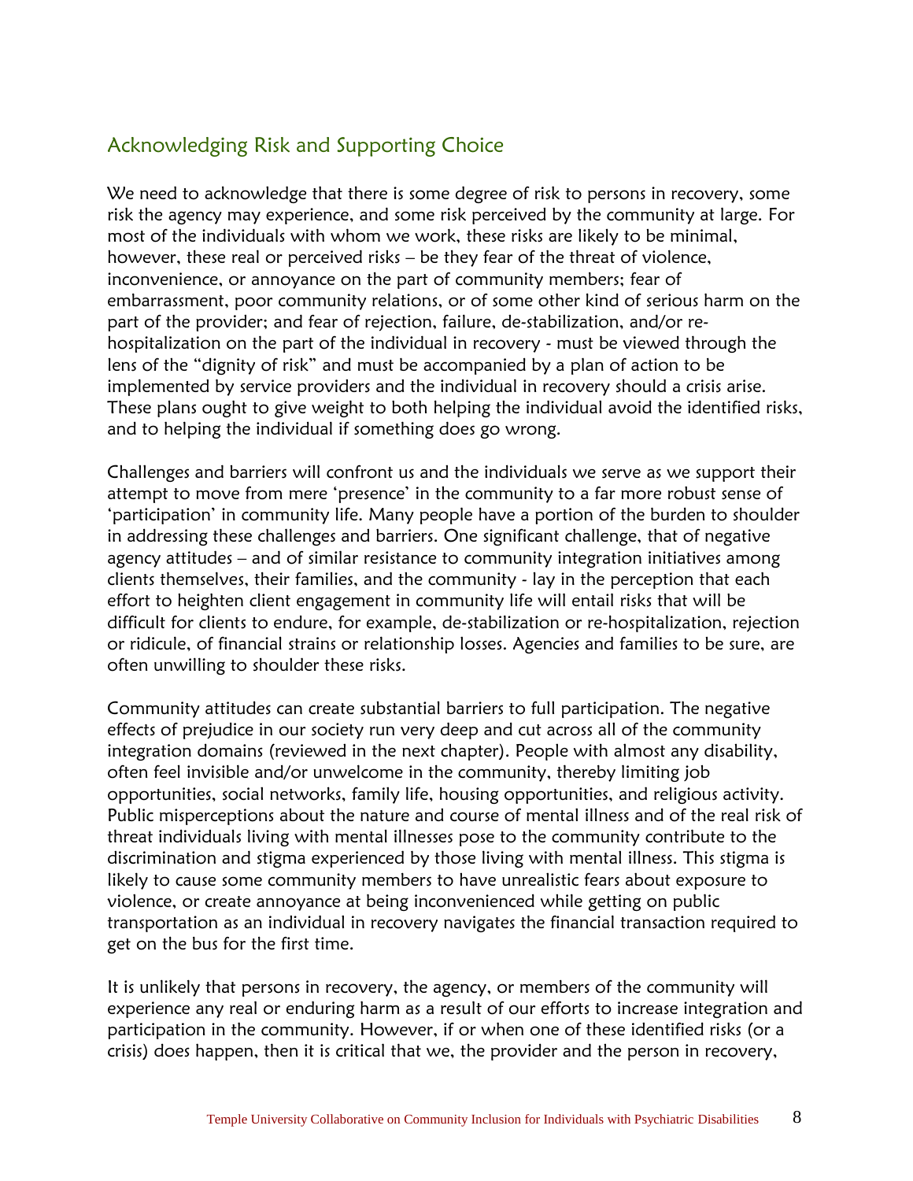## Acknowledging Risk and Supporting Choice

We need to acknowledge that there is some degree of risk to persons in recovery, some risk the agency may experience, and some risk perceived by the community at large. For most of the individuals with whom we work, these risks are likely to be minimal, however, these real or perceived risks – be they fear of the threat of violence, inconvenience, or annoyance on the part of community members; fear of embarrassment, poor community relations, or of some other kind of serious harm on the part of the provider; and fear of rejection, failure, de-stabilization, and/or re-hospitalization on the part of the individual in recovery - must be viewed through the lens of the "dignity of risk" and must be accompanied by a plan of action to be implemented by service providers and the individual in recovery should a crisis arise. These plans ought to give weight to both helping the individual avoid the identified risks, and to helping the individual if something does go wrong.

Challenges and barriers will confront us and the individuals we serve as we support their attempt to move from mere 'presence' in the community to a far more robust sense of 'participation' in community life. Many people have a portion of the burden to shoulder in addressing these challenges and barriers. One significant challenge, that of negative agency attitudes – and of similar resistance to community integration initiatives among clients themselves, their families, and the community - lay in the perception that each effort to heighten client engagement in community life will entail risks that will be difficult for clients to endure, for example, de-stabilization or re-hospitalization, rejection or ridicule, of financial strains or relationship losses. Agencies and families to be sure, are often unwilling to shoulder these risks.

Community attitudes can create substantial barriers to full participation. The negative effects of prejudice in our society run very deep and cut across all of the community integration domains (reviewed in the next chapter). People with almost any disability, often feel invisible and/or unwelcome in the community, thereby limiting job opportunities, social networks, family life, housing opportunities, and religious activity. Public misperceptions about the nature and course of mental illness and of the real risk of threat individuals living with mental illnesses pose to the community contribute to the discrimination and stigma experienced by those living with mental illness. This stigma is likely to cause some community members to have unrealistic fears about exposure to violence, or create annoyance at being inconvenienced while getting on public transportation as an individual in recovery navigates the financial transaction required to get on the bus for the first time.

It is unlikely that persons in recovery, the agency, or members of the community will experience any real or enduring harm as a result of our efforts to increase integration and participation in the community. However, if or when one of these identified risks (or a crisis) does happen, then it is critical that we, the provider and the person in recovery,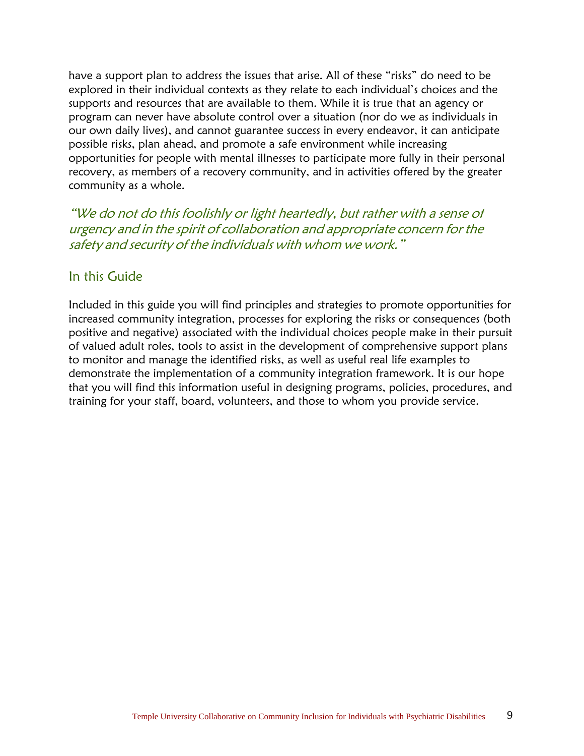have a support plan to address the issues that arise. All of these “risks” do need to be explored in their individual contexts as they relate to each individual’s choices and the supports and resources that are available to them. While it is true that an agency or program can never have absolute control over a situation (nor do we as individuals in our own daily lives), and cannot guarantee success in every endeavor, it can anticipate possible risks, plan ahead, and promote a safe environment while increasing opportunities for people with mental illnesses to participate more fully in their personal recovery, as members of a recovery community, and in activities offered by the greater community as a whole.

*“We do not do this foolishly or light heartedly, but rather with a sense of urgency and in the spirit of collaboration and appropriate concern for the safety and security of the individuals with whom we work.”*

## In this Guide

Included in this guide you will find principles and strategies to promote opportunities for increased community integration, processes for exploring the risks or consequences (both positive and negative) associated with the individual choices people make in their pursuit of valued adult roles, tools to assist in the development of comprehensive support plans to monitor and manage the identified risks, as well as useful real life examples to demonstrate the implementation of a community integration framework. It is our hope that you will find this information useful in designing programs, policies, procedures, and training for your staff, board, volunteers, and those to whom you provide service.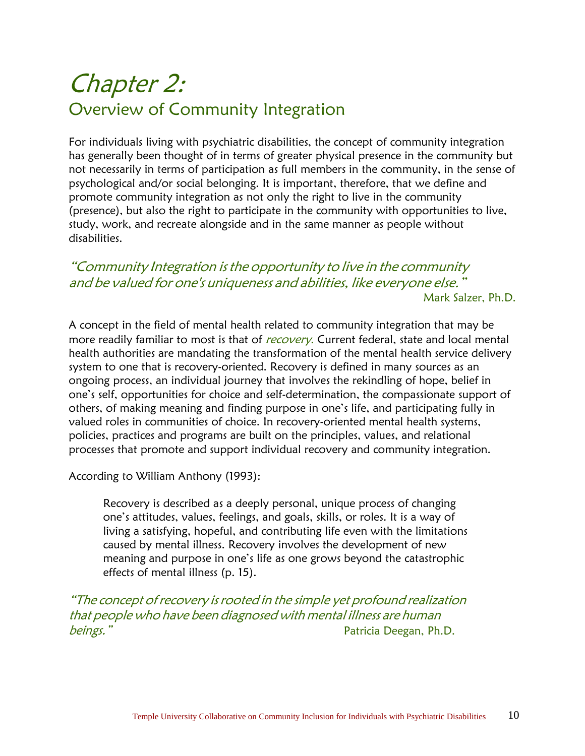# Chapter 2:

## Overview of Community Integration

For individuals living with psychiatric disabilities, the concept of community integration has generally been thought of in terms of greater physical presence in the community but not necessarily in terms of participation as full members in the community, in the sense of psychological and/or social belonging. It is important, therefore, that we define and promote community integration as not only the right to live in the community (presence), but also the right to participate in the community with opportunities to live, study, work, and recreate alongside and in the same manner as people without disabilities.

*"Community Integration is the opportunity to live in the community and be valued for one's uniqueness and abilities, like everyone else."*

Mark Salzer, Ph.D.

A concept in the field of mental health related to community integration that may be more readily familiar to most is that of *recovery*. Current federal, state and local mental health authorities are mandating the transformation of the mental health service delivery system to one that is recovery-oriented. Recovery is defined in many sources as an ongoing process, an individual journey that involves the rekindling of hope, belief in one's self, opportunities for choice and self-determination, the compassionate support of others, of making meaning and finding purpose in one's life, and participating fully in valued roles in communities of choice. In recovery-oriented mental health systems, policies, practices and programs are built on the principles, values, and relational processes that promote and support individual recovery and community integration.

According to William Anthony (1993):

> Recovery is described as a deeply personal, unique process of changing one's attitudes, values, feelings, and goals, skills, or roles. It is a way of living a satisfying, hopeful, and contributing life even with the limitations caused by mental illness. Recovery involves the development of new meaning and purpose in one's life as one grows beyond the catastrophic effects of mental illness (p. 15).

*"The concept of recovery is rooted in the simple yet profound realization that people who have been diagnosed with mental illness are human beings."*

Patricia Deegan, Ph.D.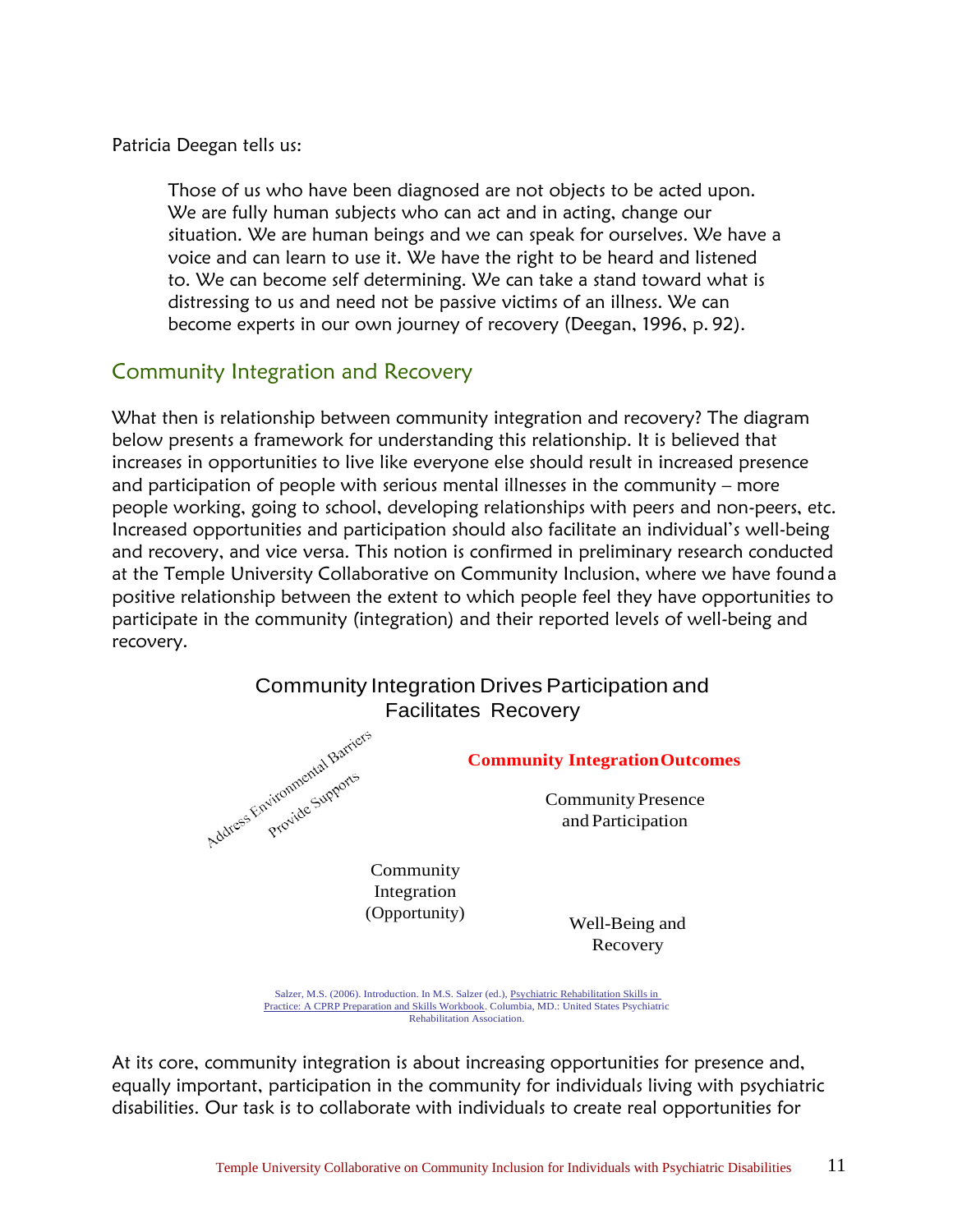Patricia Deegan tells us:

> Those of us who have been diagnosed are not objects to be acted upon. We are fully human subjects who can act and in acting, change our situation. We are human beings and we can speak for ourselves. We have a voice and can learn to use it. We have the right to be heard and listened to. We can become self determining. We can take a stand toward what is distressing to us and need not be passive victims of an illness. We can become experts in our own journey of recovery (Deegan, 1996, p. 92).

## Community Integration and Recovery

What then is relationship between community integration and recovery? The diagram below presents a framework for understanding this relationship. It is believed that increases in opportunities to live like everyone else should result in increased presence and participation of people with serious mental illnesses in the community – more people working, going to school, developing relationships with peers and non-peers, etc. Increased opportunities and participation should also facilitate an individual's well-being and recovery, and vice versa. This notion is confirmed in preliminary research conducted at the Temple University Collaborative on Community Inclusion, where we have found a positive relationship between the extent to which people feel they have opportunities to participate in the community (integration) and their reported levels of well-being and recovery.

Community Integration Drives Participation and Facilitates Recovery

Address Environmental Barriers

Provide Supports

**Community Integration Outcomes**

Community Presence and Participation

Community Integration (Opportunity)

Well-Being and Recovery

Salzer, M.S. (2006). Introduction. In M.S. Salzer (ed.), Psychiatric Rehabilitation Skills in Practice: A CPRP Preparation and Skills Workbook. Columbia, MD.: United States Psychiatric Rehabilitation Association.

At its core, community integration is about increasing opportunities for presence and, equally important, participation in the community for individuals living with psychiatric disabilities. Our task is to collaborate with individuals to create real opportunities for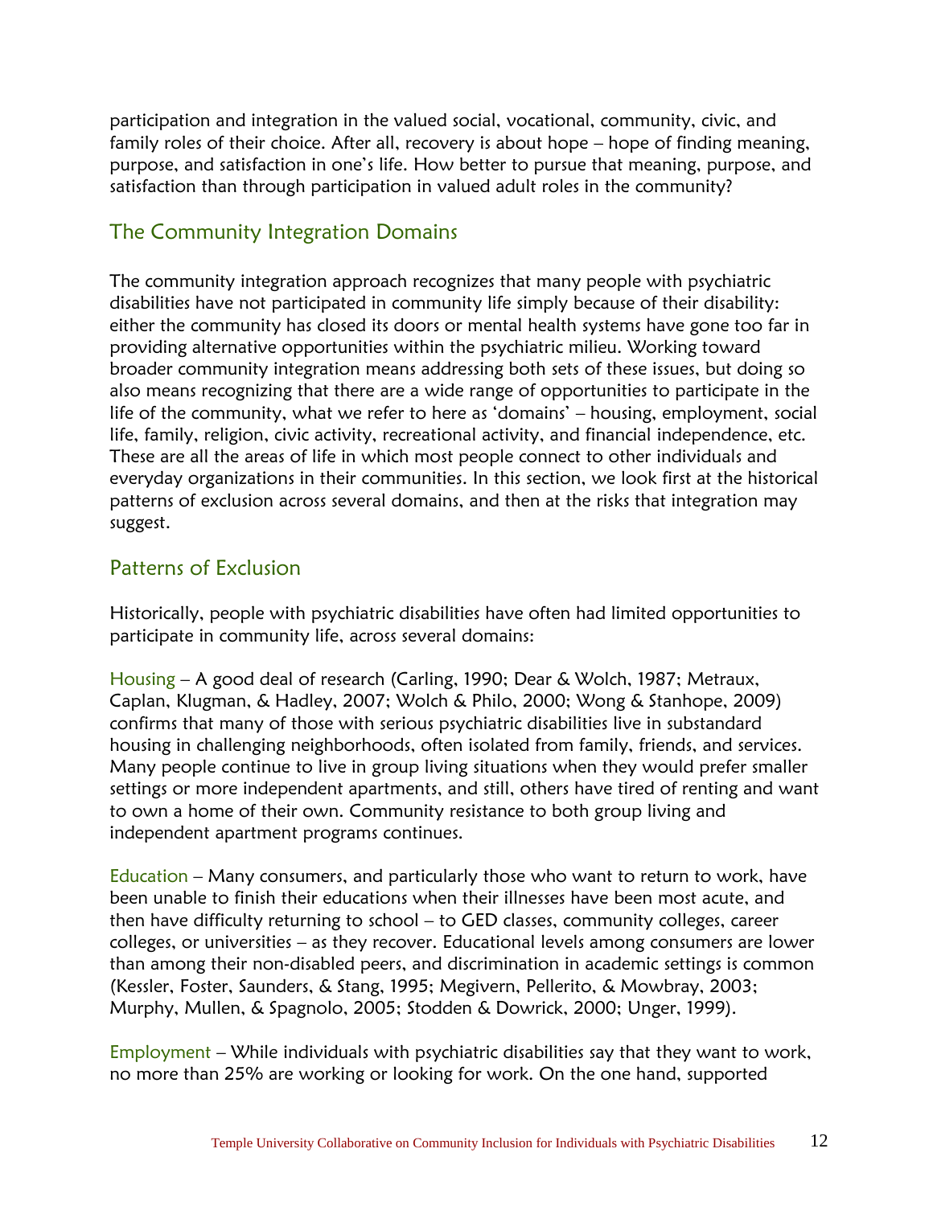participation and integration in the valued social, vocational, community, civic, and family roles of their choice. After all, recovery is about hope – hope of finding meaning, purpose, and satisfaction in one's life. How better to pursue that meaning, purpose, and satisfaction than through participation in valued adult roles in the community?

## The Community Integration Domains

The community integration approach recognizes that many people with psychiatric disabilities have not participated in community life simply because of their disability: either the community has closed its doors or mental health systems have gone too far in providing alternative opportunities within the psychiatric milieu. Working toward broader community integration means addressing both sets of these issues, but doing so also means recognizing that there are a wide range of opportunities to participate in the life of the community, what we refer to here as 'domains' – housing, employment, social life, family, religion, civic activity, recreational activity, and financial independence, etc. These are all the areas of life in which most people connect to other individuals and everyday organizations in their communities. In this section, we look first at the historical patterns of exclusion across several domains, and then at the risks that integration may suggest.

## Patterns of Exclusion

Historically, people with psychiatric disabilities have often had limited opportunities to participate in community life, across several domains:

Housing – A good deal of research (Carling, 1990; Dear & Wolch, 1987; Metraux, Caplan, Klugman, & Hadley, 2007; Wolch & Philo, 2000; Wong & Stanhope, 2009) confirms that many of those with serious psychiatric disabilities live in substandard housing in challenging neighborhoods, often isolated from family, friends, and services. Many people continue to live in group living situations when they would prefer smaller settings or more independent apartments, and still, others have tired of renting and want to own a home of their own. Community resistance to both group living and independent apartment programs continues.

Education – Many consumers, and particularly those who want to return to work, have been unable to finish their educations when their illnesses have been most acute, and then have difficulty returning to school – to GED classes, community colleges, career colleges, or universities – as they recover. Educational levels among consumers are lower than among their non-disabled peers, and discrimination in academic settings is common (Kessler, Foster, Saunders, & Stang, 1995; Megivern, Pellerito, & Mowbray, 2003; Murphy, Mullen, & Spagnolo, 2005; Stodden & Dowrick, 2000; Unger, 1999).

Employment – While individuals with psychiatric disabilities say that they want to work, no more than 25% are working or looking for work. On the one hand, supported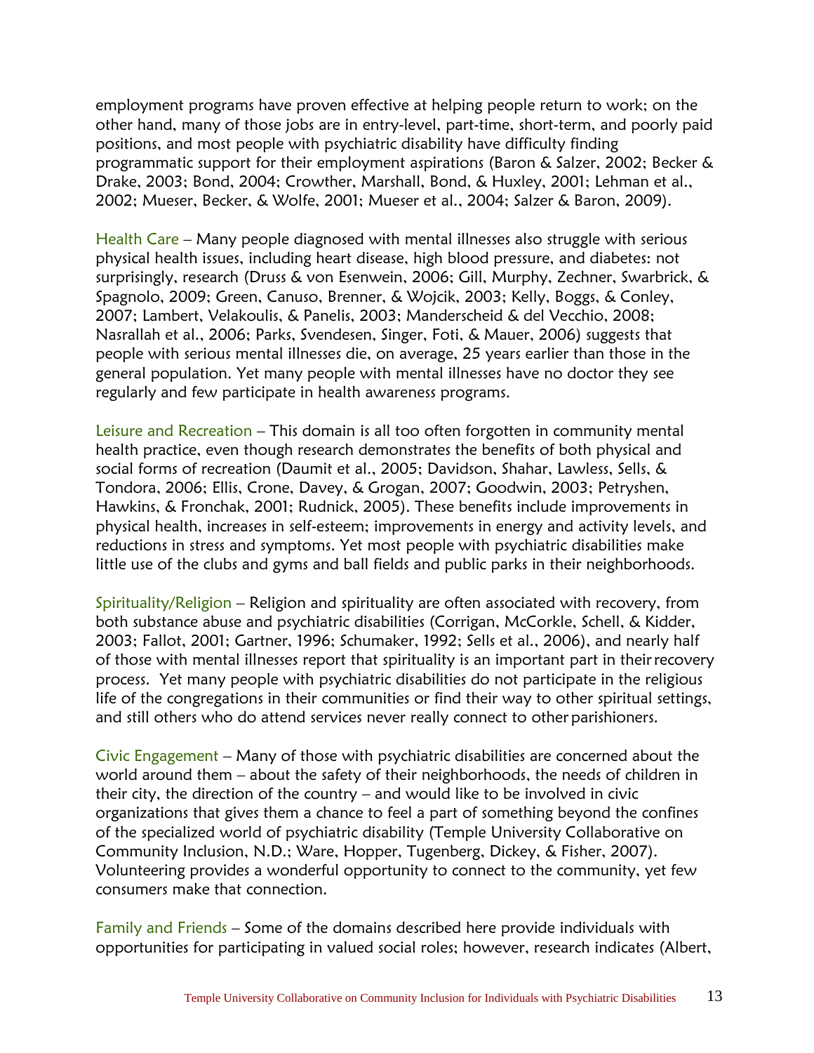employment programs have proven effective at helping people return to work; on the other hand, many of those jobs are in entry-level, part-time, short-term, and poorly paid positions, and most people with psychiatric disability have difficulty finding programmatic support for their employment aspirations (Baron & Salzer, 2002; Becker & Drake, 2003; Bond, 2004; Crowther, Marshall, Bond, & Huxley, 2001; Lehman et al., 2002; Mueser, Becker, & Wolfe, 2001; Mueser et al., 2004; Salzer & Baron, 2009).

Health Care – Many people diagnosed with mental illnesses also struggle with serious physical health issues, including heart disease, high blood pressure, and diabetes: not surprisingly, research (Druss & von Esenwein, 2006; Gill, Murphy, Zechner, Swarbrick, & Spagnolo, 2009; Green, Canuso, Brenner, & Wojcik, 2003; Kelly, Boggs, & Conley, 2007; Lambert, Velakoulis, & Panelis, 2003; Manderscheid & del Vecchio, 2008; Nasrallah et al., 2006; Parks, Svendesen, Singer, Foti, & Mauer, 2006) suggests that people with serious mental illnesses die, on average, 25 years earlier than those in the general population. Yet many people with mental illnesses have no doctor they see regularly and few participate in health awareness programs.

Leisure and Recreation – This domain is all too often forgotten in community mental health practice, even though research demonstrates the benefits of both physical and social forms of recreation (Daumit et al., 2005; Davidson, Shahar, Lawless, Sells, & Tondora, 2006; Ellis, Crone, Davey, & Grogan, 2007; Goodwin, 2003; Petryshen, Hawkins, & Fronchak, 2001; Rudnick, 2005). These benefits include improvements in physical health, increases in self-esteem; improvements in energy and activity levels, and reductions in stress and symptoms. Yet most people with psychiatric disabilities make little use of the clubs and gyms and ball fields and public parks in their neighborhoods.

Spirituality/Religion – Religion and spirituality are often associated with recovery, from both substance abuse and psychiatric disabilities (Corrigan, McCorkle, Schell, & Kidder, 2003; Fallot, 2001; Gartner, 1996; Schumaker, 1992; Sells et al., 2006), and nearly half of those with mental illnesses report that spirituality is an important part in their recovery process. Yet many people with psychiatric disabilities do not participate in the religious life of the congregations in their communities or find their way to other spiritual settings, and still others who do attend services never really connect to other parishioners.

Civic Engagement – Many of those with psychiatric disabilities are concerned about the world around them – about the safety of their neighborhoods, the needs of children in their city, the direction of the country – and would like to be involved in civic organizations that gives them a chance to feel a part of something beyond the confines of the specialized world of psychiatric disability (Temple University Collaborative on Community Inclusion, N.D.; Ware, Hopper, Tugenberg, Dickey, & Fisher, 2007). Volunteering provides a wonderful opportunity to connect to the community, yet few consumers make that connection.

Family and Friends – Some of the domains described here provide individuals with opportunities for participating in valued social roles; however, research indicates (Albert,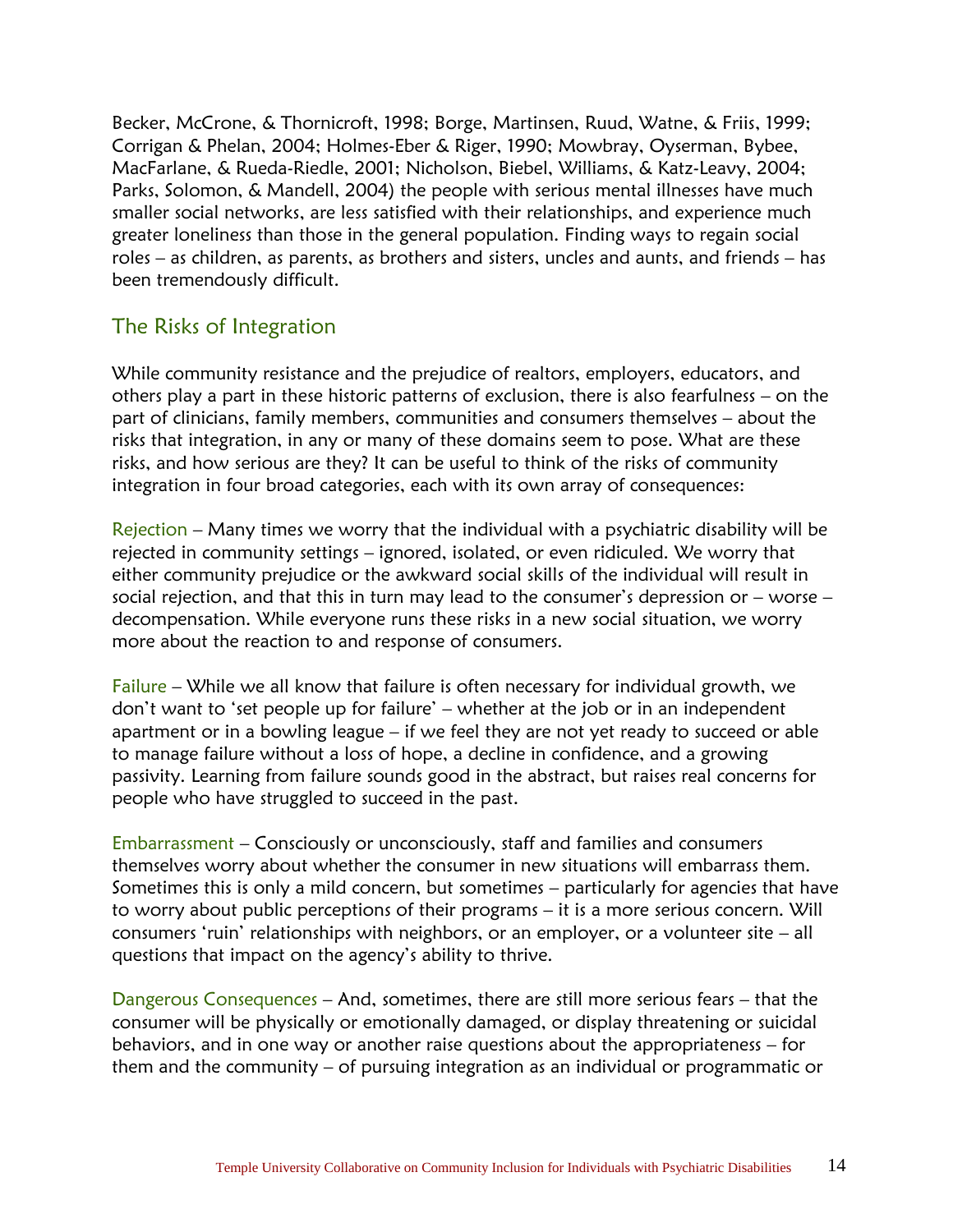Becker, McCrone, & Thornicroft, 1998; Borge, Martinsen, Ruud, Watne, & Friis, 1999; Corrigan & Phelan, 2004; Holmes-Eber & Riger, 1990; Mowbray, Oyserman, Bybee, MacFarlane, & Rueda-Riedle, 2001; Nicholson, Biebel, Williams, & Katz-Leavy, 2004; Parks, Solomon, & Mandell, 2004) the people with serious mental illnesses have much smaller social networks, are less satisfied with their relationships, and experience much greater loneliness than those in the general population. Finding ways to regain social roles – as children, as parents, as brothers and sisters, uncles and aunts, and friends – has been tremendously difficult.

## The Risks of Integration

While community resistance and the prejudice of realtors, employers, educators, and others play a part in these historic patterns of exclusion, there is also fearfulness – on the part of clinicians, family members, communities and consumers themselves – about the risks that integration, in any or many of these domains seem to pose. What are these risks, and how serious are they? It can be useful to think of the risks of community integration in four broad categories, each with its own array of consequences:

Rejection – Many times we worry that the individual with a psychiatric disability will be rejected in community settings – ignored, isolated, or even ridiculed. We worry that either community prejudice or the awkward social skills of the individual will result in social rejection, and that this in turn may lead to the consumer's depression or – worse – decompensation. While everyone runs these risks in a new social situation, we worry more about the reaction to and response of consumers.

Failure – While we all know that failure is often necessary for individual growth, we don't want to 'set people up for failure' – whether at the job or in an independent apartment or in a bowling league – if we feel they are not yet ready to succeed or able to manage failure without a loss of hope, a decline in confidence, and a growing passivity. Learning from failure sounds good in the abstract, but raises real concerns for people who have struggled to succeed in the past.

Embarrassment – Consciously or unconsciously, staff and families and consumers themselves worry about whether the consumer in new situations will embarrass them. Sometimes this is only a mild concern, but sometimes – particularly for agencies that have to worry about public perceptions of their programs – it is a more serious concern. Will consumers 'ruin' relationships with neighbors, or an employer, or a volunteer site – all questions that impact on the agency's ability to thrive.

Dangerous Consequences – And, sometimes, there are still more serious fears – that the consumer will be physically or emotionally damaged, or display threatening or suicidal behaviors, and in one way or another raise questions about the appropriateness – for them and the community – of pursuing integration as an individual or programmatic or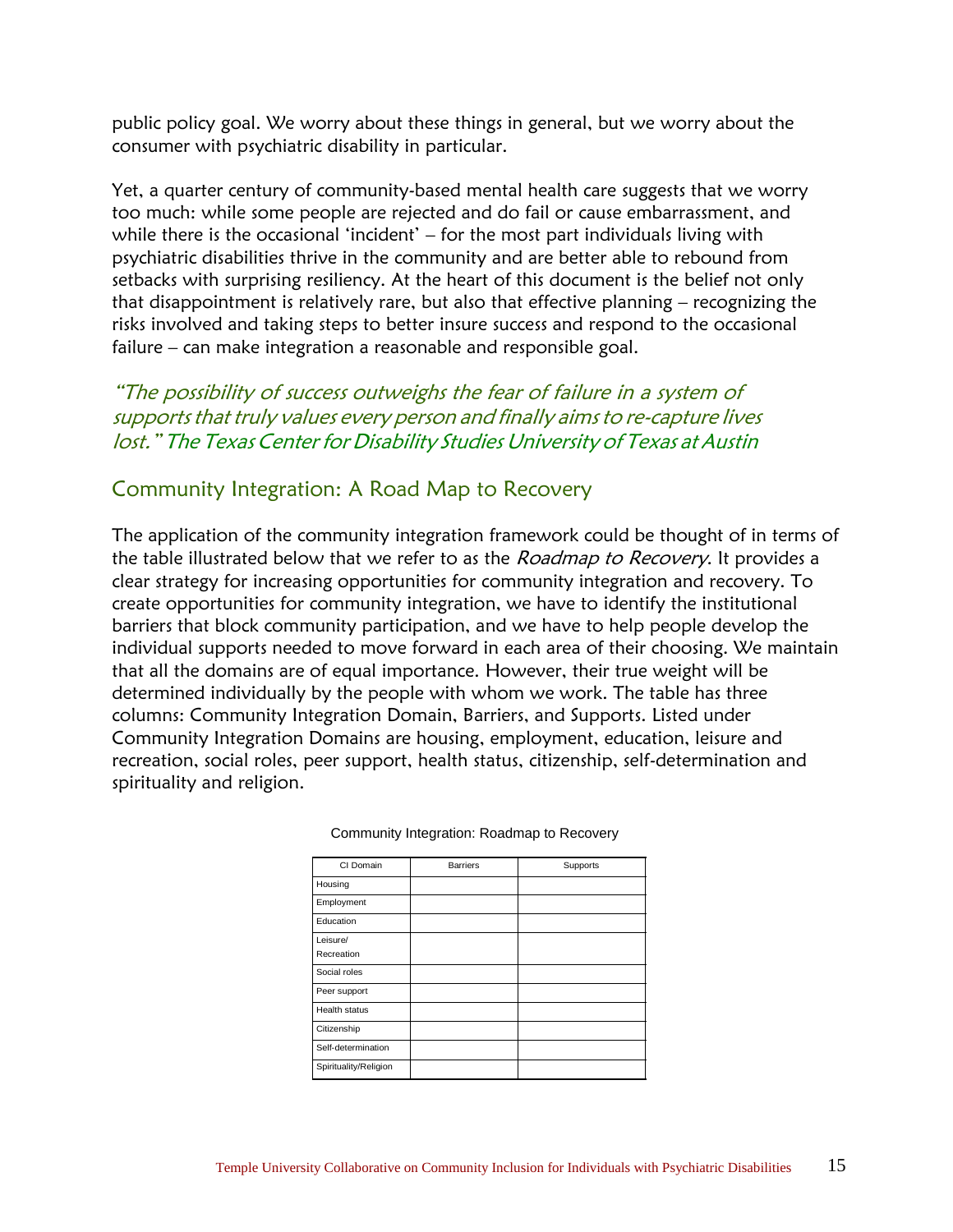public policy goal. We worry about these things in general, but we worry about the consumer with psychiatric disability in particular.

Yet, a quarter century of community-based mental health care suggests that we worry too much: while some people are rejected and do fail or cause embarrassment, and while there is the occasional 'incident' – for the most part individuals living with psychiatric disabilities thrive in the community and are better able to rebound from setbacks with surprising resiliency. At the heart of this document is the belief not only that disappointment is relatively rare, but also that effective planning – recognizing the risks involved and taking steps to better insure success and respond to the occasional failure – can make integration a reasonable and responsible goal.

*"The possibility of success outweighs the fear of failure in a system of supports that truly values every person and finally aims to re-capture lives lost." The Texas Center for Disability Studies University of Texas at Austin*

## Community Integration: A Road Map to Recovery

The application of the community integration framework could be thought of in terms of the table illustrated below that we refer to as the *Roadmap to Recovery*. It provides a clear strategy for increasing opportunities for community integration and recovery. To create opportunities for community integration, we have to identify the institutional barriers that block community participation, and we have to help people develop the individual supports needed to move forward in each area of their choosing. We maintain that all the domains are of equal importance. However, their true weight will be determined individually by the people with whom we work. The table has three columns: Community Integration Domain, Barriers, and Supports. Listed under Community Integration Domains are housing, employment, education, leisure and recreation, social roles, peer support, health status, citizenship, self-determination and spirituality and religion.

Community Integration: Roadmap to Recovery

| CI Domain | Barriers | Supports |
|---|---|---|
| Housing | | |
| Employment | | |
| Education | | |
| Leisure/ Recreation | | |
| Social roles | | |
| Peer support | | |
| Health status | | |
| Citizenship | | |
| Self-determination | | |
| Spirituality/Religion | | |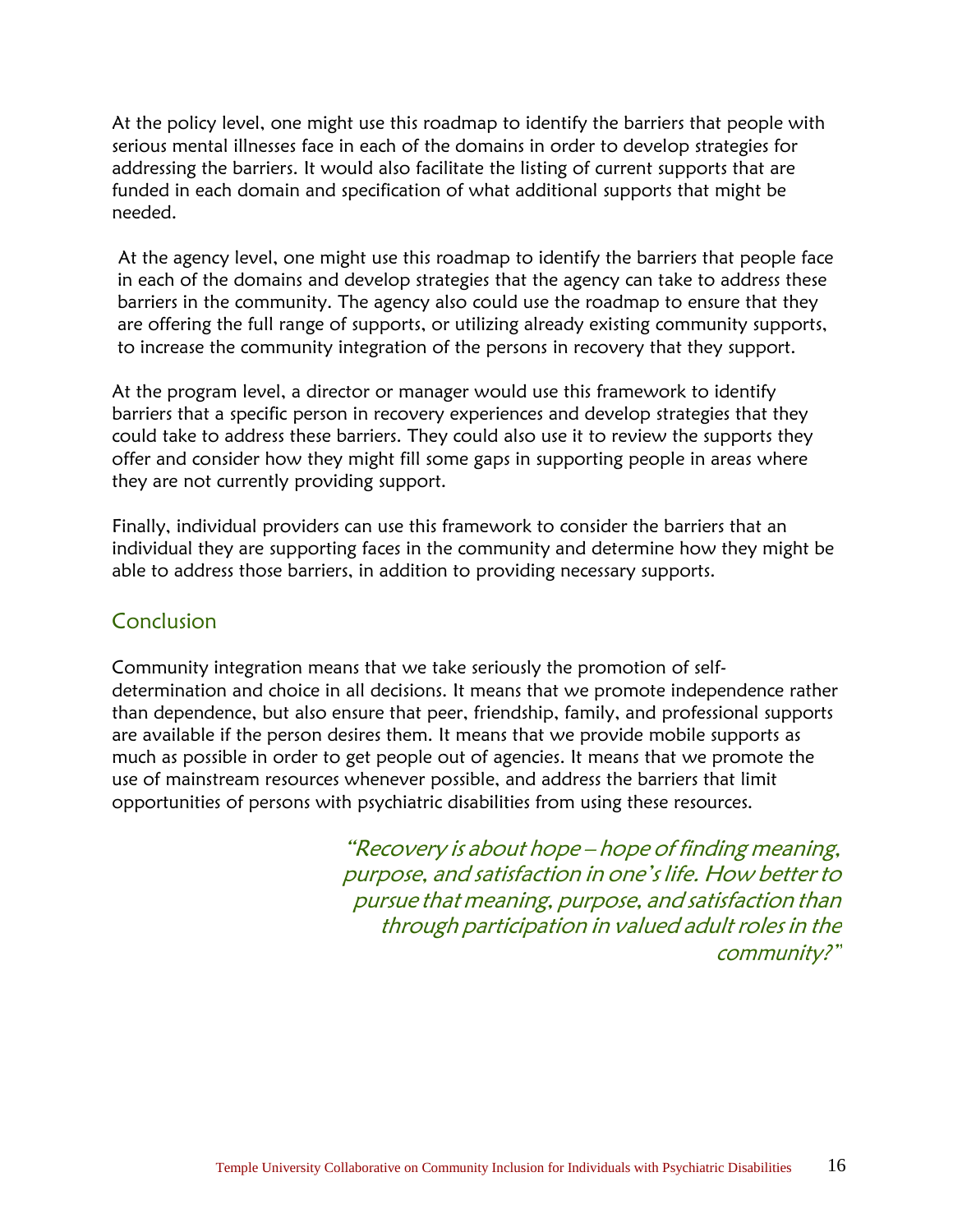At the policy level, one might use this roadmap to identify the barriers that people with serious mental illnesses face in each of the domains in order to develop strategies for addressing the barriers. It would also facilitate the listing of current supports that are funded in each domain and specification of what additional supports that might be needed.

At the agency level, one might use this roadmap to identify the barriers that people face in each of the domains and develop strategies that the agency can take to address these barriers in the community. The agency also could use the roadmap to ensure that they are offering the full range of supports, or utilizing already existing community supports, to increase the community integration of the persons in recovery that they support.

At the program level, a director or manager would use this framework to identify barriers that a specific person in recovery experiences and develop strategies that they could take to address these barriers. They could also use it to review the supports they offer and consider how they might fill some gaps in supporting people in areas where they are not currently providing support.

Finally, individual providers can use this framework to consider the barriers that an individual they are supporting faces in the community and determine how they might be able to address those barriers, in addition to providing necessary supports.

## Conclusion

Community integration means that we take seriously the promotion of self-determination and choice in all decisions. It means that we promote independence rather than dependence, but also ensure that peer, friendship, family, and professional supports are available if the person desires them. It means that we provide mobile supports as much as possible in order to get people out of agencies. It means that we promote the use of mainstream resources whenever possible, and address the barriers that limit opportunities of persons with psychiatric disabilities from using these resources.

*"Recovery is about hope – hope of finding meaning, purpose, and satisfaction in one's life. How better to pursue that meaning, purpose, and satisfaction than through participation in valued adult roles in the community?"*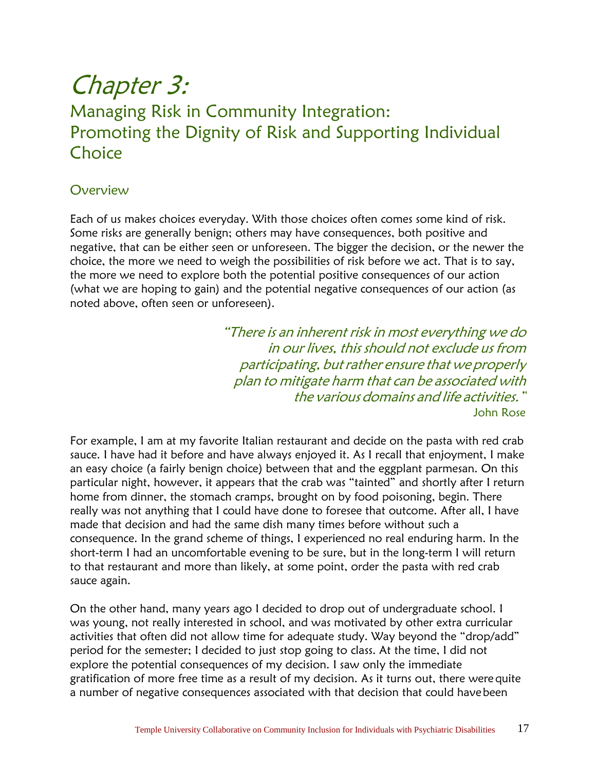# *Chapter 3:*

## Managing Risk in Community Integration: Promoting the Dignity of Risk and Supporting Individual Choice

### Overview

Each of us makes choices everyday. With those choices often comes some kind of risk. Some risks are generally benign; others may have consequences, both positive and negative, that can be either seen or unforeseen. The bigger the decision, or the newer the choice, the more we need to weigh the possibilities of risk before we act. That is to say, the more we need to explore both the potential positive consequences of our action (what we are hoping to gain) and the potential negative consequences of our action (as noted above, often seen or unforeseen).

> *"There is an inherent risk in most everything we do in our lives, this should not exclude us from participating, but rather ensure that we properly plan to mitigate harm that can be associated with the various domains and life activities."*
>
> John Rose

For example, I am at my favorite Italian restaurant and decide on the pasta with red crab sauce. I have had it before and have always enjoyed it. As I recall that enjoyment, I make an easy choice (a fairly benign choice) between that and the eggplant parmesan. On this particular night, however, it appears that the crab was "tainted" and shortly after I return home from dinner, the stomach cramps, brought on by food poisoning, begin. There really was not anything that I could have done to foresee that outcome. After all, I have made that decision and had the same dish many times before without such a consequence. In the grand scheme of things, I experienced no real enduring harm. In the short-term I had an uncomfortable evening to be sure, but in the long-term I will return to that restaurant and more than likely, at some point, order the pasta with red crab sauce again.

On the other hand, many years ago I decided to drop out of undergraduate school. I was young, not really interested in school, and was motivated by other extra curricular activities that often did not allow time for adequate study. Way beyond the "drop/add" period for the semester; I decided to just stop going to class. At the time, I did not explore the potential consequences of my decision. I saw only the immediate gratification of more free time as a result of my decision. As it turns out, there were quite a number of negative consequences associated with that decision that could have been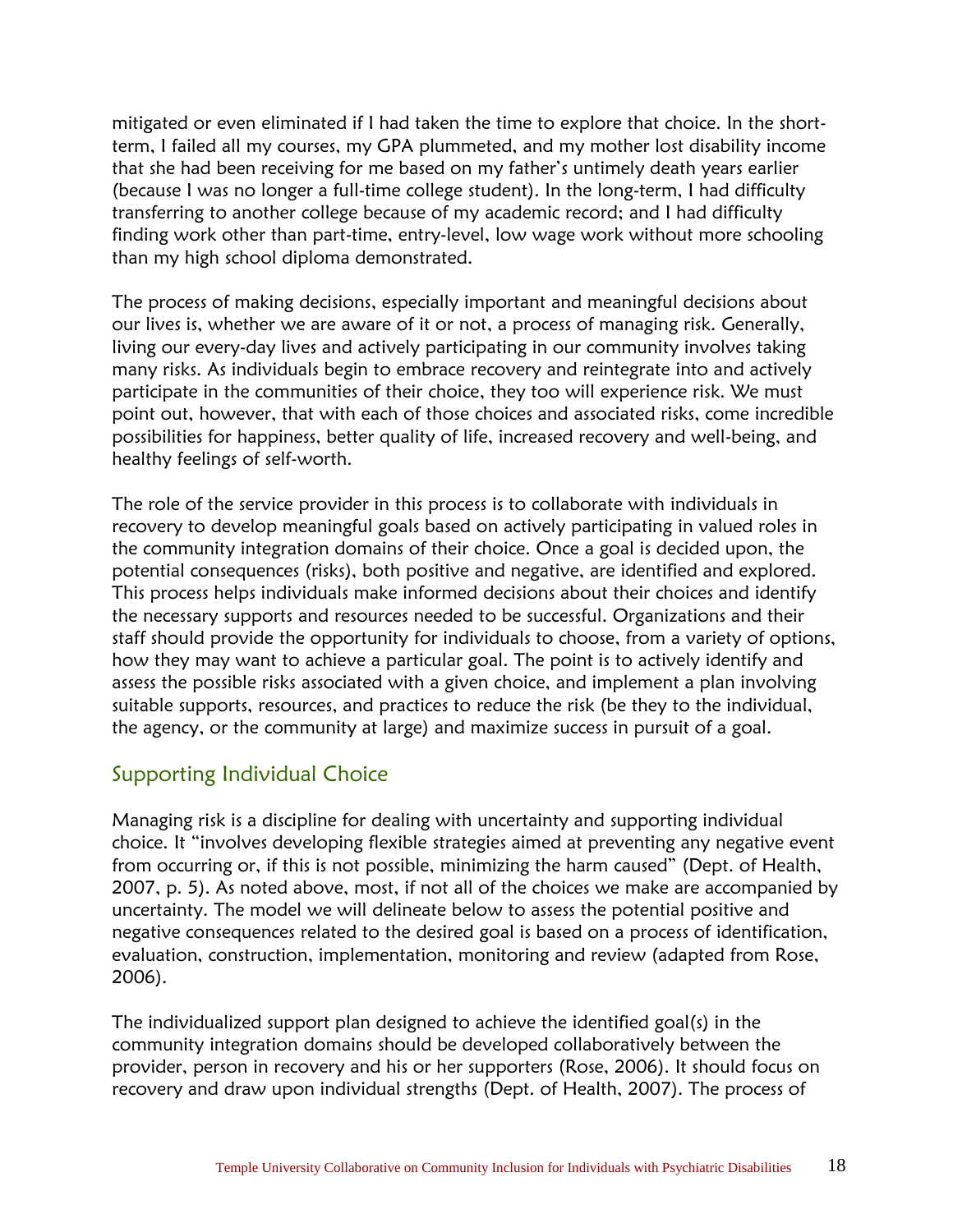mitigated or even eliminated if I had taken the time to explore that choice. In the short-term, I failed all my courses, my GPA plummeted, and my mother lost disability income that she had been receiving for me based on my father's untimely death years earlier (because I was no longer a full-time college student). In the long-term, I had difficulty transferring to another college because of my academic record; and I had difficulty finding work other than part-time, entry-level, low wage work without more schooling than my high school diploma demonstrated.

The process of making decisions, especially important and meaningful decisions about our lives is, whether we are aware of it or not, a process of managing risk. Generally, living our every-day lives and actively participating in our community involves taking many risks. As individuals begin to embrace recovery and reintegrate into and actively participate in the communities of their choice, they too will experience risk. We must point out, however, that with each of those choices and associated risks, come incredible possibilities for happiness, better quality of life, increased recovery and well-being, and healthy feelings of self-worth.

The role of the service provider in this process is to collaborate with individuals in recovery to develop meaningful goals based on actively participating in valued roles in the community integration domains of their choice. Once a goal is decided upon, the potential consequences (risks), both positive and negative, are identified and explored. This process helps individuals make informed decisions about their choices and identify the necessary supports and resources needed to be successful. Organizations and their staff should provide the opportunity for individuals to choose, from a variety of options, how they may want to achieve a particular goal. The point is to actively identify and assess the possible risks associated with a given choice, and implement a plan involving suitable supports, resources, and practices to reduce the risk (be they to the individual, the agency, or the community at large) and maximize success in pursuit of a goal.

## Supporting Individual Choice

Managing risk is a discipline for dealing with uncertainty and supporting individual choice. It "involves developing flexible strategies aimed at preventing any negative event from occurring or, if this is not possible, minimizing the harm caused" (Dept. of Health, 2007, p. 5). As noted above, most, if not all of the choices we make are accompanied by uncertainty. The model we will delineate below to assess the potential positive and negative consequences related to the desired goal is based on a process of identification, evaluation, construction, implementation, monitoring and review (adapted from Rose, 2006).

The individualized support plan designed to achieve the identified goal(s) in the community integration domains should be developed collaboratively between the provider, person in recovery and his or her supporters (Rose, 2006). It should focus on recovery and draw upon individual strengths (Dept. of Health, 2007). The process of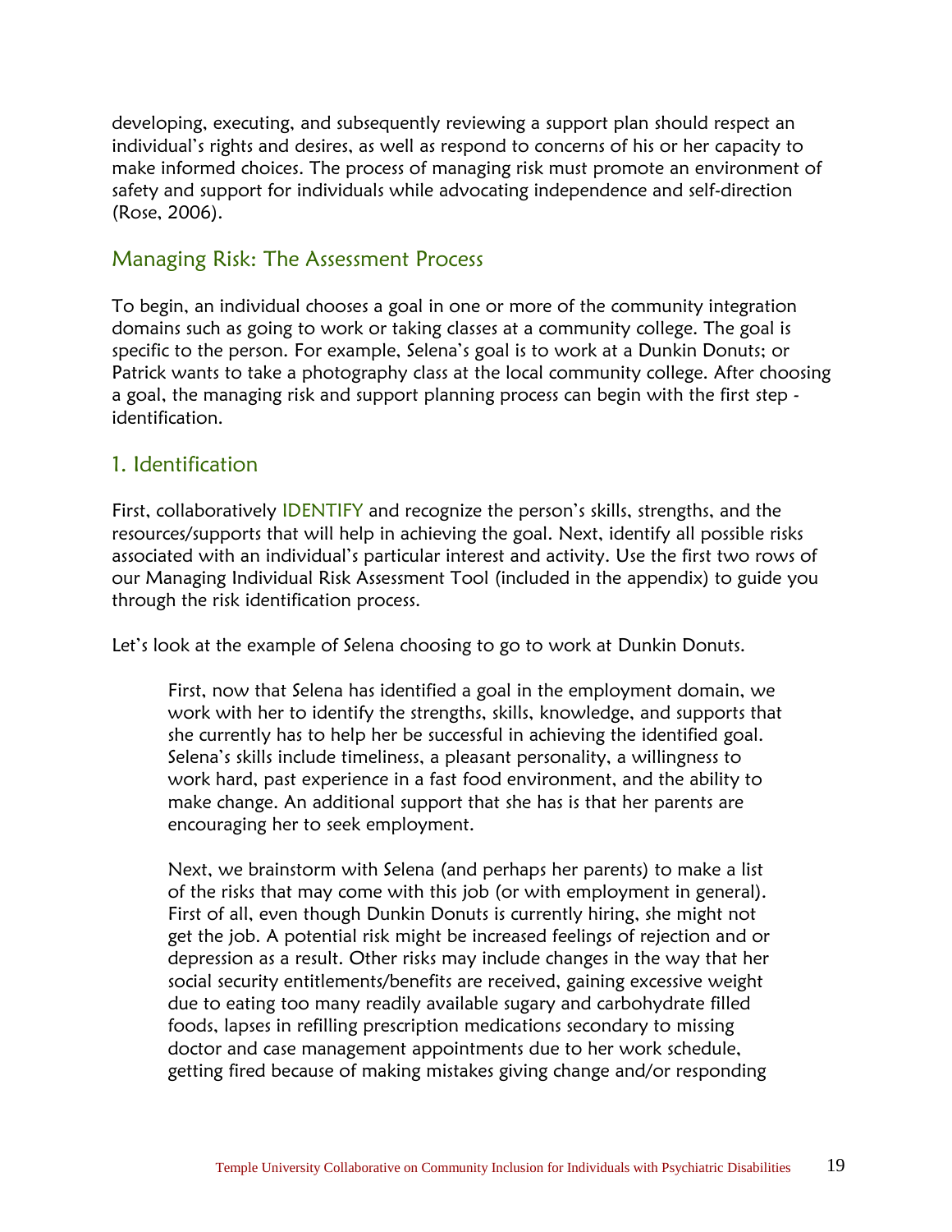developing, executing, and subsequently reviewing a support plan should respect an individual's rights and desires, as well as respond to concerns of his or her capacity to make informed choices. The process of managing risk must promote an environment of safety and support for individuals while advocating independence and self-direction (Rose, 2006).

## Managing Risk: The Assessment Process

To begin, an individual chooses a goal in one or more of the community integration domains such as going to work or taking classes at a community college. The goal is specific to the person. For example, Selena's goal is to work at a Dunkin Donuts; or Patrick wants to take a photography class at the local community college. After choosing a goal, the managing risk and support planning process can begin with the first step - identification.

## 1. Identification

First, collaboratively IDENTIFY and recognize the person's skills, strengths, and the resources/supports that will help in achieving the goal. Next, identify all possible risks associated with an individual's particular interest and activity. Use the first two rows of our Managing Individual Risk Assessment Tool (included in the appendix) to guide you through the risk identification process.

Let's look at the example of Selena choosing to go to work at Dunkin Donuts.

> First, now that Selena has identified a goal in the employment domain, we work with her to identify the strengths, skills, knowledge, and supports that she currently has to help her be successful in achieving the identified goal. Selena's skills include timeliness, a pleasant personality, a willingness to work hard, past experience in a fast food environment, and the ability to make change. An additional support that she has is that her parents are encouraging her to seek employment.
>
> Next, we brainstorm with Selena (and perhaps her parents) to make a list of the risks that may come with this job (or with employment in general). First of all, even though Dunkin Donuts is currently hiring, she might not get the job. A potential risk might be increased feelings of rejection and or depression as a result. Other risks may include changes in the way that her social security entitlements/benefits are received, gaining excessive weight due to eating too many readily available sugary and carbohydrate filled foods, lapses in refilling prescription medications secondary to missing doctor and case management appointments due to her work schedule, getting fired because of making mistakes giving change and/or responding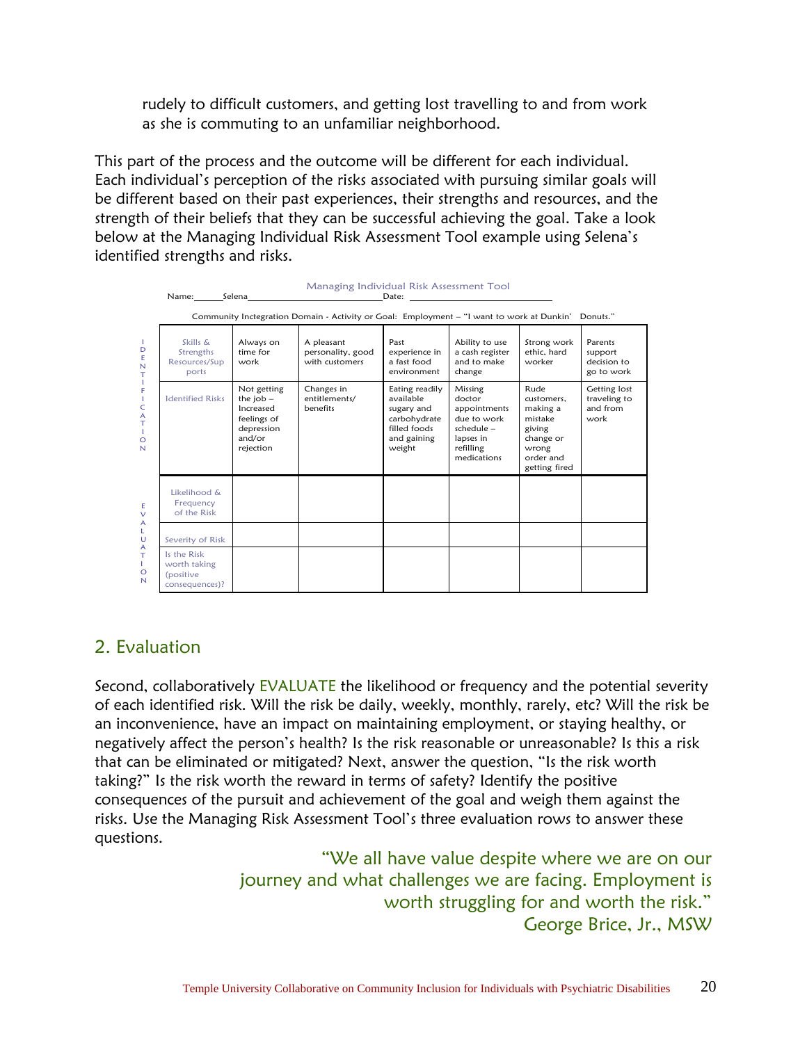rudely to difficult customers, and getting lost travelling to and from work as she is commuting to an unfamiliar neighborhood.

This part of the process and the outcome will be different for each individual. Each individual's perception of the risks associated with pursuing similar goals will be different based on their past experiences, their strengths and resources, and the strength of their beliefs that they can be successful achieving the goal. Take a look below at the Managing Individual Risk Assessment Tool example using Selena's identified strengths and risks.

Managing Individual Risk Assessment Tool

Name: Selena Date:

Community Inclegration Domain - Activity or Goal: Employment – "I want to work at Dunkin' Donuts."

| | | | | | | | |
|---|---|---|---|---|---|---|---|
| IDENTIFICATION | Skills & Strengths Resources/Supports | Always on time for work | A pleasant personality, good with customers | Past experience in a fast food environment | Ability to use a cash register and to make change | Strong work ethic, hard worker | Parents support decision to go to work |
| | Identified Risks | Not getting the job – Increased feelings of depression and/or rejection | Changes in entitlements/ benefits | Eating readily available sugary and carbohydrate filled foods and gaining weight | Missing doctor appointments due to work schedule – lapses in refilling medications | Rude customers, making a mistake giving change or wrong order and getting fired | Getting lost traveling to and from work |
| EVALUATION | Likelihood & Frequency of the Risk | | | | | | |
| | Severity of Risk | | | | | | |
| | Is the Risk worth taking (positive consequences)? | | | | | | |

## 2. Evaluation

Second, collaboratively EVALUATE the likelihood or frequency and the potential severity of each identified risk. Will the risk be daily, weekly, monthly, rarely, etc? Will the risk be an inconvenience, have an impact on maintaining employment, or staying healthy, or negatively affect the person's health? Is the risk reasonable or unreasonable? Is this a risk that can be eliminated or mitigated? Next, answer the question, "Is the risk worth taking?" Is the risk worth the reward in terms of safety? Identify the positive consequences of the pursuit and achievement of the goal and weigh them against the risks. Use the Managing Risk Assessment Tool's three evaluation rows to answer these questions.

"We all have value despite where we are on our journey and what challenges we are facing. Employment is worth struggling for and worth the risk."
George Brice, Jr., MSW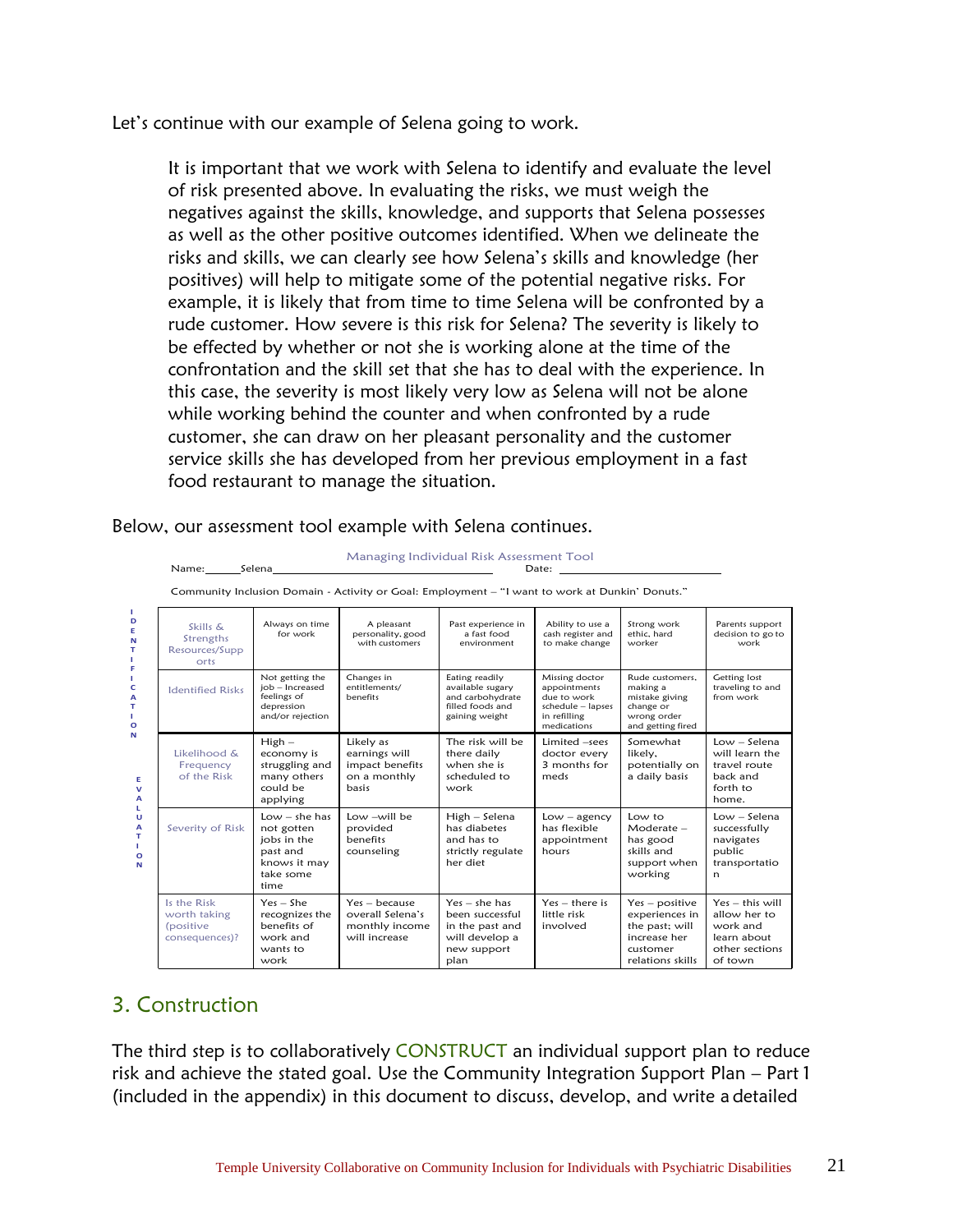Let's continue with our example of Selena going to work.

> It is important that we work with Selena to identify and evaluate the level of risk presented above. In evaluating the risks, we must weigh the negatives against the skills, knowledge, and supports that Selena possesses as well as the other positive outcomes identified. When we delineate the risks and skills, we can clearly see how Selena's skills and knowledge (her positives) will help to mitigate some of the potential negative risks. For example, it is likely that from time to time Selena will be confronted by a rude customer. How severe is this risk for Selena? The severity is likely to be effected by whether or not she is working alone at the time of the confrontation and the skill set that she has to deal with the experience. In this case, the severity is most likely very low as Selena will not be alone while working behind the counter and when confronted by a rude customer, she can draw on her pleasant personality and the customer service skills she has developed from her previous employment in a fast food restaurant to manage the situation.

Below, our assessment tool example with Selena continues.

Managing Individual Risk Assessment Tool

Name: Selena Date:

Community Inclusion Domain - Activity or Goal: Employment – "I want to work at Dunkin' Donuts."

| | | | | | | | |
|---|---|---|---|---|---|---|---|
| IDENTIFICATION | Skills & Strengths Resources/Supports | Always on time for work | A pleasant personality, good with customers | Past experience in a fast food environment | Ability to use a cash register and to make change | Strong work ethic, hard worker | Parents support decision to go to work |
| | Identified Risks | Not getting the job – Increased feelings of depression and/or rejection | Changes in entitlements/ benefits | Eating readily available sugary and carbohydrate filled foods and gaining weight | Missing doctor appointments due to work schedule – lapses in refilling medications | Rude customers, making a mistake giving change or wrong order and getting fired | Getting lost traveling to and from work |
| EVALUATION | Likelihood & Frequency of the Risk | High – economy is struggling and many others could be applying | Likely as earnings will impact benefits on a monthly basis | The risk will be there daily when she is scheduled to work | Limited –sees doctor every 3 months for meds | Somewhat likely, potentially on a daily basis | Low – Selena will learn the travel route back and forth to home. |
| | Severity of Risk | Low – she has not gotten jobs in the past and knows it may take some time | Low –will be provided benefits counseling | High – Selena has diabetes and has to strictly regulate her diet | Low – agency has flexible appointment hours | Low to Moderate – has good skills and support when working | Low – Selena successfully navigates public transportation |
| | Is the Risk worth taking (positive consequences)? | Yes – She recognizes the benefits of work and wants to work | Yes – because overall Selena's monthly income will increase | Yes – she has been successful in the past and will develop a new support plan | Yes – there is little risk involved | Yes – positive experiences in the past; will increase her customer relations skills | Yes – this will allow her to work and learn about other sections of town |

## 3. Construction

The third step is to collaboratively CONSTRUCT an individual support plan to reduce risk and achieve the stated goal. Use the Community Integration Support Plan – Part 1 (included in the appendix) in this document to discuss, develop, and write a detailed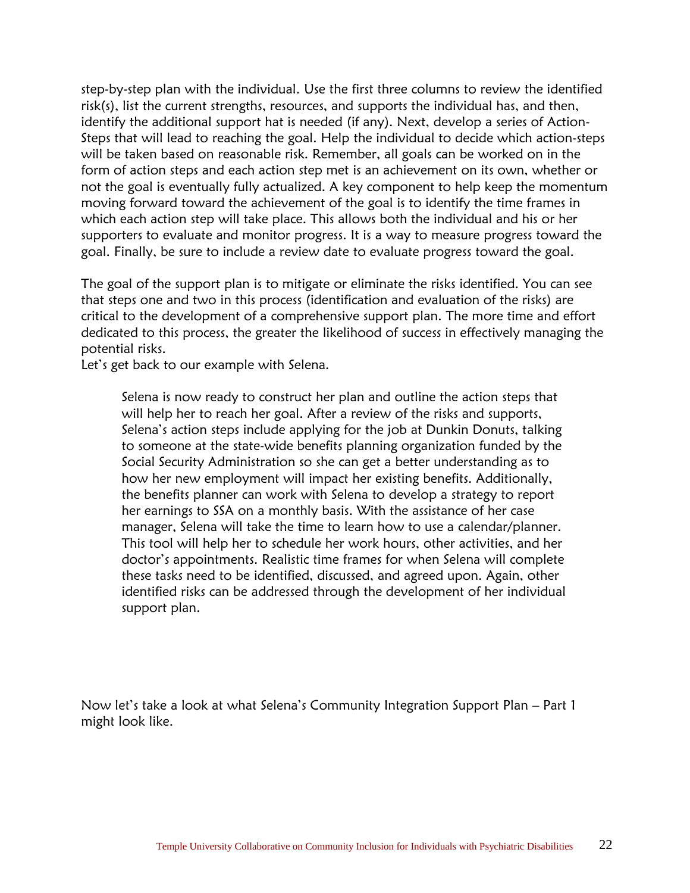step-by-step plan with the individual. Use the first three columns to review the identified risk(s), list the current strengths, resources, and supports the individual has, and then, identify the additional support hat is needed (if any). Next, develop a series of Action-Steps that will lead to reaching the goal. Help the individual to decide which action-steps will be taken based on reasonable risk. Remember, all goals can be worked on in the form of action steps and each action step met is an achievement on its own, whether or not the goal is eventually fully actualized. A key component to help keep the momentum moving forward toward the achievement of the goal is to identify the time frames in which each action step will take place. This allows both the individual and his or her supporters to evaluate and monitor progress. It is a way to measure progress toward the goal. Finally, be sure to include a review date to evaluate progress toward the goal.

The goal of the support plan is to mitigate or eliminate the risks identified. You can see that steps one and two in this process (identification and evaluation of the risks) are critical to the development of a comprehensive support plan. The more time and effort dedicated to this process, the greater the likelihood of success in effectively managing the potential risks.

Let's get back to our example with Selena.

> Selena is now ready to construct her plan and outline the action steps that will help her to reach her goal. After a review of the risks and supports, Selena's action steps include applying for the job at Dunkin Donuts, talking to someone at the state-wide benefits planning organization funded by the Social Security Administration so she can get a better understanding as to how her new employment will impact her existing benefits. Additionally, the benefits planner can work with Selena to develop a strategy to report her earnings to SSA on a monthly basis. With the assistance of her case manager, Selena will take the time to learn how to use a calendar/planner. This tool will help her to schedule her work hours, other activities, and her doctor's appointments. Realistic time frames for when Selena will complete these tasks need to be identified, discussed, and agreed upon. Again, other identified risks can be addressed through the development of her individual support plan.

Now let's take a look at what Selena's Community Integration Support Plan – Part 1 might look like.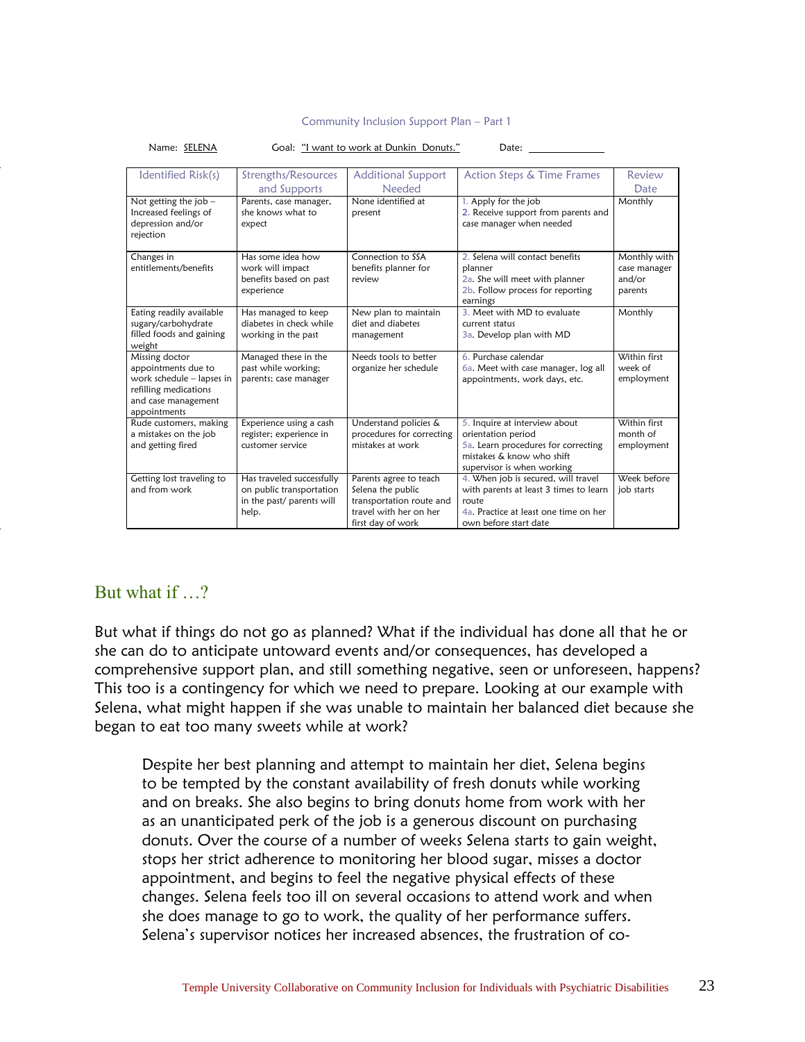Community Inclusion Support Plan – Part 1

Name: SELENA Goal: "I want to work at Dunkin Donuts." Date: _____________

| Identified Risk(s) | Strengths/Resources and Supports | Additional Support Needed | Action Steps & Time Frames | Review Date |
|---|---|---|---|---|
| Not getting the job – Increased feelings of depression and/or rejection | Parents, case manager, she knows what to expect | None identified at present | 1. Apply for the job<br>2. Receive support from parents and case manager when needed | Monthly |
| Changes in entitlements/benefits | Has some idea how work will impact benefits based on past experience | Connection to SSA benefits planner for review | 2. Selena will contact benefits planner<br>2a. She will meet with planner<br>2b. Follow process for reporting earnings | Monthly with case manager and/or parents |
| Eating readily available sugary/carbohydrate filled foods and gaining weight | Has managed to keep diabetes in check while working in the past | New plan to maintain diet and diabetes management | 3. Meet with MD to evaluate current status<br>3a. Develop plan with MD | Monthly |
| Missing doctor appointments due to work schedule – lapses in refilling medications and case management appointments | Managed these in the past while working; parents; case manager | Needs tools to better organize her schedule | 6. Purchase calendar<br>6a. Meet with case manager, log all appointments, work days, etc. | Within first week of employment |
| Rude customers, making a mistakes on the job and getting fired | Experience using a cash register; experience in customer service | Understand policies & procedures for correcting mistakes at work | 5. Inquire at interview about orientation period<br>5a. Learn procedures for correcting mistakes & know who shift supervisor is when working | Within first month of employment |
| Getting lost traveling to and from work | Has traveled successfully on public transportation in the past/ parents will help. | Parents agree to teach Selena the public transportation route and travel with her on her first day of work | 4. When job is secured, will travel with parents at least 3 times to learn route<br>4a. Practice at least one time on her own before start date | Week before job starts |

## But what if …?

But what if things do not go as planned? What if the individual has done all that he or she can do to anticipate untoward events and/or consequences, has developed a comprehensive support plan, and still something negative, seen or unforeseen, happens? This too is a contingency for which we need to prepare. Looking at our example with Selena, what might happen if she was unable to maintain her balanced diet because she began to eat too many sweets while at work?

> Despite her best planning and attempt to maintain her diet, Selena begins to be tempted by the constant availability of fresh donuts while working and on breaks. She also begins to bring donuts home from work with her as an unanticipated perk of the job is a generous discount on purchasing donuts. Over the course of a number of weeks Selena starts to gain weight, stops her strict adherence to monitoring her blood sugar, misses a doctor appointment, and begins to feel the negative physical effects of these changes. Selena feels too ill on several occasions to attend work and when she does manage to go to work, the quality of her performance suffers. Selena's supervisor notices her increased absences, the frustration of co-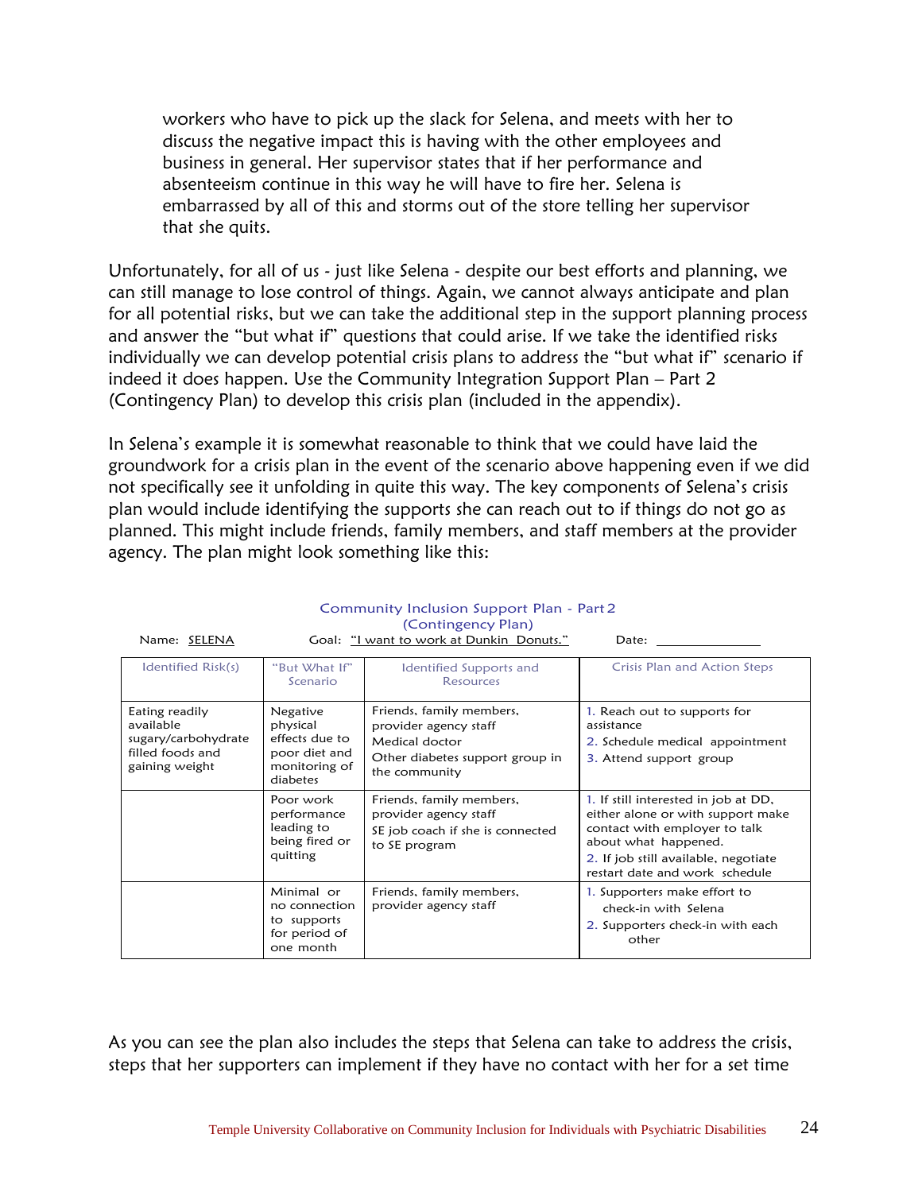workers who have to pick up the slack for Selena, and meets with her to discuss the negative impact this is having with the other employees and business in general. Her supervisor states that if her performance and absenteeism continue in this way he will have to fire her. Selena is embarrassed by all of this and storms out of the store telling her supervisor that she quits.

Unfortunately, for all of us - just like Selena - despite our best efforts and planning, we can still manage to lose control of things. Again, we cannot always anticipate and plan for all potential risks, but we can take the additional step in the support planning process and answer the "but what if" questions that could arise. If we take the identified risks individually we can develop potential crisis plans to address the "but what if" scenario if indeed it does happen. Use the Community Integration Support Plan – Part 2 (Contingency Plan) to develop this crisis plan (included in the appendix).

In Selena's example it is somewhat reasonable to think that we could have laid the groundwork for a crisis plan in the event of the scenario above happening even if we did not specifically see it unfolding in quite this way. The key components of Selena's crisis plan would include identifying the supports she can reach out to if things do not go as planned. This might include friends, family members, and staff members at the provider agency. The plan might look something like this:

Community Inclusion Support Plan - Part 2
(Contingency Plan)

Name: SELENA    Goal: "I want to work at Dunkin Donuts."    Date: ____________

| Identified Risk(s) | "But What If" Scenario | Identified Supports and Resources | Crisis Plan and Action Steps |
|---|---|---|---|
| Eating readily available sugary/carbohydrate filled foods and gaining weight | Negative physical effects due to poor diet and monitoring of diabetes | Friends, family members, provider agency staff<br>Medical doctor<br>Other diabetes support group in the community | 1. Reach out to supports for assistance<br>2. Schedule medical appointment<br>3. Attend support group |
| | Poor work performance leading to being fired or quitting | Friends, family members, provider agency staff<br>SE job coach if she is connected to SE program | 1. If still interested in job at DD, either alone or with support make contact with employer to talk about what happened.<br>2. If job still available, negotiate restart date and work schedule |
| | Minimal or no connection to supports for period of one month | Friends, family members, provider agency staff | 1. Supporters make effort to check-in with Selena<br>2. Supporters check-in with each other |

As you can see the plan also includes the steps that Selena can take to address the crisis, steps that her supporters can implement if they have no contact with her for a set time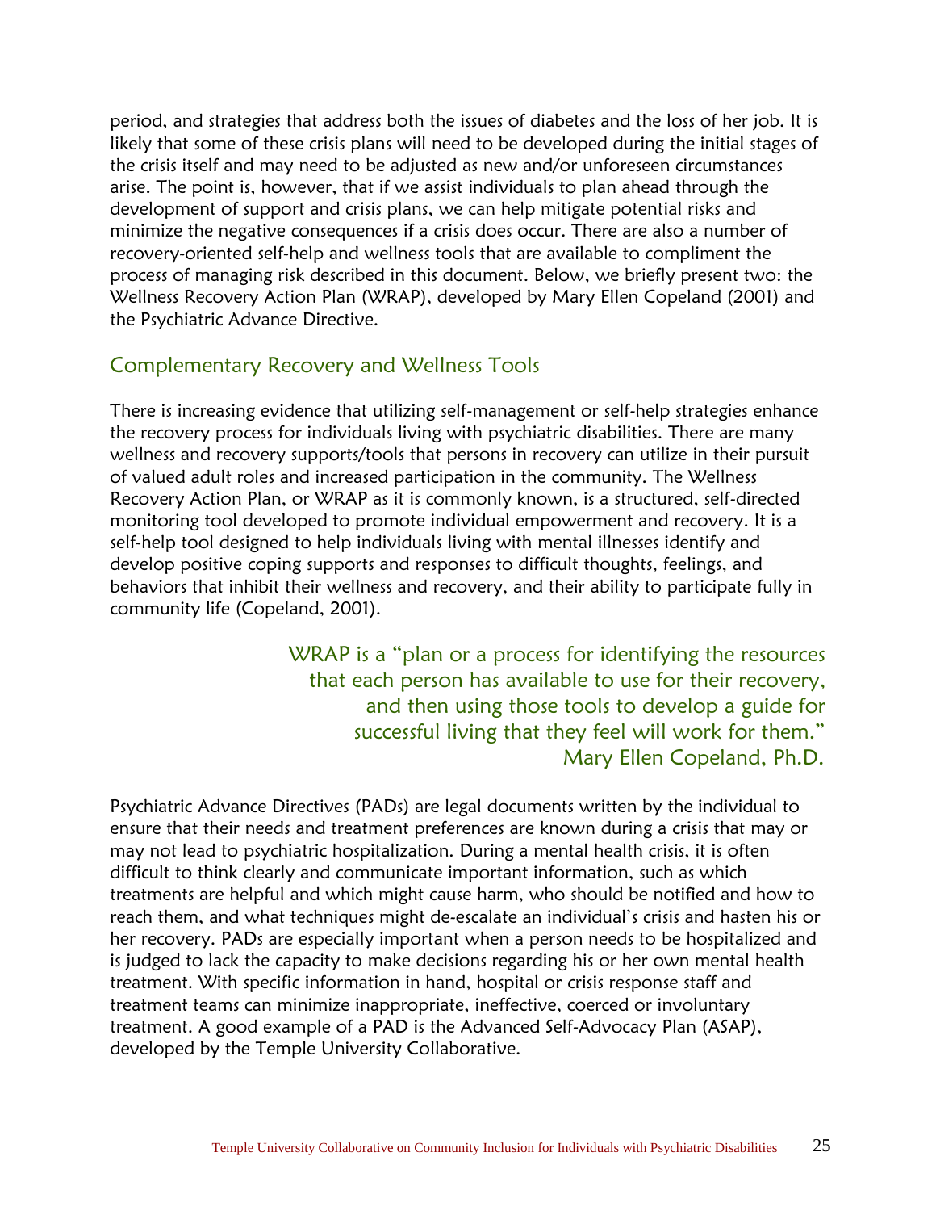period, and strategies that address both the issues of diabetes and the loss of her job. It is likely that some of these crisis plans will need to be developed during the initial stages of the crisis itself and may need to be adjusted as new and/or unforeseen circumstances arise. The point is, however, that if we assist individuals to plan ahead through the development of support and crisis plans, we can help mitigate potential risks and minimize the negative consequences if a crisis does occur. There are also a number of recovery-oriented self-help and wellness tools that are available to compliment the process of managing risk described in this document. Below, we briefly present two: the Wellness Recovery Action Plan (WRAP), developed by Mary Ellen Copeland (2001) and the Psychiatric Advance Directive.

## Complementary Recovery and Wellness Tools

There is increasing evidence that utilizing self-management or self-help strategies enhance the recovery process for individuals living with psychiatric disabilities. There are many wellness and recovery supports/tools that persons in recovery can utilize in their pursuit of valued adult roles and increased participation in the community. The Wellness Recovery Action Plan, or WRAP as it is commonly known, is a structured, self-directed monitoring tool developed to promote individual empowerment and recovery. It is a self-help tool designed to help individuals living with mental illnesses identify and develop positive coping supports and responses to difficult thoughts, feelings, and behaviors that inhibit their wellness and recovery, and their ability to participate fully in community life (Copeland, 2001).

> WRAP is a "plan or a process for identifying the resources that each person has available to use for their recovery, and then using those tools to develop a guide for successful living that they feel will work for them."
> Mary Ellen Copeland, Ph.D.

Psychiatric Advance Directives (PADs) are legal documents written by the individual to ensure that their needs and treatment preferences are known during a crisis that may or may not lead to psychiatric hospitalization. During a mental health crisis, it is often difficult to think clearly and communicate important information, such as which treatments are helpful and which might cause harm, who should be notified and how to reach them, and what techniques might de-escalate an individual's crisis and hasten his or her recovery. PADs are especially important when a person needs to be hospitalized and is judged to lack the capacity to make decisions regarding his or her own mental health treatment. With specific information in hand, hospital or crisis response staff and treatment teams can minimize inappropriate, ineffective, coerced or involuntary treatment. A good example of a PAD is the Advanced Self-Advocacy Plan (ASAP), developed by the Temple University Collaborative.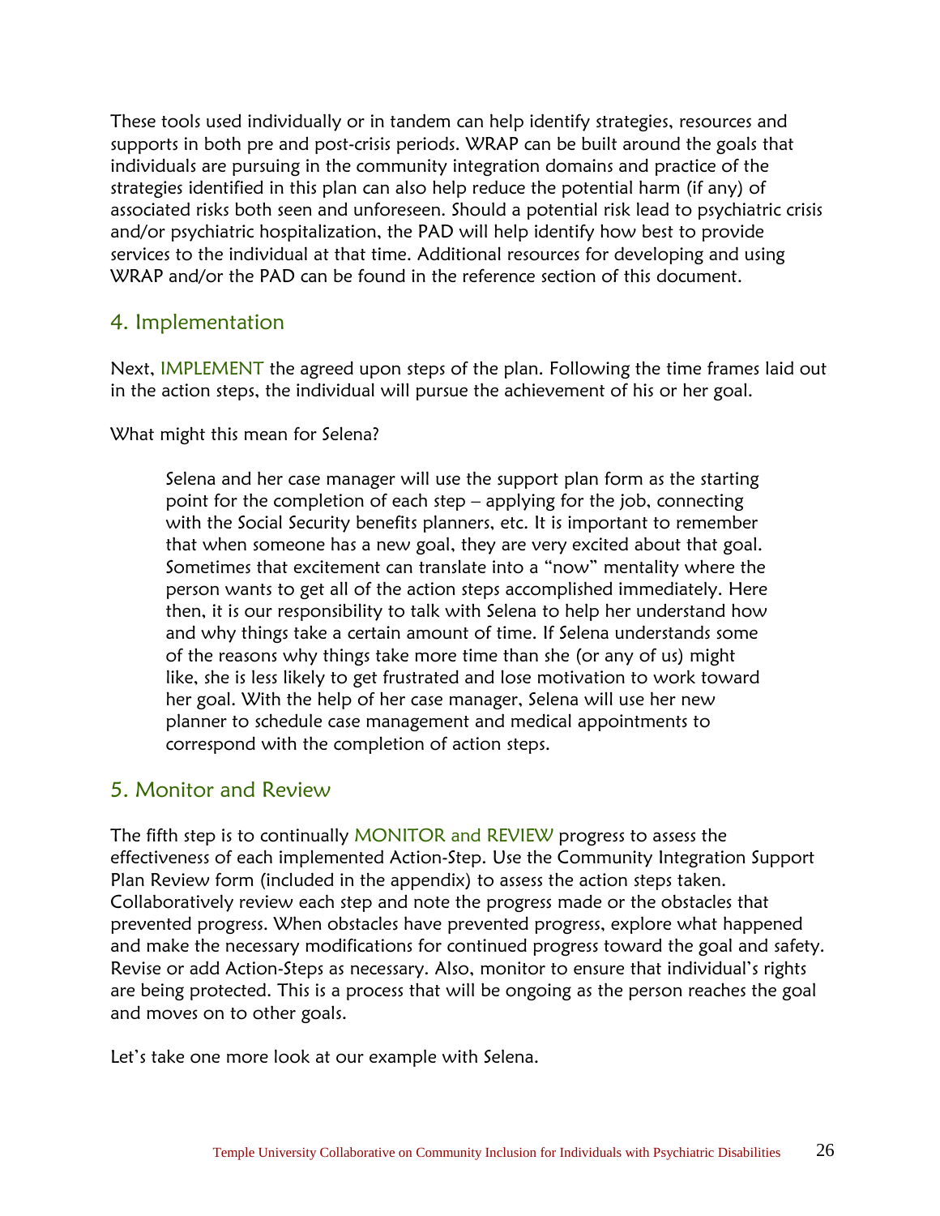These tools used individually or in tandem can help identify strategies, resources and supports in both pre and post-crisis periods. WRAP can be built around the goals that individuals are pursuing in the community integration domains and practice of the strategies identified in this plan can also help reduce the potential harm (if any) of associated risks both seen and unforeseen. Should a potential risk lead to psychiatric crisis and/or psychiatric hospitalization, the PAD will help identify how best to provide services to the individual at that time. Additional resources for developing and using WRAP and/or the PAD can be found in the reference section of this document.

## 4. Implementation

Next, IMPLEMENT the agreed upon steps of the plan. Following the time frames laid out in the action steps, the individual will pursue the achievement of his or her goal.

What might this mean for Selena?

> Selena and her case manager will use the support plan form as the starting point for the completion of each step – applying for the job, connecting with the Social Security benefits planners, etc. It is important to remember that when someone has a new goal, they are very excited about that goal. Sometimes that excitement can translate into a "now" mentality where the person wants to get all of the action steps accomplished immediately. Here then, it is our responsibility to talk with Selena to help her understand how and why things take a certain amount of time. If Selena understands some of the reasons why things take more time than she (or any of us) might like, she is less likely to get frustrated and lose motivation to work toward her goal. With the help of her case manager, Selena will use her new planner to schedule case management and medical appointments to correspond with the completion of action steps.

## 5. Monitor and Review

The fifth step is to continually MONITOR and REVIEW progress to assess the effectiveness of each implemented Action-Step. Use the Community Integration Support Plan Review form (included in the appendix) to assess the action steps taken. Collaboratively review each step and note the progress made or the obstacles that prevented progress. When obstacles have prevented progress, explore what happened and make the necessary modifications for continued progress toward the goal and safety. Revise or add Action-Steps as necessary. Also, monitor to ensure that individual's rights are being protected. This is a process that will be ongoing as the person reaches the goal and moves on to other goals.

Let's take one more look at our example with Selena.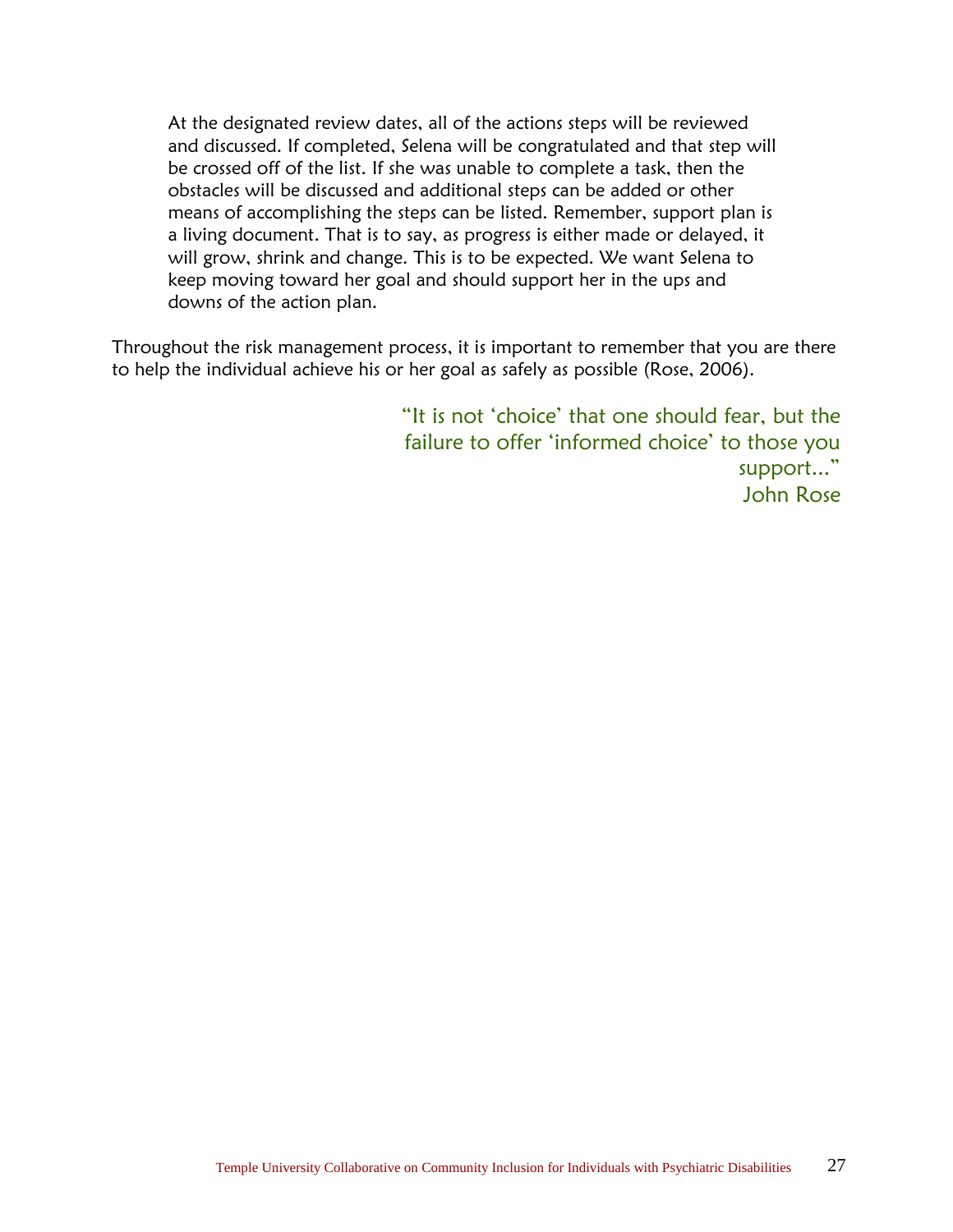> At the designated review dates, all of the actions steps will be reviewed and discussed. If completed, Selena will be congratulated and that step will be crossed off of the list. If she was unable to complete a task, then the obstacles will be discussed and additional steps can be added or other means of accomplishing the steps can be listed. Remember, support plan is a living document. That is to say, as progress is either made or delayed, it will grow, shrink and change. This is to be expected. We want Selena to keep moving toward her goal and should support her in the ups and downs of the action plan.

Throughout the risk management process, it is important to remember that you are there to help the individual achieve his or her goal as safely as possible (Rose, 2006).

> "It is not 'choice' that one should fear, but the failure to offer 'informed choice' to those you support..."
>
> John Rose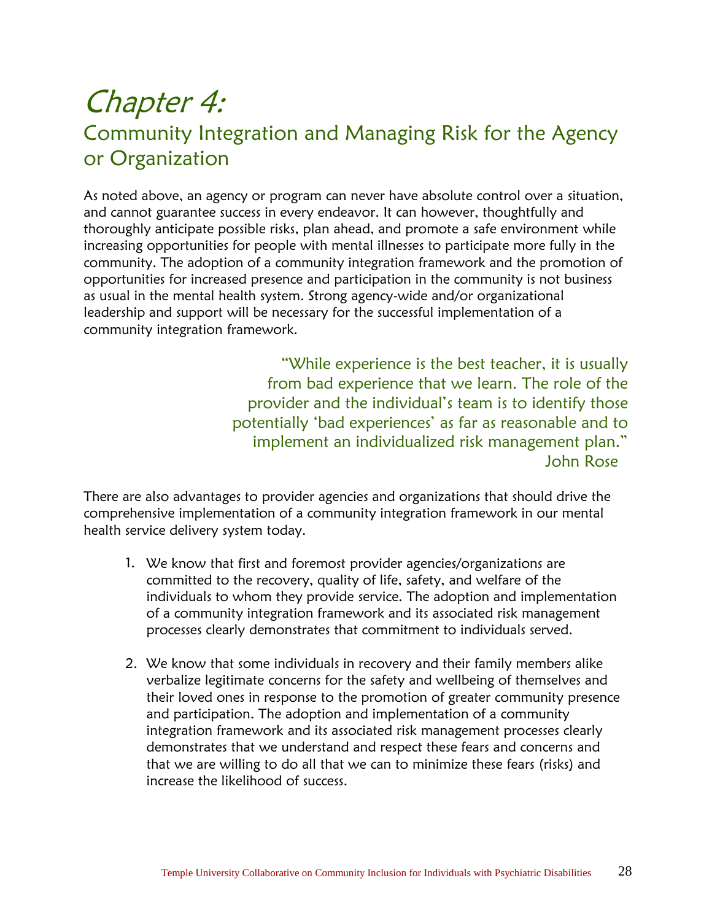# *Chapter 4:*

## Community Integration and Managing Risk for the Agency or Organization

As noted above, an agency or program can never have absolute control over a situation, and cannot guarantee success in every endeavor. It can however, thoughtfully and thoroughly anticipate possible risks, plan ahead, and promote a safe environment while increasing opportunities for people with mental illnesses to participate more fully in the community. The adoption of a community integration framework and the promotion of opportunities for increased presence and participation in the community is not business as usual in the mental health system. Strong agency-wide and/or organizational leadership and support will be necessary for the successful implementation of a community integration framework.

> "While experience is the best teacher, it is usually from bad experience that we learn. The role of the provider and the individual's team is to identify those potentially 'bad experiences' as far as reasonable and to implement an individualized risk management plan."
> John Rose

There are also advantages to provider agencies and organizations that should drive the comprehensive implementation of a community integration framework in our mental health service delivery system today.

1. We know that first and foremost provider agencies/organizations are committed to the recovery, quality of life, safety, and welfare of the individuals to whom they provide service. The adoption and implementation of a community integration framework and its associated risk management processes clearly demonstrates that commitment to individuals served.

2. We know that some individuals in recovery and their family members alike verbalize legitimate concerns for the safety and wellbeing of themselves and their loved ones in response to the promotion of greater community presence and participation. The adoption and implementation of a community integration framework and its associated risk management processes clearly demonstrates that we understand and respect these fears and concerns and that we are willing to do all that we can to minimize these fears (risks) and increase the likelihood of success.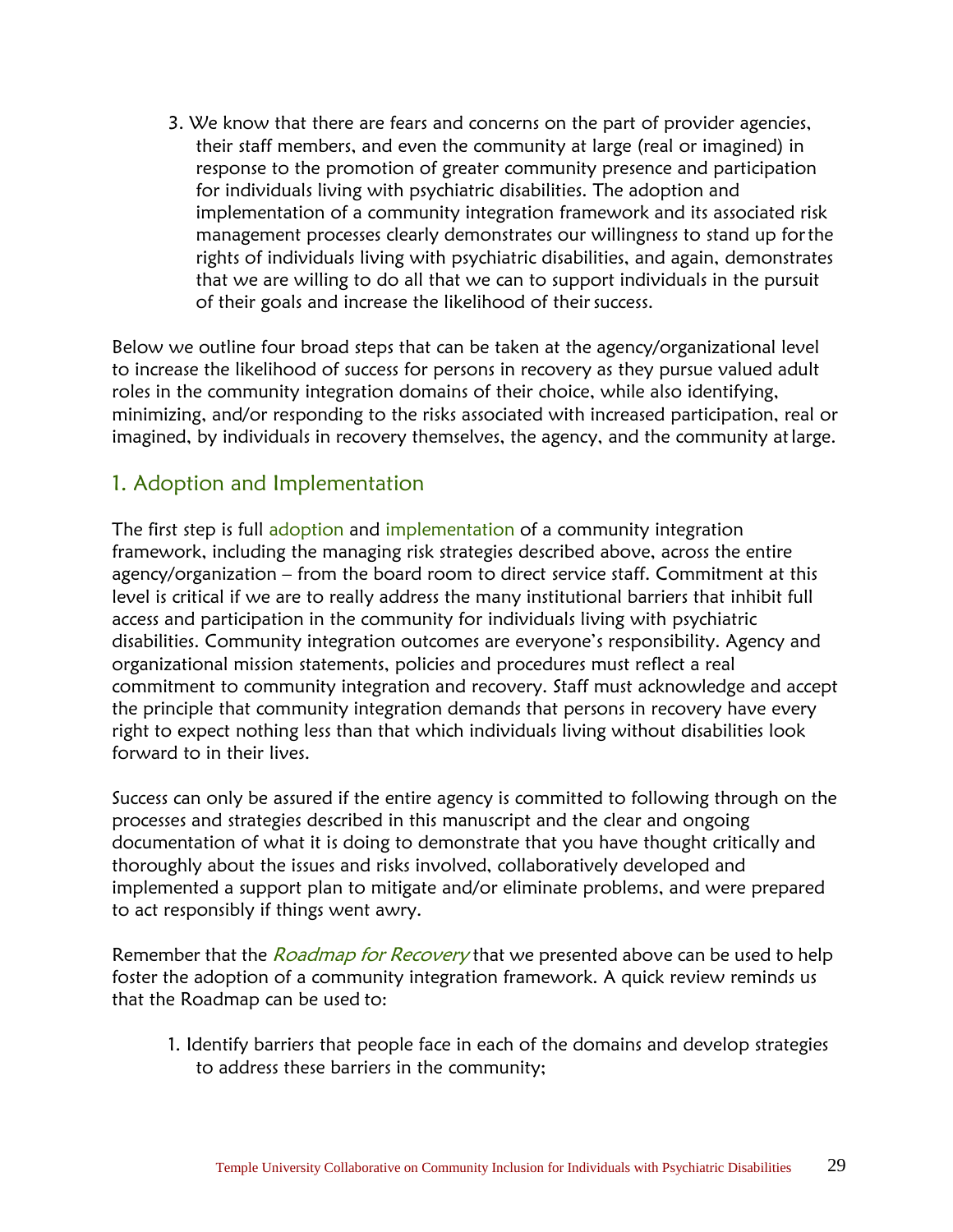3. We know that there are fears and concerns on the part of provider agencies, their staff members, and even the community at large (real or imagined) in response to the promotion of greater community presence and participation for individuals living with psychiatric disabilities. The adoption and implementation of a community integration framework and its associated risk management processes clearly demonstrates our willingness to stand up for the rights of individuals living with psychiatric disabilities, and again, demonstrates that we are willing to do all that we can to support individuals in the pursuit of their goals and increase the likelihood of their success.

Below we outline four broad steps that can be taken at the agency/organizational level to increase the likelihood of success for persons in recovery as they pursue valued adult roles in the community integration domains of their choice, while also identifying, minimizing, and/or responding to the risks associated with increased participation, real or imagined, by individuals in recovery themselves, the agency, and the community at large.

## 1. Adoption and Implementation

The first step is full adoption and implementation of a community integration framework, including the managing risk strategies described above, across the entire agency/organization – from the board room to direct service staff. Commitment at this level is critical if we are to really address the many institutional barriers that inhibit full access and participation in the community for individuals living with psychiatric disabilities. Community integration outcomes are everyone's responsibility. Agency and organizational mission statements, policies and procedures must reflect a real commitment to community integration and recovery. Staff must acknowledge and accept the principle that community integration demands that persons in recovery have every right to expect nothing less than that which individuals living without disabilities look forward to in their lives.

Success can only be assured if the entire agency is committed to following through on the processes and strategies described in this manuscript and the clear and ongoing documentation of what it is doing to demonstrate that you have thought critically and thoroughly about the issues and risks involved, collaboratively developed and implemented a support plan to mitigate and/or eliminate problems, and were prepared to act responsibly if things went awry.

Remember that the *Roadmap for Recovery* that we presented above can be used to help foster the adoption of a community integration framework. A quick review reminds us that the Roadmap can be used to:

1. Identify barriers that people face in each of the domains and develop strategies to address these barriers in the community;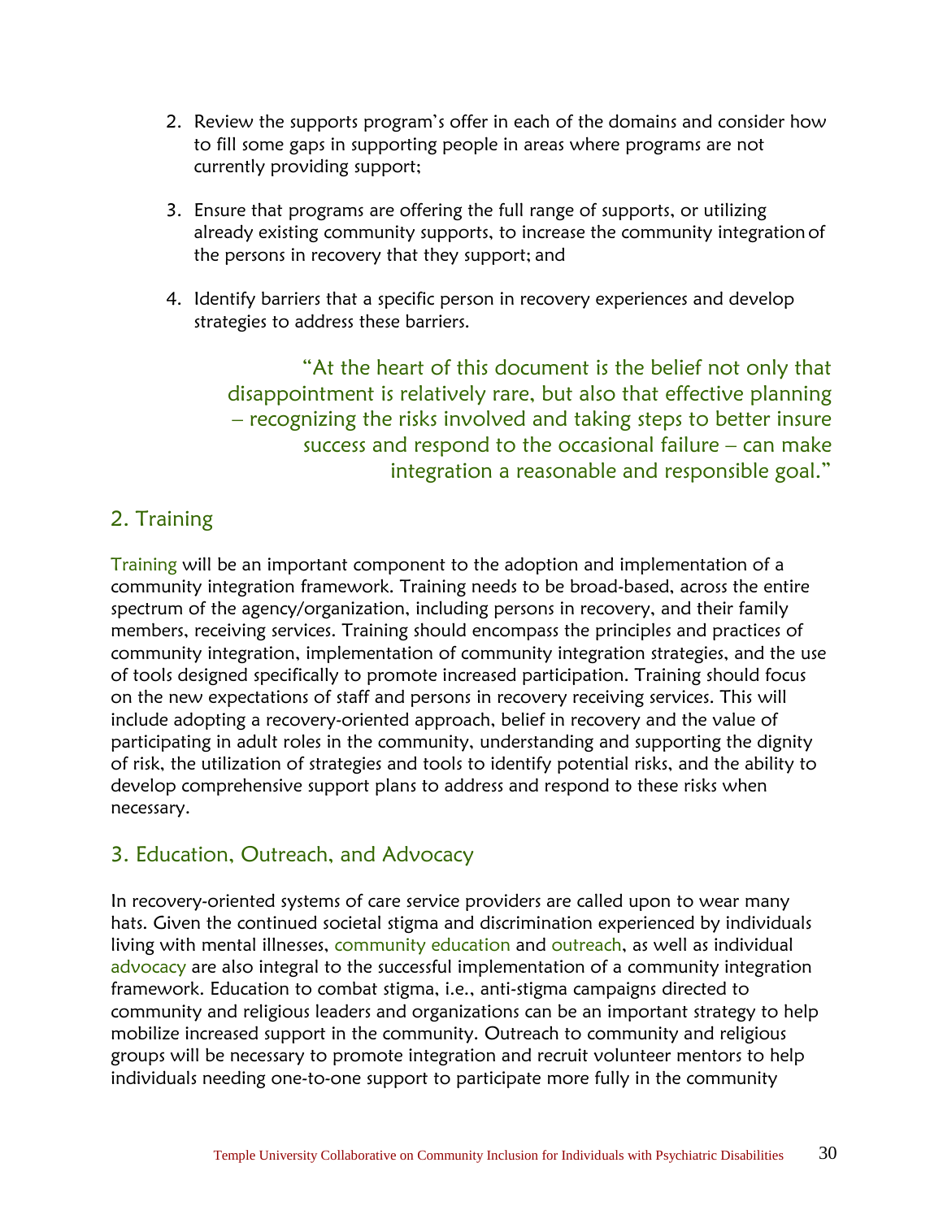2. Review the supports program's offer in each of the domains and consider how to fill some gaps in supporting people in areas where programs are not currently providing support;

3. Ensure that programs are offering the full range of supports, or utilizing already existing community supports, to increase the community integration of the persons in recovery that they support; and

4. Identify barriers that a specific person in recovery experiences and develop strategies to address these barriers.

> "At the heart of this document is the belief not only that disappointment is relatively rare, but also that effective planning – recognizing the risks involved and taking steps to better insure success and respond to the occasional failure – can make integration a reasonable and responsible goal."

## 2. Training

Training will be an important component to the adoption and implementation of a community integration framework. Training needs to be broad-based, across the entire spectrum of the agency/organization, including persons in recovery, and their family members, receiving services. Training should encompass the principles and practices of community integration, implementation of community integration strategies, and the use of tools designed specifically to promote increased participation. Training should focus on the new expectations of staff and persons in recovery receiving services. This will include adopting a recovery-oriented approach, belief in recovery and the value of participating in adult roles in the community, understanding and supporting the dignity of risk, the utilization of strategies and tools to identify potential risks, and the ability to develop comprehensive support plans to address and respond to these risks when necessary.

## 3. Education, Outreach, and Advocacy

In recovery-oriented systems of care service providers are called upon to wear many hats. Given the continued societal stigma and discrimination experienced by individuals living with mental illnesses, community education and outreach, as well as individual advocacy are also integral to the successful implementation of a community integration framework. Education to combat stigma, i.e., anti-stigma campaigns directed to community and religious leaders and organizations can be an important strategy to help mobilize increased support in the community. Outreach to community and religious groups will be necessary to promote integration and recruit volunteer mentors to help individuals needing one-to-one support to participate more fully in the community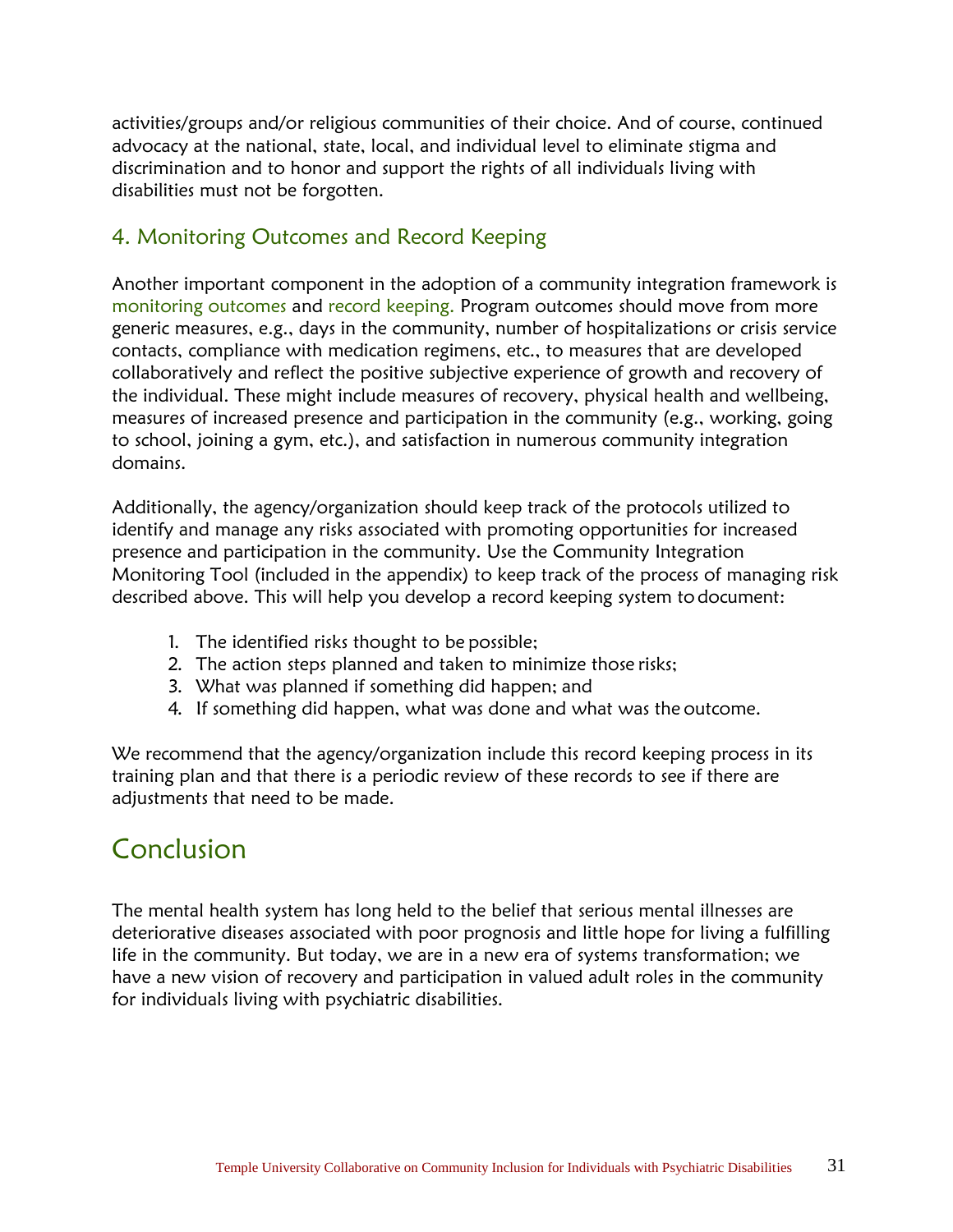activities/groups and/or religious communities of their choice. And of course, continued advocacy at the national, state, local, and individual level to eliminate stigma and discrimination and to honor and support the rights of all individuals living with disabilities must not be forgotten.

### 4. Monitoring Outcomes and Record Keeping

Another important component in the adoption of a community integration framework is monitoring outcomes and record keeping. Program outcomes should move from more generic measures, e.g., days in the community, number of hospitalizations or crisis service contacts, compliance with medication regimens, etc., to measures that are developed collaboratively and reflect the positive subjective experience of growth and recovery of the individual. These might include measures of recovery, physical health and wellbeing, measures of increased presence and participation in the community (e.g., working, going to school, joining a gym, etc.), and satisfaction in numerous community integration domains.

Additionally, the agency/organization should keep track of the protocols utilized to identify and manage any risks associated with promoting opportunities for increased presence and participation in the community. Use the Community Integration Monitoring Tool (included in the appendix) to keep track of the process of managing risk described above. This will help you develop a record keeping system to document:

1. The identified risks thought to be possible;
2. The action steps planned and taken to minimize those risks;
3. What was planned if something did happen; and
4. If something did happen, what was done and what was the outcome.

We recommend that the agency/organization include this record keeping process in its training plan and that there is a periodic review of these records to see if there are adjustments that need to be made.

## Conclusion

The mental health system has long held to the belief that serious mental illnesses are deteriorative diseases associated with poor prognosis and little hope for living a fulfilling life in the community. But today, we are in a new era of systems transformation; we have a new vision of recovery and participation in valued adult roles in the community for individuals living with psychiatric disabilities.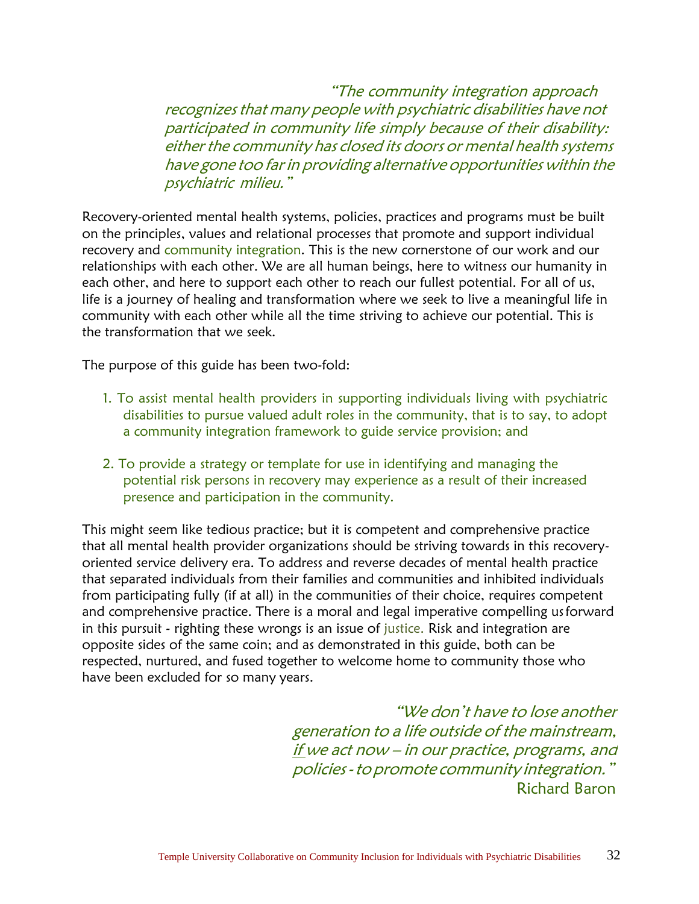*"The community integration approach recognizes that many people with psychiatric disabilities have not participated in community life simply because of their disability: either the community has closed its doors or mental health systems have gone too far in providing alternative opportunities within the psychiatric milieu."*

Recovery-oriented mental health systems, policies, practices and programs must be built on the principles, values and relational processes that promote and support individual recovery and community integration. This is the new cornerstone of our work and our relationships with each other. We are all human beings, here to witness our humanity in each other, and here to support each other to reach our fullest potential. For all of us, life is a journey of healing and transformation where we seek to live a meaningful life in community with each other while all the time striving to achieve our potential. This is the transformation that we seek.

The purpose of this guide has been two-fold:

1. To assist mental health providers in supporting individuals living with psychiatric disabilities to pursue valued adult roles in the community, that is to say, to adopt a community integration framework to guide service provision; and

2. To provide a strategy or template for use in identifying and managing the potential risk persons in recovery may experience as a result of their increased presence and participation in the community.

This might seem like tedious practice; but it is competent and comprehensive practice that all mental health provider organizations should be striving towards in this recovery-oriented service delivery era. To address and reverse decades of mental health practice that separated individuals from their families and communities and inhibited individuals from participating fully (if at all) in the communities of their choice, requires competent and comprehensive practice. There is a moral and legal imperative compelling us forward in this pursuit - righting these wrongs is an issue of justice. Risk and integration are opposite sides of the same coin; and as demonstrated in this guide, both can be respected, nurtured, and fused together to welcome home to community those who have been excluded for so many years.

*"We don't have to lose another generation to a life outside of the mainstream, <u>if</u> we act now – in our practice, programs, and policies - to promote community integration."*
Richard Baron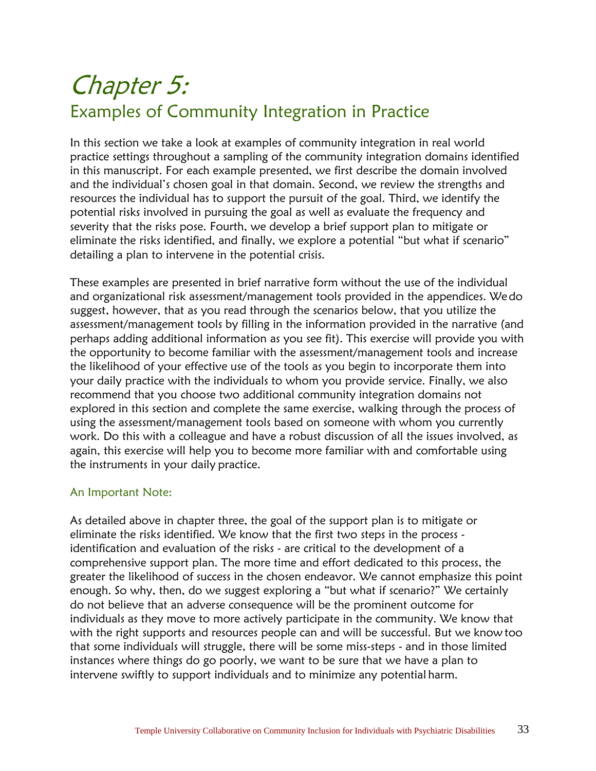# Chapter 5:

## Examples of Community Integration in Practice

In this section we take a look at examples of community integration in real world practice settings throughout a sampling of the community integration domains identified in this manuscript. For each example presented, we first describe the domain involved and the individual's chosen goal in that domain. Second, we review the strengths and resources the individual has to support the pursuit of the goal. Third, we identify the potential risks involved in pursuing the goal as well as evaluate the frequency and severity that the risks pose. Fourth, we develop a brief support plan to mitigate or eliminate the risks identified, and finally, we explore a potential "but what if scenario" detailing a plan to intervene in the potential crisis.

These examples are presented in brief narrative form without the use of the individual and organizational risk assessment/management tools provided in the appendices. We do suggest, however, that as you read through the scenarios below, that you utilize the assessment/management tools by filling in the information provided in the narrative (and perhaps adding additional information as you see fit). This exercise will provide you with the opportunity to become familiar with the assessment/management tools and increase the likelihood of your effective use of the tools as you begin to incorporate them into your daily practice with the individuals to whom you provide service. Finally, we also recommend that you choose two additional community integration domains not explored in this section and complete the same exercise, walking through the process of using the assessment/management tools based on someone with whom you currently work. Do this with a colleague and have a robust discussion of all the issues involved, as again, this exercise will help you to become more familiar with and comfortable using the instruments in your daily practice.

### An Important Note:

As detailed above in chapter three, the goal of the support plan is to mitigate or eliminate the risks identified. We know that the first two steps in the process - identification and evaluation of the risks - are critical to the development of a comprehensive support plan. The more time and effort dedicated to this process, the greater the likelihood of success in the chosen endeavor. We cannot emphasize this point enough. So why, then, do we suggest exploring a "but what if scenario?" We certainly do not believe that an adverse consequence will be the prominent outcome for individuals as they move to more actively participate in the community. We know that with the right supports and resources people can and will be successful. But we know too that some individuals will struggle, there will be some miss-steps - and in those limited instances where things do go poorly, we want to be sure that we have a plan to intervene swiftly to support individuals and to minimize any potential harm.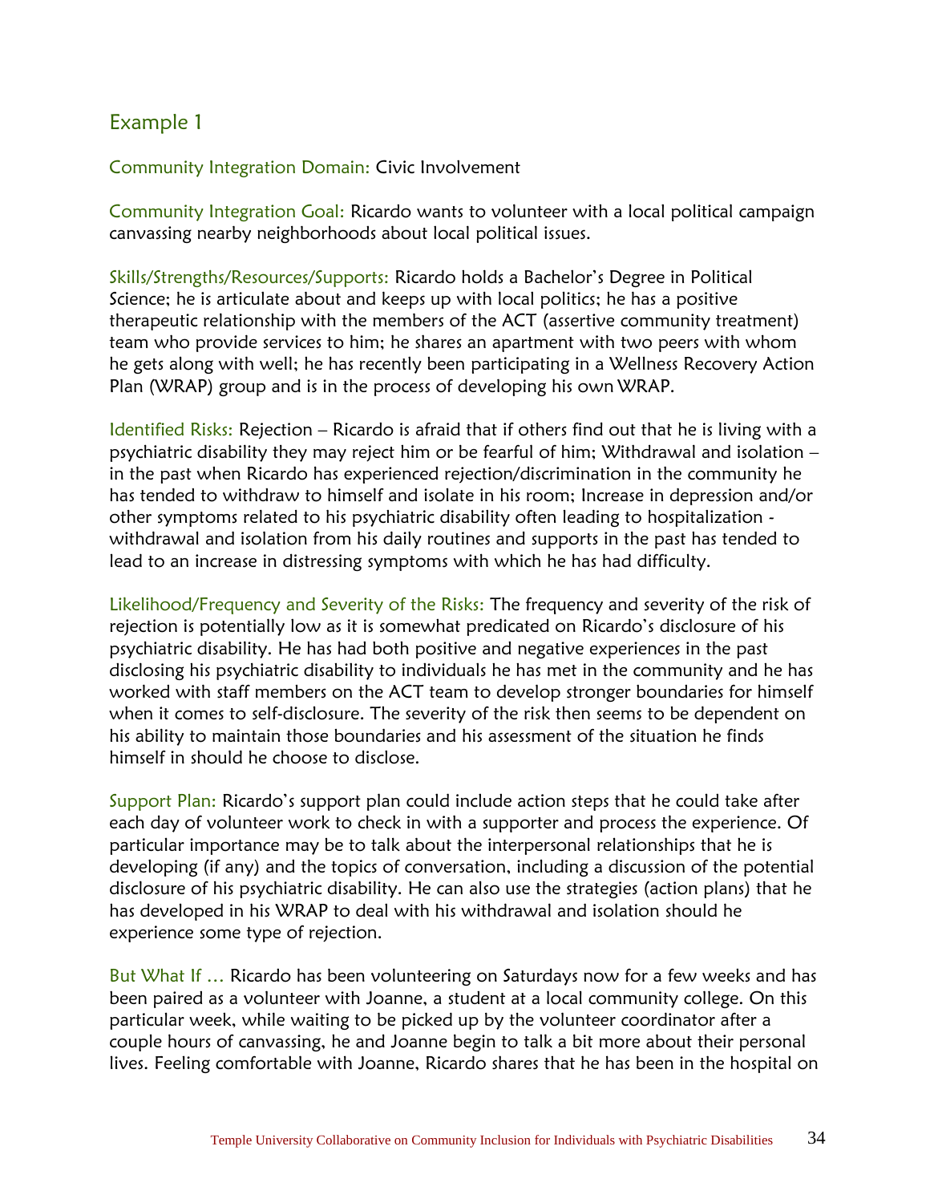## Example 1

Community Integration Domain: Civic Involvement

Community Integration Goal: Ricardo wants to volunteer with a local political campaign canvassing nearby neighborhoods about local political issues.

Skills/Strengths/Resources/Supports: Ricardo holds a Bachelor's Degree in Political Science; he is articulate about and keeps up with local politics; he has a positive therapeutic relationship with the members of the ACT (assertive community treatment) team who provide services to him; he shares an apartment with two peers with whom he gets along with well; he has recently been participating in a Wellness Recovery Action Plan (WRAP) group and is in the process of developing his own WRAP.

Identified Risks: Rejection – Ricardo is afraid that if others find out that he is living with a psychiatric disability they may reject him or be fearful of him; Withdrawal and isolation – in the past when Ricardo has experienced rejection/discrimination in the community he has tended to withdraw to himself and isolate in his room; Increase in depression and/or other symptoms related to his psychiatric disability often leading to hospitalization - withdrawal and isolation from his daily routines and supports in the past has tended to lead to an increase in distressing symptoms with which he has had difficulty.

Likelihood/Frequency and Severity of the Risks: The frequency and severity of the risk of rejection is potentially low as it is somewhat predicated on Ricardo's disclosure of his psychiatric disability. He has had both positive and negative experiences in the past disclosing his psychiatric disability to individuals he has met in the community and he has worked with staff members on the ACT team to develop stronger boundaries for himself when it comes to self-disclosure. The severity of the risk then seems to be dependent on his ability to maintain those boundaries and his assessment of the situation he finds himself in should he choose to disclose.

Support Plan: Ricardo's support plan could include action steps that he could take after each day of volunteer work to check in with a supporter and process the experience. Of particular importance may be to talk about the interpersonal relationships that he is developing (if any) and the topics of conversation, including a discussion of the potential disclosure of his psychiatric disability. He can also use the strategies (action plans) that he has developed in his WRAP to deal with his withdrawal and isolation should he experience some type of rejection.

But What If … Ricardo has been volunteering on Saturdays now for a few weeks and has been paired as a volunteer with Joanne, a student at a local community college. On this particular week, while waiting to be picked up by the volunteer coordinator after a couple hours of canvassing, he and Joanne begin to talk a bit more about their personal lives. Feeling comfortable with Joanne, Ricardo shares that he has been in the hospital on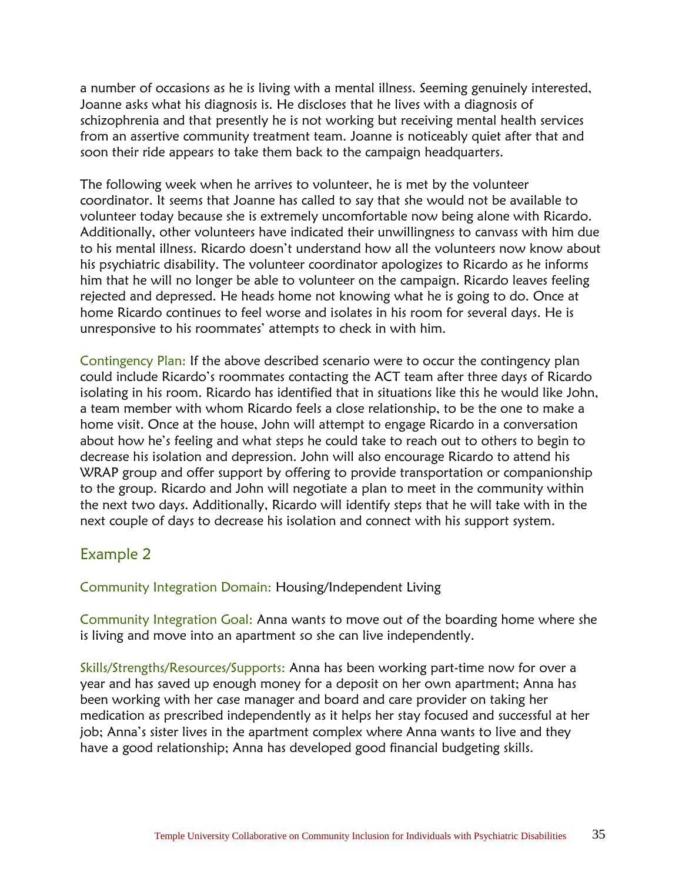a number of occasions as he is living with a mental illness. Seeming genuinely interested, Joanne asks what his diagnosis is. He discloses that he lives with a diagnosis of schizophrenia and that presently he is not working but receiving mental health services from an assertive community treatment team. Joanne is noticeably quiet after that and soon their ride appears to take them back to the campaign headquarters.

The following week when he arrives to volunteer, he is met by the volunteer coordinator. It seems that Joanne has called to say that she would not be available to volunteer today because she is extremely uncomfortable now being alone with Ricardo. Additionally, other volunteers have indicated their unwillingness to canvass with him due to his mental illness. Ricardo doesn't understand how all the volunteers now know about his psychiatric disability. The volunteer coordinator apologizes to Ricardo as he informs him that he will no longer be able to volunteer on the campaign. Ricardo leaves feeling rejected and depressed. He heads home not knowing what he is going to do. Once at home Ricardo continues to feel worse and isolates in his room for several days. He is unresponsive to his roommates' attempts to check in with him.

Contingency Plan: If the above described scenario were to occur the contingency plan could include Ricardo's roommates contacting the ACT team after three days of Ricardo isolating in his room. Ricardo has identified that in situations like this he would like John, a team member with whom Ricardo feels a close relationship, to be the one to make a home visit. Once at the house, John will attempt to engage Ricardo in a conversation about how he's feeling and what steps he could take to reach out to others to begin to decrease his isolation and depression. John will also encourage Ricardo to attend his WRAP group and offer support by offering to provide transportation or companionship to the group. Ricardo and John will negotiate a plan to meet in the community within the next two days. Additionally, Ricardo will identify steps that he will take with in the next couple of days to decrease his isolation and connect with his support system.

## Example 2

Community Integration Domain: Housing/Independent Living

Community Integration Goal: Anna wants to move out of the boarding home where she is living and move into an apartment so she can live independently.

Skills/Strengths/Resources/Supports: Anna has been working part-time now for over a year and has saved up enough money for a deposit on her own apartment; Anna has been working with her case manager and board and care provider on taking her medication as prescribed independently as it helps her stay focused and successful at her job; Anna's sister lives in the apartment complex where Anna wants to live and they have a good relationship; Anna has developed good financial budgeting skills.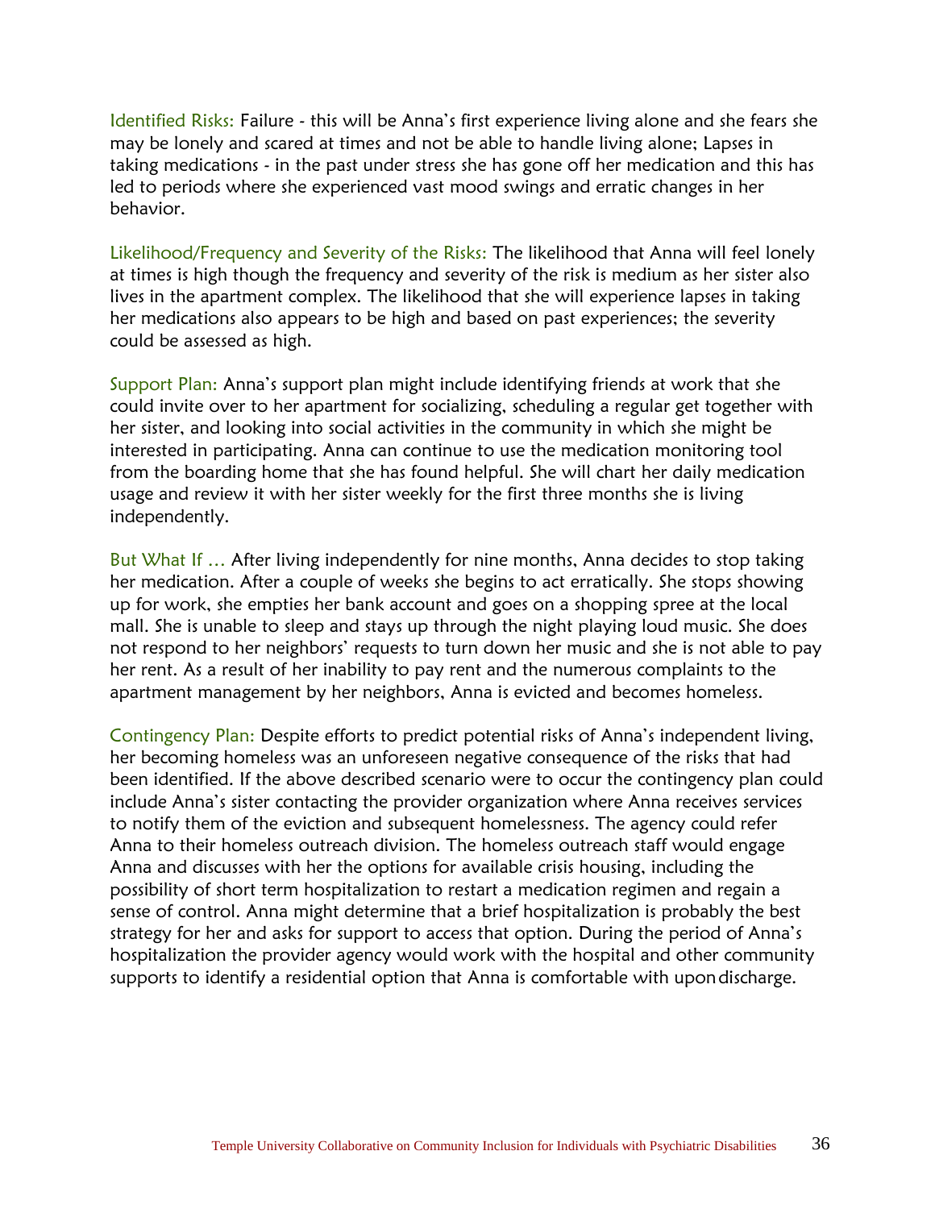Identified Risks: Failure - this will be Anna's first experience living alone and she fears she may be lonely and scared at times and not be able to handle living alone; Lapses in taking medications - in the past under stress she has gone off her medication and this has led to periods where she experienced vast mood swings and erratic changes in her behavior.

Likelihood/Frequency and Severity of the Risks: The likelihood that Anna will feel lonely at times is high though the frequency and severity of the risk is medium as her sister also lives in the apartment complex. The likelihood that she will experience lapses in taking her medications also appears to be high and based on past experiences; the severity could be assessed as high.

Support Plan: Anna's support plan might include identifying friends at work that she could invite over to her apartment for socializing, scheduling a regular get together with her sister, and looking into social activities in the community in which she might be interested in participating. Anna can continue to use the medication monitoring tool from the boarding home that she has found helpful. She will chart her daily medication usage and review it with her sister weekly for the first three months she is living independently.

But What If … After living independently for nine months, Anna decides to stop taking her medication. After a couple of weeks she begins to act erratically. She stops showing up for work, she empties her bank account and goes on a shopping spree at the local mall. She is unable to sleep and stays up through the night playing loud music. She does not respond to her neighbors' requests to turn down her music and she is not able to pay her rent. As a result of her inability to pay rent and the numerous complaints to the apartment management by her neighbors, Anna is evicted and becomes homeless.

Contingency Plan: Despite efforts to predict potential risks of Anna's independent living, her becoming homeless was an unforeseen negative consequence of the risks that had been identified. If the above described scenario were to occur the contingency plan could include Anna's sister contacting the provider organization where Anna receives services to notify them of the eviction and subsequent homelessness. The agency could refer Anna to their homeless outreach division. The homeless outreach staff would engage Anna and discusses with her the options for available crisis housing, including the possibility of short term hospitalization to restart a medication regimen and regain a sense of control. Anna might determine that a brief hospitalization is probably the best strategy for her and asks for support to access that option. During the period of Anna's hospitalization the provider agency would work with the hospital and other community supports to identify a residential option that Anna is comfortable with upon discharge.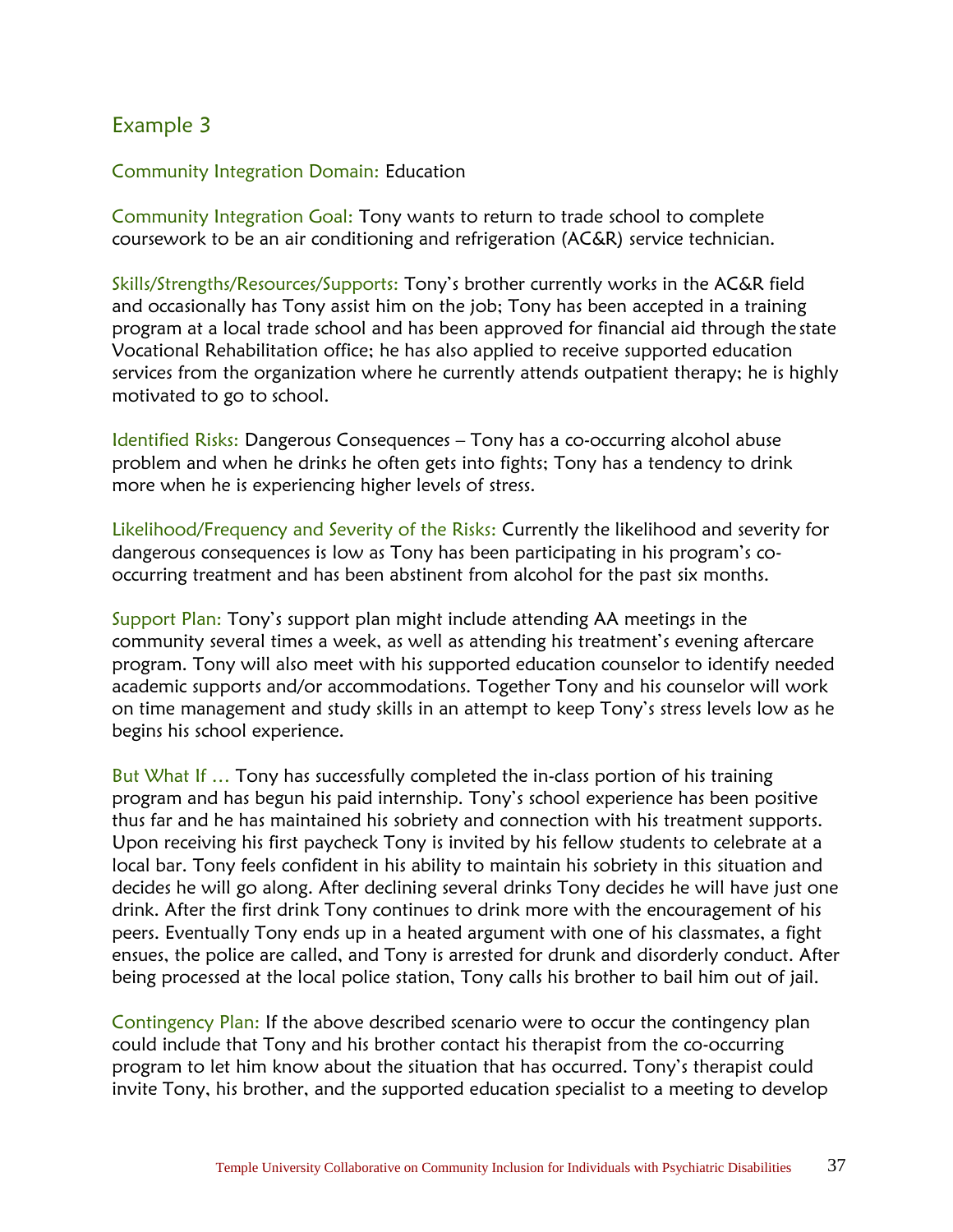## Example 3

Community Integration Domain: Education

Community Integration Goal: Tony wants to return to trade school to complete coursework to be an air conditioning and refrigeration (AC&R) service technician.

Skills/Strengths/Resources/Supports: Tony's brother currently works in the AC&R field and occasionally has Tony assist him on the job; Tony has been accepted in a training program at a local trade school and has been approved for financial aid through the state Vocational Rehabilitation office; he has also applied to receive supported education services from the organization where he currently attends outpatient therapy; he is highly motivated to go to school.

Identified Risks: Dangerous Consequences – Tony has a co-occurring alcohol abuse problem and when he drinks he often gets into fights; Tony has a tendency to drink more when he is experiencing higher levels of stress.

Likelihood/Frequency and Severity of the Risks: Currently the likelihood and severity for dangerous consequences is low as Tony has been participating in his program's co-occurring treatment and has been abstinent from alcohol for the past six months.

Support Plan: Tony's support plan might include attending AA meetings in the community several times a week, as well as attending his treatment's evening aftercare program. Tony will also meet with his supported education counselor to identify needed academic supports and/or accommodations. Together Tony and his counselor will work on time management and study skills in an attempt to keep Tony's stress levels low as he begins his school experience.

But What If … Tony has successfully completed the in-class portion of his training program and has begun his paid internship. Tony's school experience has been positive thus far and he has maintained his sobriety and connection with his treatment supports. Upon receiving his first paycheck Tony is invited by his fellow students to celebrate at a local bar. Tony feels confident in his ability to maintain his sobriety in this situation and decides he will go along. After declining several drinks Tony decides he will have just one drink. After the first drink Tony continues to drink more with the encouragement of his peers. Eventually Tony ends up in a heated argument with one of his classmates, a fight ensues, the police are called, and Tony is arrested for drunk and disorderly conduct. After being processed at the local police station, Tony calls his brother to bail him out of jail.

Contingency Plan: If the above described scenario were to occur the contingency plan could include that Tony and his brother contact his therapist from the co-occurring program to let him know about the situation that has occurred. Tony's therapist could invite Tony, his brother, and the supported education specialist to a meeting to develop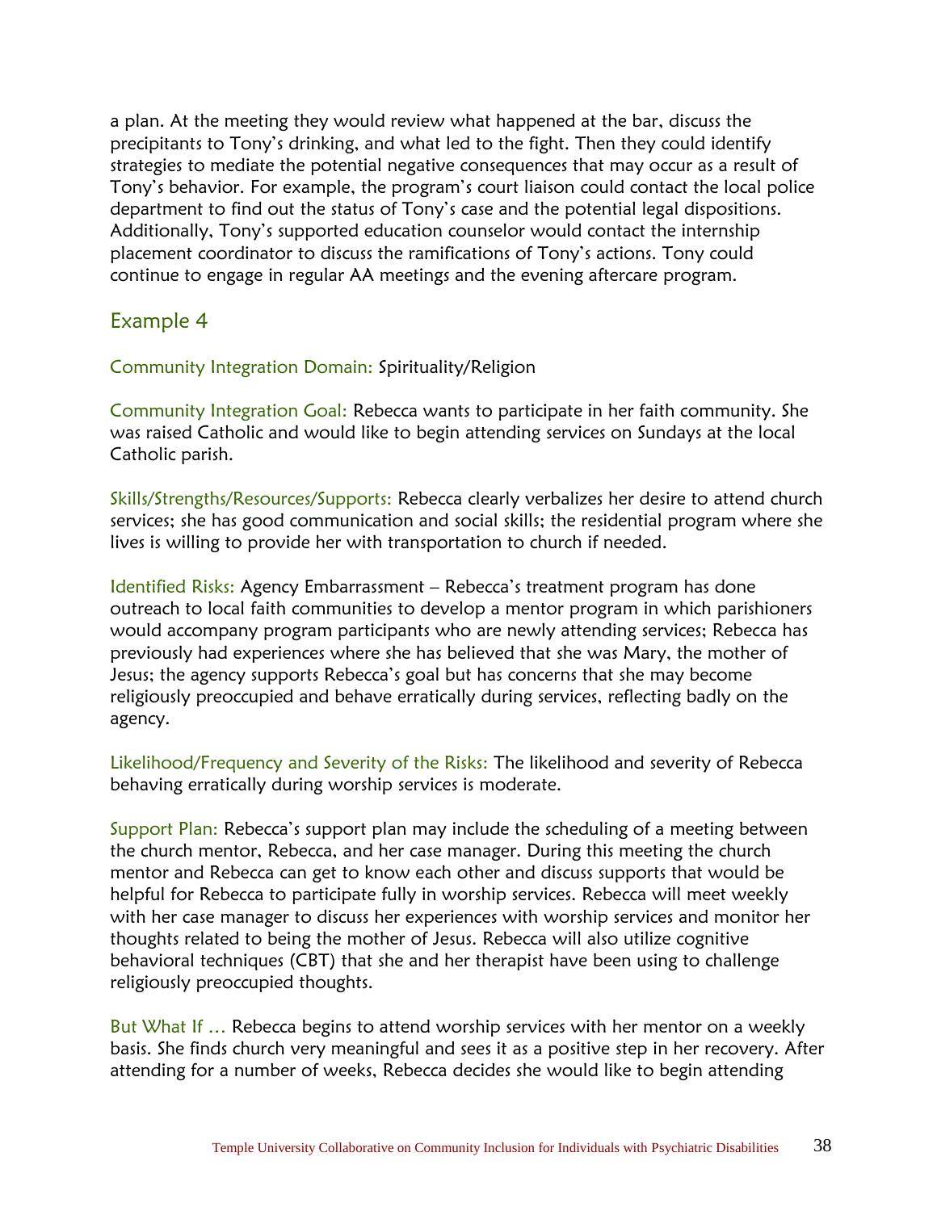a plan. At the meeting they would review what happened at the bar, discuss the precipitants to Tony's drinking, and what led to the fight. Then they could identify strategies to mediate the potential negative consequences that may occur as a result of Tony's behavior. For example, the program's court liaison could contact the local police department to find out the status of Tony's case and the potential legal dispositions. Additionally, Tony's supported education counselor would contact the internship placement coordinator to discuss the ramifications of Tony's actions. Tony could continue to engage in regular AA meetings and the evening aftercare program.

## Example 4

Community Integration Domain: Spirituality/Religion

Community Integration Goal: Rebecca wants to participate in her faith community. She was raised Catholic and would like to begin attending services on Sundays at the local Catholic parish.

Skills/Strengths/Resources/Supports: Rebecca clearly verbalizes her desire to attend church services; she has good communication and social skills; the residential program where she lives is willing to provide her with transportation to church if needed.

Identified Risks: Agency Embarrassment – Rebecca's treatment program has done outreach to local faith communities to develop a mentor program in which parishioners would accompany program participants who are newly attending services; Rebecca has previously had experiences where she has believed that she was Mary, the mother of Jesus; the agency supports Rebecca's goal but has concerns that she may become religiously preoccupied and behave erratically during services, reflecting badly on the agency.

Likelihood/Frequency and Severity of the Risks: The likelihood and severity of Rebecca behaving erratically during worship services is moderate.

Support Plan: Rebecca's support plan may include the scheduling of a meeting between the church mentor, Rebecca, and her case manager. During this meeting the church mentor and Rebecca can get to know each other and discuss supports that would be helpful for Rebecca to participate fully in worship services. Rebecca will meet weekly with her case manager to discuss her experiences with worship services and monitor her thoughts related to being the mother of Jesus. Rebecca will also utilize cognitive behavioral techniques (CBT) that she and her therapist have been using to challenge religiously preoccupied thoughts.

But What If … Rebecca begins to attend worship services with her mentor on a weekly basis. She finds church very meaningful and sees it as a positive step in her recovery. After attending for a number of weeks, Rebecca decides she would like to begin attending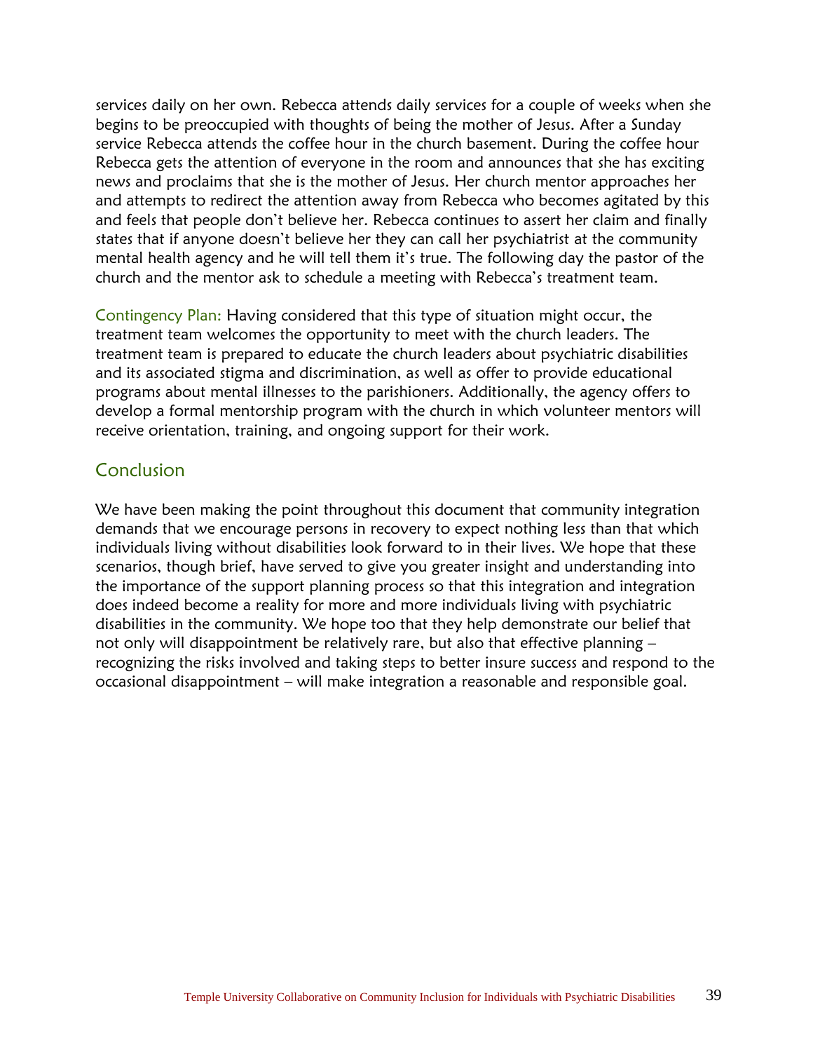services daily on her own. Rebecca attends daily services for a couple of weeks when she begins to be preoccupied with thoughts of being the mother of Jesus. After a Sunday service Rebecca attends the coffee hour in the church basement. During the coffee hour Rebecca gets the attention of everyone in the room and announces that she has exciting news and proclaims that she is the mother of Jesus. Her church mentor approaches her and attempts to redirect the attention away from Rebecca who becomes agitated by this and feels that people don't believe her. Rebecca continues to assert her claim and finally states that if anyone doesn't believe her they can call her psychiatrist at the community mental health agency and he will tell them it's true. The following day the pastor of the church and the mentor ask to schedule a meeting with Rebecca's treatment team.

Contingency Plan: Having considered that this type of situation might occur, the treatment team welcomes the opportunity to meet with the church leaders. The treatment team is prepared to educate the church leaders about psychiatric disabilities and its associated stigma and discrimination, as well as offer to provide educational programs about mental illnesses to the parishioners. Additionally, the agency offers to develop a formal mentorship program with the church in which volunteer mentors will receive orientation, training, and ongoing support for their work.

## Conclusion

We have been making the point throughout this document that community integration demands that we encourage persons in recovery to expect nothing less than that which individuals living without disabilities look forward to in their lives. We hope that these scenarios, though brief, have served to give you greater insight and understanding into the importance of the support planning process so that this integration and integration does indeed become a reality for more and more individuals living with psychiatric disabilities in the community. We hope too that they help demonstrate our belief that not only will disappointment be relatively rare, but also that effective planning – recognizing the risks involved and taking steps to better insure success and respond to the occasional disappointment – will make integration a reasonable and responsible goal.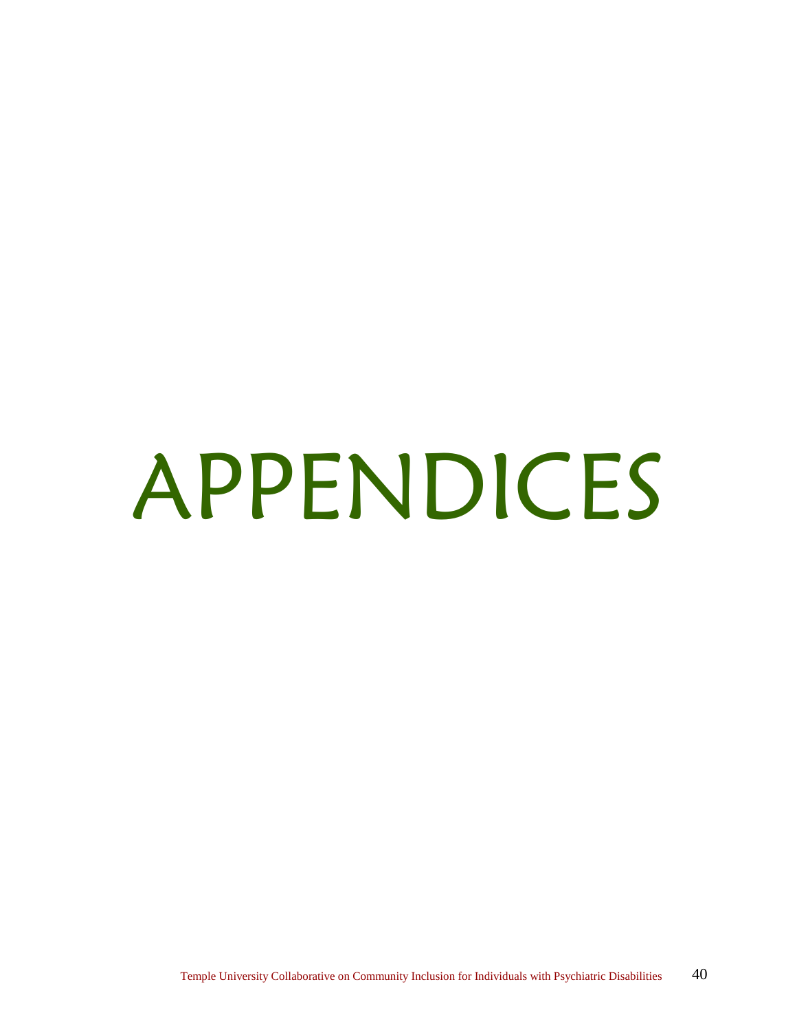# APPENDICES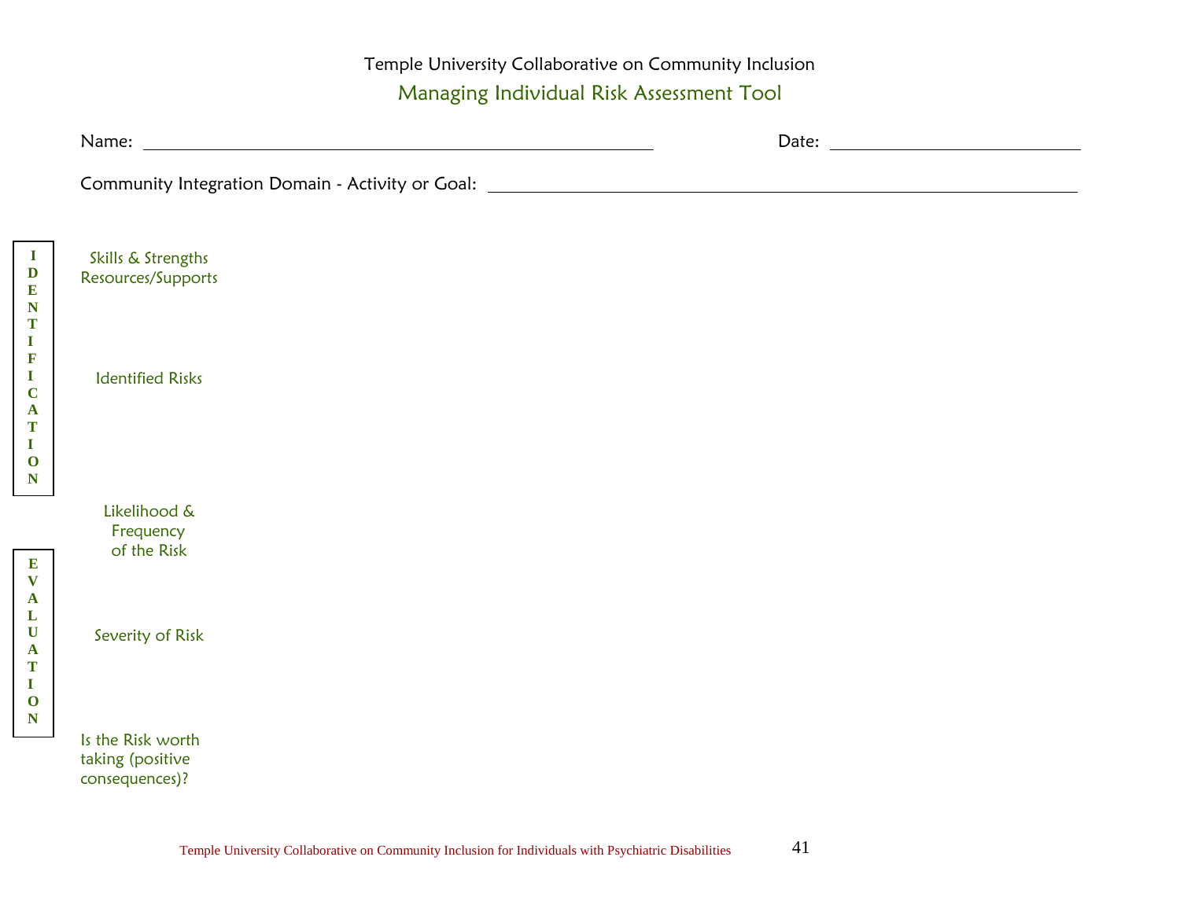Temple University Collaborative on Community Inclusion

# Managing Individual Risk Assessment Tool

Name: ______________________________ Date: ______________

Community Integration Domain - Activity or Goal: ______________________________

**IDENTIFICATION**

Skills & Strengths
Resources/Supports

Identified Risks

Likelihood &
Frequency
of the Risk

**EVALUATION**

Severity of Risk

Is the Risk worth
taking (positive
consequences)?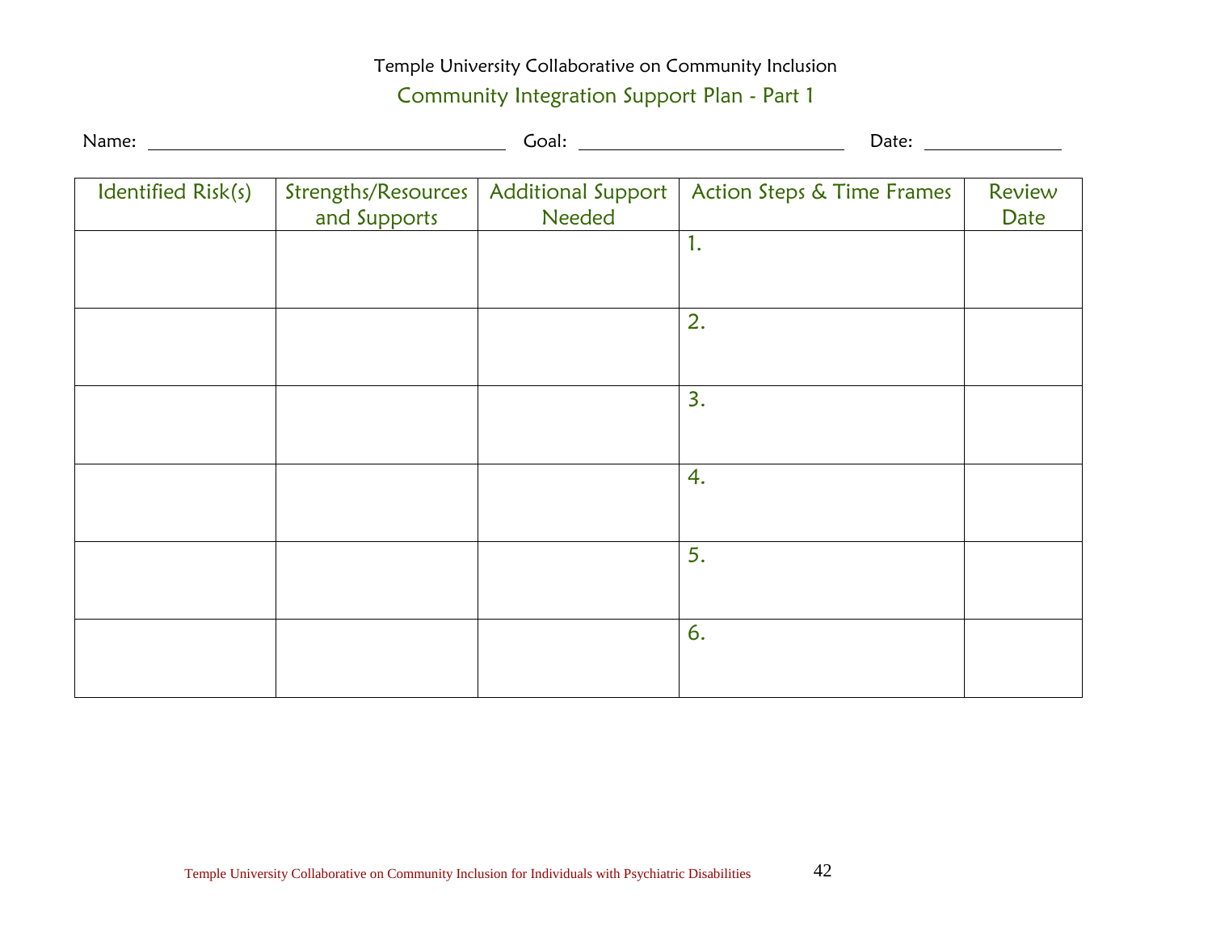Temple University Collaborative on Community Inclusion

## Community Integration Support Plan - Part 1

Name: ____________________ Goal: ____________________ Date: ____________

| Identified Risk(s) | Strengths/Resources and Supports | Additional Support Needed | Action Steps & Time Frames | Review Date |
|---|---|---|---|---|
| | | | 1. | |
| | | | 2. | |
| | | | 3. | |
| | | | 4. | |
| | | | 5. | |
| | | | 6. | |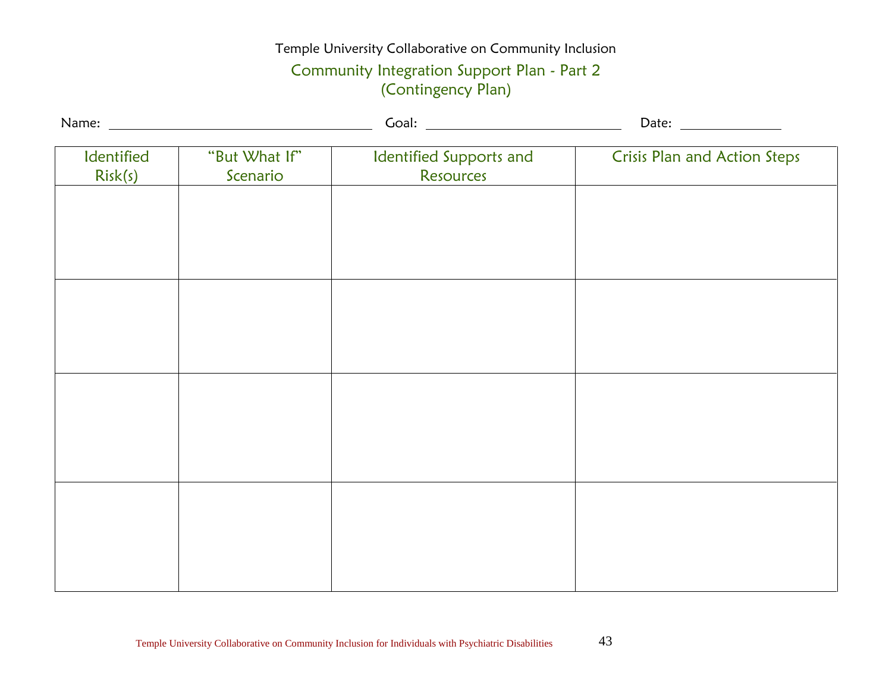Temple University Collaborative on Community Inclusion

## Community Integration Support Plan - Part 2
## (Contingency Plan)

Name: ______________________ Goal: ______________________ Date: ____________

| Identified Risk(s) | "But What If" Scenario | Identified Supports and Resources | Crisis Plan and Action Steps |
|---|---|---|---|
| | | | |
| | | | |
| | | | |
| | | | |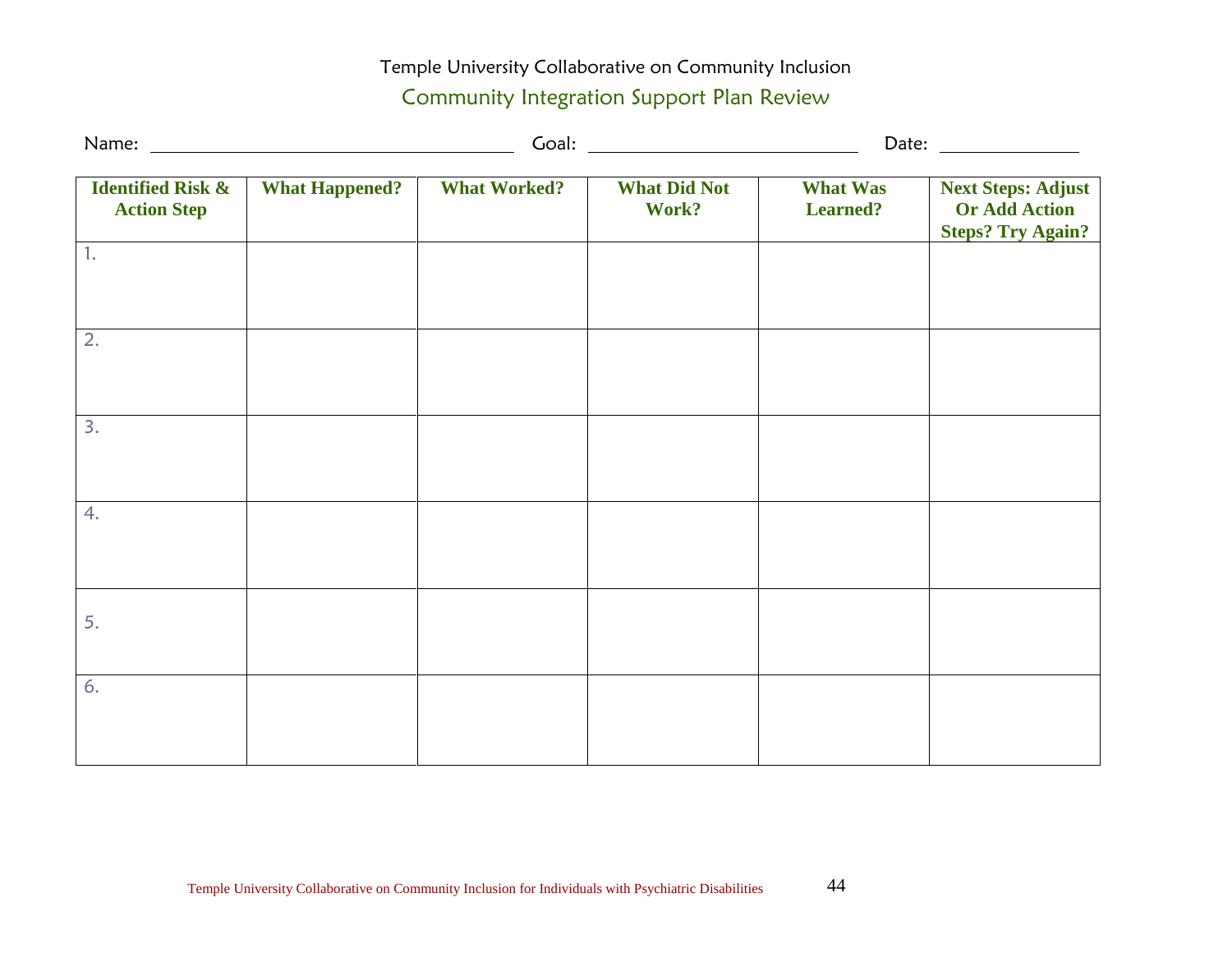Temple University Collaborative on Community Inclusion

## Community Integration Support Plan Review

Name: ______________________ Goal: ______________________ Date: ____________

| Identified Risk & Action Step | What Happened? | What Worked? | What Did Not Work? | What Was Learned? | Next Steps: Adjust Or Add Action Steps? Try Again? |
|---|---|---|---|---|---|
| 1. | | | | | |
| 2. | | | | | |
| 3. | | | | | |
| 4. | | | | | |
| 5. | | | | | |
| 6. | | | | | |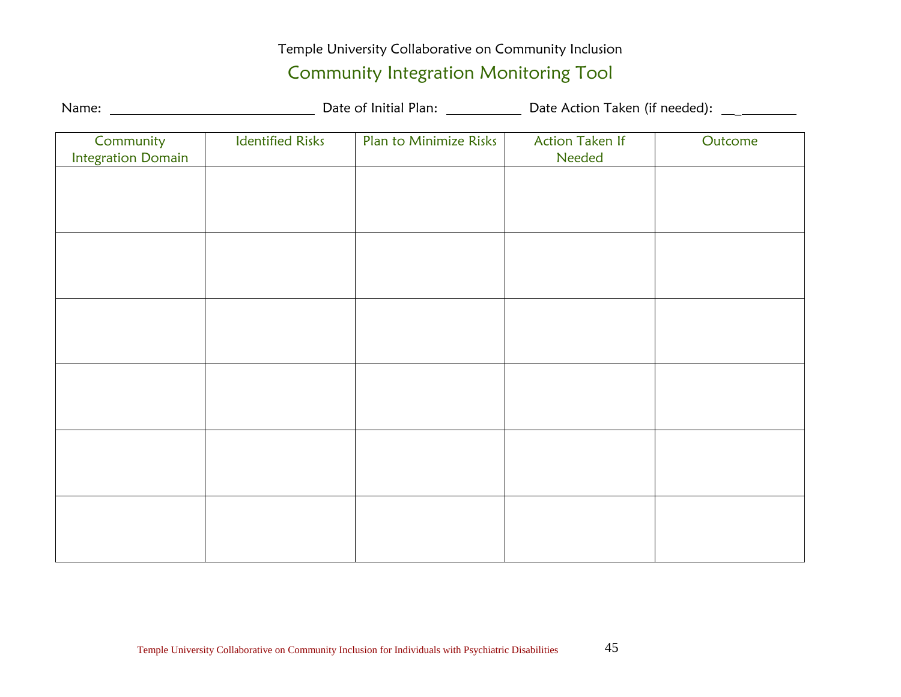Temple University Collaborative on Community Inclusion

# Community Integration Monitoring Tool

Name: ____________________________ Date of Initial Plan: __________ Date Action Taken (if needed): __________

| Community Integration Domain | Identified Risks | Plan to Minimize Risks | Action Taken If Needed | Outcome |
|---|---|---|---|---|
| | | | | |
| | | | | |
| | | | | |
| | | | | |
| | | | | |
| | | | | |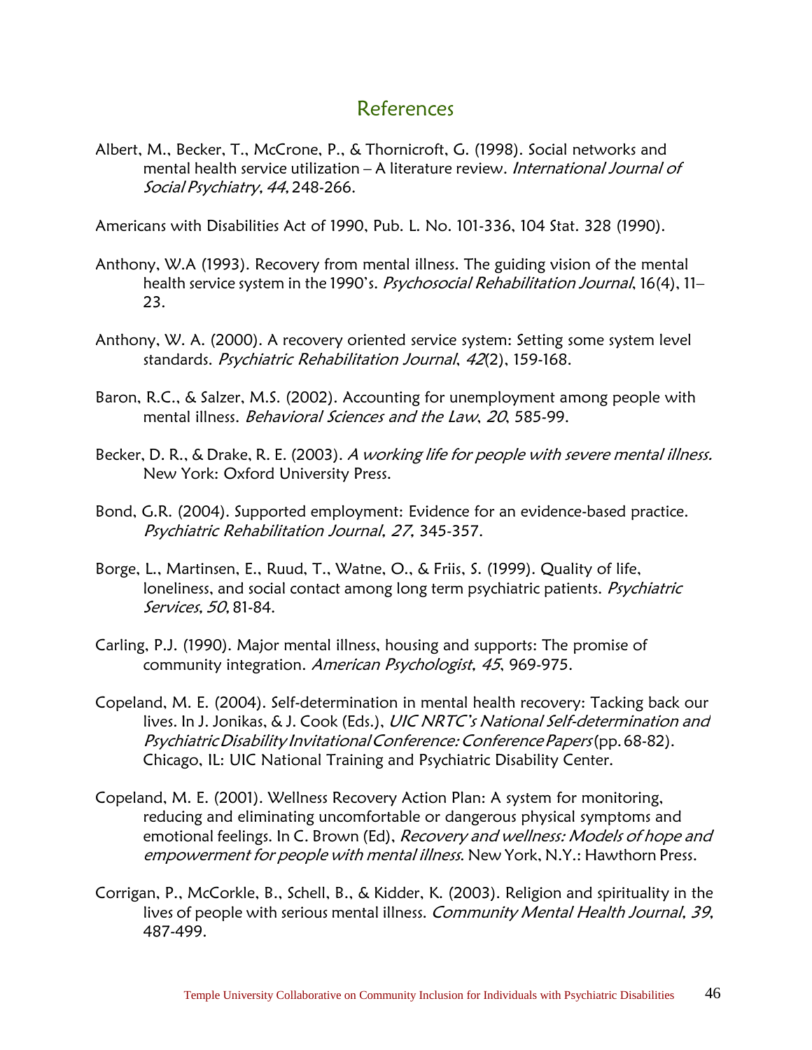## References

Albert, M., Becker, T., McCrone, P., & Thornicroft, G. (1998). Social networks and mental health service utilization – A literature review. *International Journal of Social Psychiatry*, *44*, 248-266.

Americans with Disabilities Act of 1990, Pub. L. No. 101-336, 104 Stat. 328 (1990).

Anthony, W.A (1993). Recovery from mental illness. The guiding vision of the mental health service system in the 1990's. *Psychosocial Rehabilitation Journal*, 16(4), 11–23.

Anthony, W. A. (2000). A recovery oriented service system: Setting some system level standards. *Psychiatric Rehabilitation Journal*, *42*(2), 159-168.

Baron, R.C., & Salzer, M.S. (2002). Accounting for unemployment among people with mental illness. *Behavioral Sciences and the Law*, *20*, 585-99.

Becker, D. R., & Drake, R. E. (2003). *A working life for people with severe mental illness.* New York: Oxford University Press.

Bond, G.R. (2004). Supported employment: Evidence for an evidence-based practice. *Psychiatric Rehabilitation Journal*, *27*, 345-357.

Borge, L., Martinsen, E., Ruud, T., Watne, O., & Friis, S. (1999). Quality of life, loneliness, and social contact among long term psychiatric patients. *Psychiatric Services*, *50*, 81-84.

Carling, P.J. (1990). Major mental illness, housing and supports: The promise of community integration. *American Psychologist*, *45*, 969-975.

Copeland, M. E. (2004). Self-determination in mental health recovery: Tacking back our lives. In J. Jonikas, & J. Cook (Eds.), *UIC NRTC's National Self-determination and Psychiatric Disability Invitational Conference: Conference Papers* (pp. 68-82). Chicago, IL: UIC National Training and Psychiatric Disability Center.

Copeland, M. E. (2001). Wellness Recovery Action Plan: A system for monitoring, reducing and eliminating uncomfortable or dangerous physical symptoms and emotional feelings. In C. Brown (Ed), *Recovery and wellness: Models of hope and empowerment for people with mental illness*. New York, N.Y.: Hawthorn Press.

Corrigan, P., McCorkle, B., Schell, B., & Kidder, K. (2003). Religion and spirituality in the lives of people with serious mental illness. *Community Mental Health Journal*, *39*, 487-499.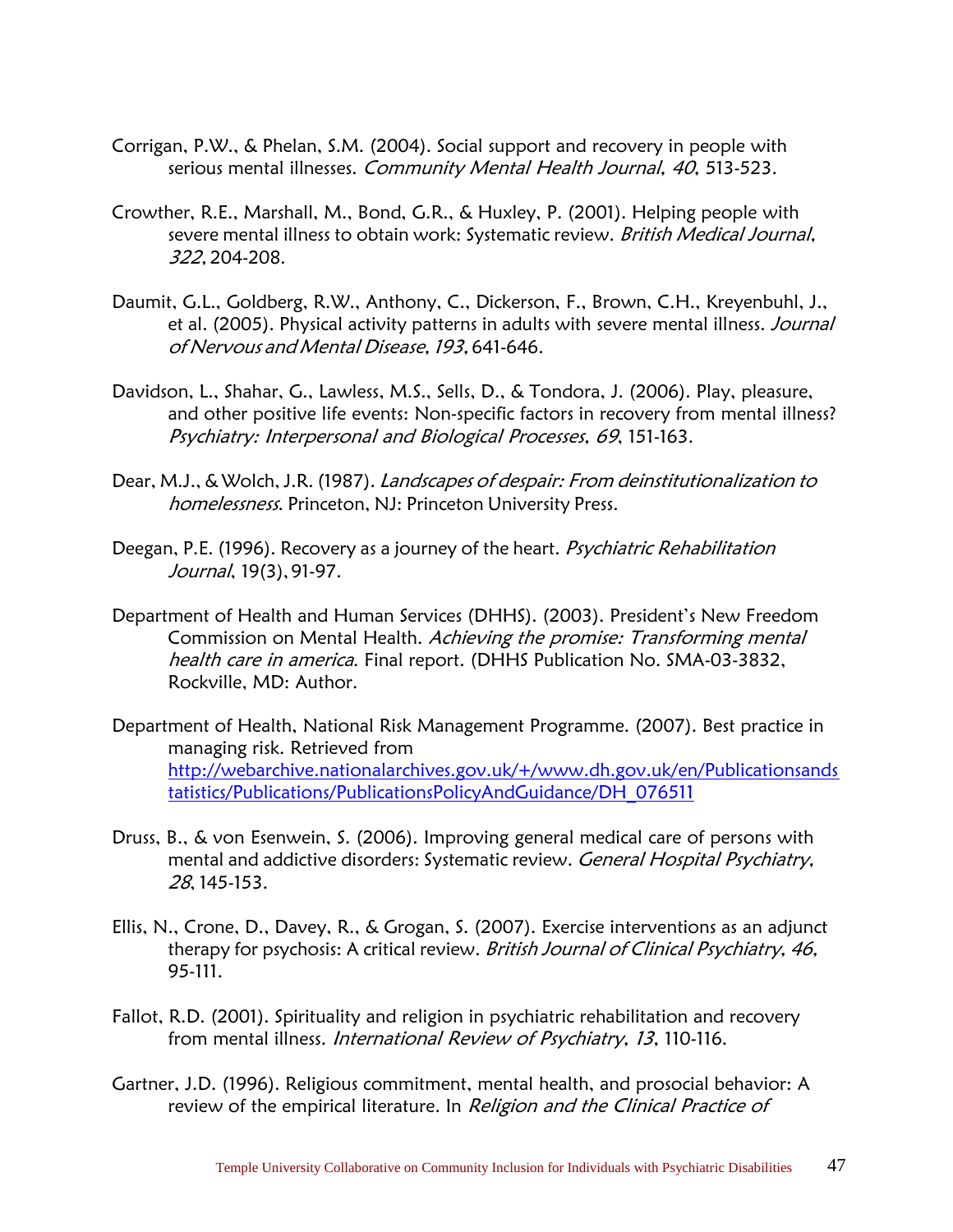Corrigan, P.W., & Phelan, S.M. (2004). Social support and recovery in people with serious mental illnesses. *Community Mental Health Journal, 40,* 513-523.

Crowther, R.E., Marshall, M., Bond, G.R., & Huxley, P. (2001). Helping people with severe mental illness to obtain work: Systematic review. *British Medical Journal, 322,* 204-208.

Daumit, G.L., Goldberg, R.W., Anthony, C., Dickerson, F., Brown, C.H., Kreyenbuhl, J., et al. (2005). Physical activity patterns in adults with severe mental illness. *Journal of Nervous and Mental Disease, 193,* 641-646.

Davidson, L., Shahar, G., Lawless, M.S., Sells, D., & Tondora, J. (2006). Play, pleasure, and other positive life events: Non-specific factors in recovery from mental illness? *Psychiatry: Interpersonal and Biological Processes, 69,* 151-163.

Dear, M.J., & Wolch, J.R. (1987). *Landscapes of despair: From deinstitutionalization to homelessness.* Princeton, NJ: Princeton University Press.

Deegan, P.E. (1996). Recovery as a journey of the heart. *Psychiatric Rehabilitation Journal,* 19(3), 91-97.

Department of Health and Human Services (DHHS). (2003). President's New Freedom Commission on Mental Health. *Achieving the promise: Transforming mental health care in america.* Final report. (DHHS Publication No. SMA-03-3832, Rockville, MD: Author.

Department of Health, National Risk Management Programme. (2007). Best practice in managing risk. Retrieved from http://webarchive.nationalarchives.gov.uk/+/www.dh.gov.uk/en/Publicationsandstatistics/Publications/PublicationsPolicyAndGuidance/DH_076511

Druss, B., & von Esenwein, S. (2006). Improving general medical care of persons with mental and addictive disorders: Systematic review. *General Hospital Psychiatry, 28,* 145-153.

Ellis, N., Crone, D., Davey, R., & Grogan, S. (2007). Exercise interventions as an adjunct therapy for psychosis: A critical review. *British Journal of Clinical Psychiatry, 46,* 95-111.

Fallot, R.D. (2001). Spirituality and religion in psychiatric rehabilitation and recovery from mental illness. *International Review of Psychiatry, 13,* 110-116.

Gartner, J.D. (1996). Religious commitment, mental health, and prosocial behavior: A review of the empirical literature. In *Religion and the Clinical Practice of*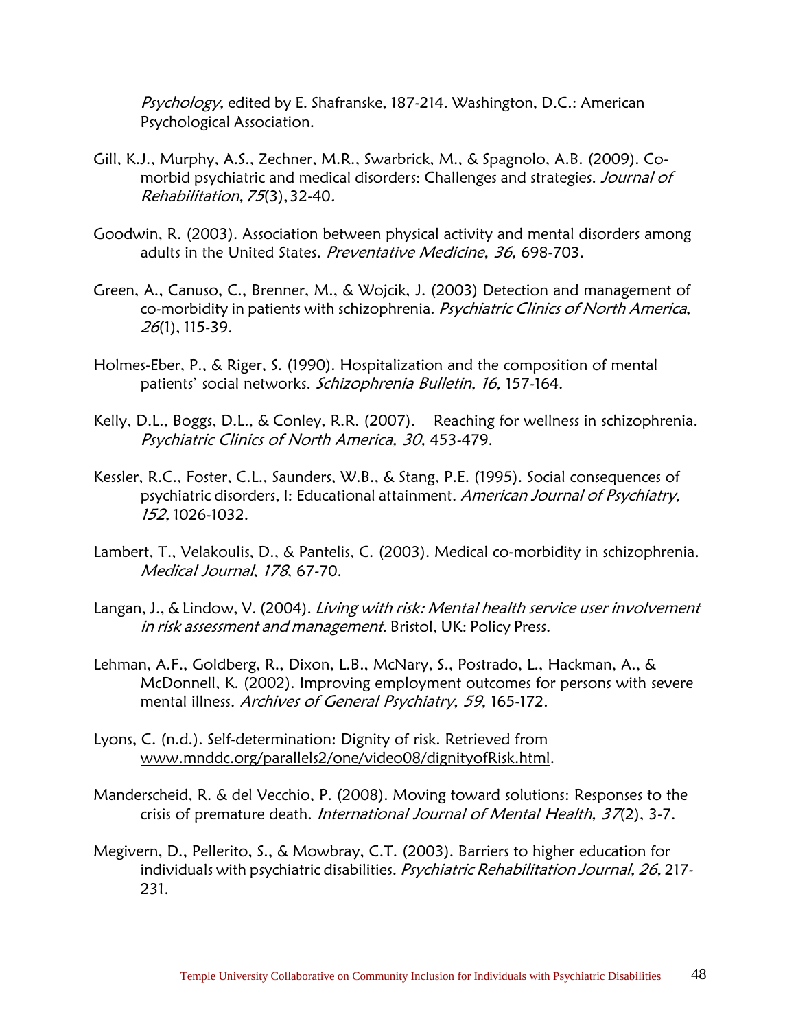*Psychology*, edited by E. Shafranske, 187-214. Washington, D.C.: American Psychological Association.

Gill, K.J., Murphy, A.S., Zechner, M.R., Swarbrick, M., & Spagnolo, A.B. (2009). Co-morbid psychiatric and medical disorders: Challenges and strategies. *Journal of Rehabilitation*, *75*(3), 32-40.

Goodwin, R. (2003). Association between physical activity and mental disorders among adults in the United States. *Preventative Medicine*, *36*, 698-703.

Green, A., Canuso, C., Brenner, M., & Wojcik, J. (2003) Detection and management of co-morbidity in patients with schizophrenia. *Psychiatric Clinics of North America*, *26*(1), 115-39.

Holmes-Eber, P., & Riger, S. (1990). Hospitalization and the composition of mental patients' social networks. *Schizophrenia Bulletin*, *16*, 157-164.

Kelly, D.L., Boggs, D.L., & Conley, R.R. (2007). Reaching for wellness in schizophrenia. *Psychiatric Clinics of North America*, *30*, 453-479.

Kessler, R.C., Foster, C.L., Saunders, W.B., & Stang, P.E. (1995). Social consequences of psychiatric disorders, I: Educational attainment. *American Journal of Psychiatry*, *152*, 1026-1032.

Lambert, T., Velakoulis, D., & Pantelis, C. (2003). Medical co-morbidity in schizophrenia. *Medical Journal*, *178*, 67-70.

Langan, J., & Lindow, V. (2004). *Living with risk: Mental health service user involvement in risk assessment and management.* Bristol, UK: Policy Press.

Lehman, A.F., Goldberg, R., Dixon, L.B., McNary, S., Postrado, L., Hackman, A., & McDonnell, K. (2002). Improving employment outcomes for persons with severe mental illness. *Archives of General Psychiatry*, *59*, 165-172.

Lyons, C. (n.d.). Self-determination: Dignity of risk. Retrieved from www.mnddc.org/parallels2/one/video08/dignityofRisk.html.

Manderscheid, R. & del Vecchio, P. (2008). Moving toward solutions: Responses to the crisis of premature death. *International Journal of Mental Health*, *37*(2), 3-7.

Megivern, D., Pellerito, S., & Mowbray, C.T. (2003). Barriers to higher education for individuals with psychiatric disabilities. *Psychiatric Rehabilitation Journal*, *26*, 217-231.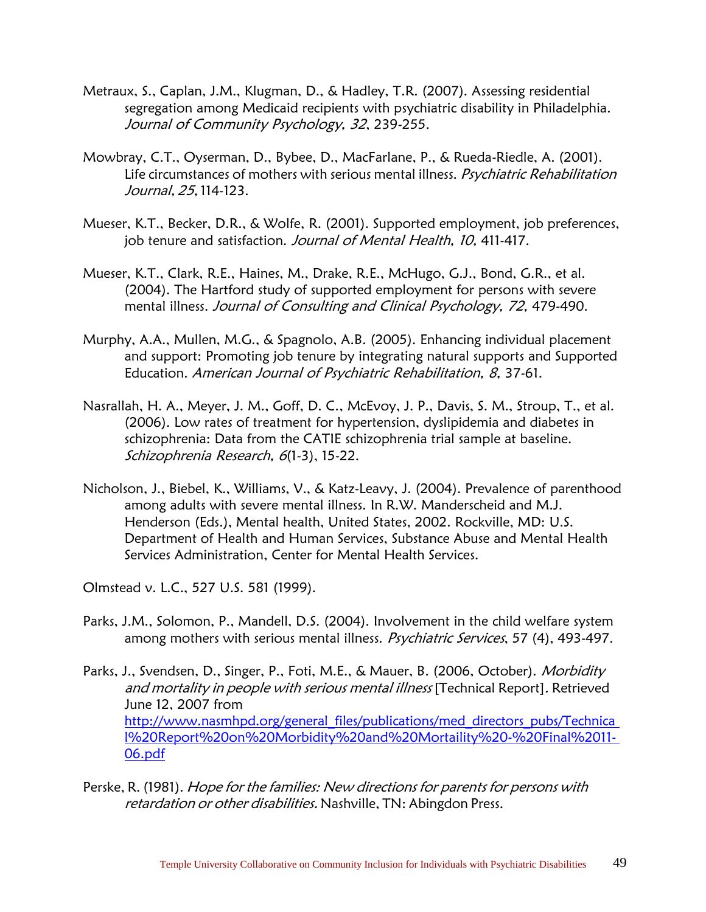Metraux, S., Caplan, J.M., Klugman, D., & Hadley, T.R. (2007). Assessing residential segregation among Medicaid recipients with psychiatric disability in Philadelphia. *Journal of Community Psychology, 32*, 239-255.

Mowbray, C.T., Oyserman, D., Bybee, D., MacFarlane, P., & Rueda-Riedle, A. (2001). Life circumstances of mothers with serious mental illness. *Psychiatric Rehabilitation Journal, 25,* 114-123.

Mueser, K.T., Becker, D.R., & Wolfe, R. (2001). Supported employment, job preferences, job tenure and satisfaction. *Journal of Mental Health, 10,* 411-417.

Mueser, K.T., Clark, R.E., Haines, M., Drake, R.E., McHugo, G.J., Bond, G.R., et al. (2004). The Hartford study of supported employment for persons with severe mental illness. *Journal of Consulting and Clinical Psychology, 72,* 479-490.

Murphy, A.A., Mullen, M.G., & Spagnolo, A.B. (2005). Enhancing individual placement and support: Promoting job tenure by integrating natural supports and Supported Education. *American Journal of Psychiatric Rehabilitation, 8,* 37-61.

Nasrallah, H. A., Meyer, J. M., Goff, D. C., McEvoy, J. P., Davis, S. M., Stroup, T., et al. (2006). Low rates of treatment for hypertension, dyslipidemia and diabetes in schizophrenia: Data from the CATIE schizophrenia trial sample at baseline. *Schizophrenia Research, 6*(1-3), 15-22.

Nicholson, J., Biebel, K., Williams, V., & Katz-Leavy, J. (2004). Prevalence of parenthood among adults with severe mental illness. In R.W. Manderscheid and M.J. Henderson (Eds.), Mental health, United States, 2002. Rockville, MD: U.S. Department of Health and Human Services, Substance Abuse and Mental Health Services Administration, Center for Mental Health Services.

Olmstead v. L.C., 527 U.S. 581 (1999).

Parks, J.M., Solomon, P., Mandell, D.S. (2004). Involvement in the child welfare system among mothers with serious mental illness. *Psychiatric Services*, 57 (4), 493-497.

Parks, J., Svendsen, D., Singer, P., Foti, M.E., & Mauer, B. (2006, October). *Morbidity and mortality in people with serious mental illness* [Technical Report]. Retrieved June 12, 2007 from http://www.nasmhpd.org/general_files/publications/med_directors_pubs/Technical%20Report%20on%20Morbidity%20and%20Mortaility%20-%20Final%2011-06.pdf

Perske, R. (1981). *Hope for the families: New directions for parents for persons with retardation or other disabilities.* Nashville, TN: Abingdon Press.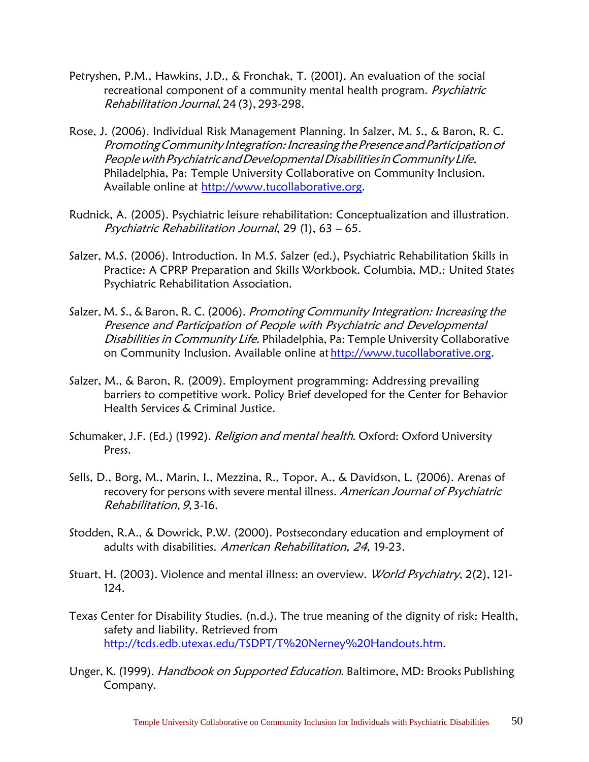Petryshen, P.M., Hawkins, J.D., & Fronchak, T. (2001). An evaluation of the social recreational component of a community mental health program. *Psychiatric Rehabilitation Journal*, 24 (3), 293-298.

Rose, J. (2006). Individual Risk Management Planning. In Salzer, M. S., & Baron, R. C. *Promoting Community Integration: Increasing the Presence and Participation of People with Psychiatric and Developmental Disabilities in Community Life.* Philadelphia, Pa: Temple University Collaborative on Community Inclusion. Available online at http://www.tucollaborative.org.

Rudnick, A. (2005). Psychiatric leisure rehabilitation: Conceptualization and illustration. *Psychiatric Rehabilitation Journal*, 29 (1), 63 – 65.

Salzer, M.S. (2006). Introduction. In M.S. Salzer (ed.), Psychiatric Rehabilitation Skills in Practice: A CPRP Preparation and Skills Workbook. Columbia, MD.: United States Psychiatric Rehabilitation Association.

Salzer, M. S., & Baron, R. C. (2006). *Promoting Community Integration: Increasing the Presence and Participation of People with Psychiatric and Developmental Disabilities in Community Life.* Philadelphia, Pa: Temple University Collaborative on Community Inclusion. Available online at http://www.tucollaborative.org.

Salzer, M., & Baron, R. (2009). Employment programming: Addressing prevailing barriers to competitive work. Policy Brief developed for the Center for Behavior Health Services & Criminal Justice.

Schumaker, J.F. (Ed.) (1992). *Religion and mental health*. Oxford: Oxford University Press.

Sells, D., Borg, M., Marin, I., Mezzina, R., Topor, A., & Davidson, L. (2006). Arenas of recovery for persons with severe mental illness. *American Journal of Psychiatric Rehabilitation*, *9*, 3-16.

Stodden, R.A., & Dowrick, P.W. (2000). Postsecondary education and employment of adults with disabilities. *American Rehabilitation*, *24*, 19-23.

Stuart, H. (2003). Violence and mental illness: an overview. *World Psychiatry*, 2(2), 121-124.

Texas Center for Disability Studies. (n.d.). The true meaning of the dignity of risk: Health, safety and liability. Retrieved from http://tcds.edb.utexas.edu/TSDPT/T%20Nerney%20Handouts.htm.

Unger, K. (1999). *Handbook on Supported Education*. Baltimore, MD: Brooks Publishing Company.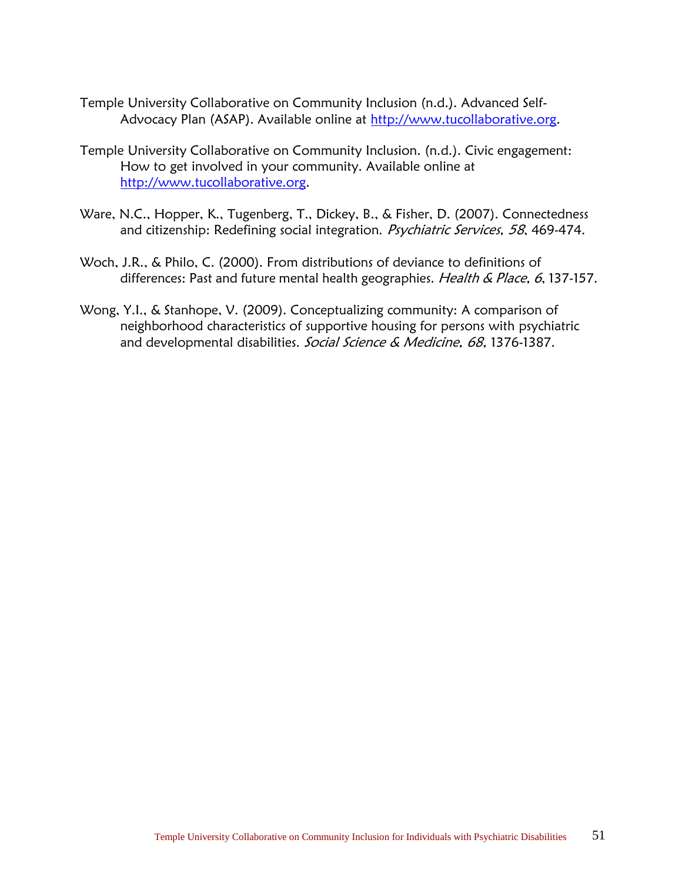Temple University Collaborative on Community Inclusion (n.d.). Advanced Self-Advocacy Plan (ASAP). Available online at http://www.tucollaborative.org.

Temple University Collaborative on Community Inclusion. (n.d.). Civic engagement: How to get involved in your community. Available online at http://www.tucollaborative.org.

Ware, N.C., Hopper, K., Tugenberg, T., Dickey, B., & Fisher, D. (2007). Connectedness and citizenship: Redefining social integration. *Psychiatric Services*, *58*, 469-474.

Woch, J.R., & Philo, C. (2000). From distributions of deviance to definitions of differences: Past and future mental health geographies. *Health & Place*, *6*, 137-157.

Wong, Y.I., & Stanhope, V. (2009). Conceptualizing community: A comparison of neighborhood characteristics of supportive housing for persons with psychiatric and developmental disabilities. *Social Science & Medicine*, *68*, 1376-1387.